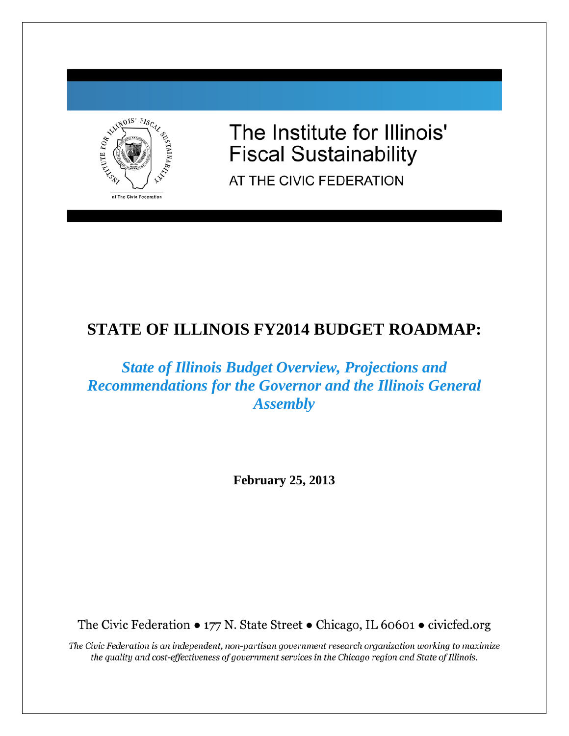The Institute for Illinois' Fiscal Sustainability

AT THE CIVIC FEDERATION

# STATE OF ILLINOIS FY2014 BUDGET ROADMAP:

## *State of Illinois Budget Overview, Projections and Recommendations for the Governor and the Illinois General Assembly*

**February 25, 2013**

The Civic Federation • 177 N. State Street • Chicago, IL 60601 • civicfed.org

*The Civic Federation is an independent, non-partisan government research organization working to maximize the quality and cost-effectiveness of government services in the Chicago region and State of Illinois.*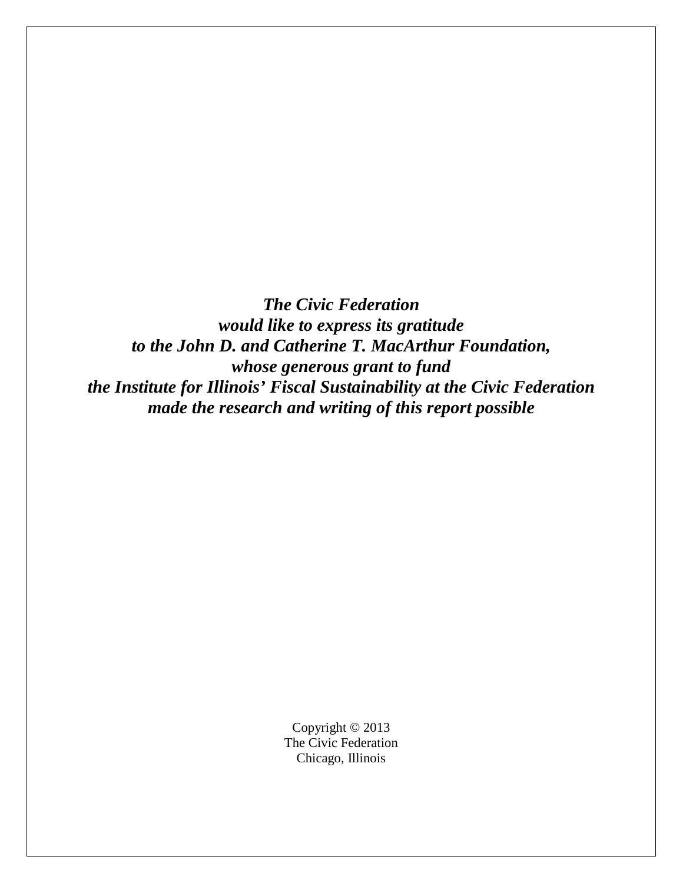***The Civic Federation***
***would like to express its gratitude***
***to the John D. and Catherine T. MacArthur Foundation,***
***whose generous grant to fund***
***the Institute for Illinois' Fiscal Sustainability at the Civic Federation***
***made the research and writing of this report possible***

Copyright © 2013
The Civic Federation
Chicago, Illinois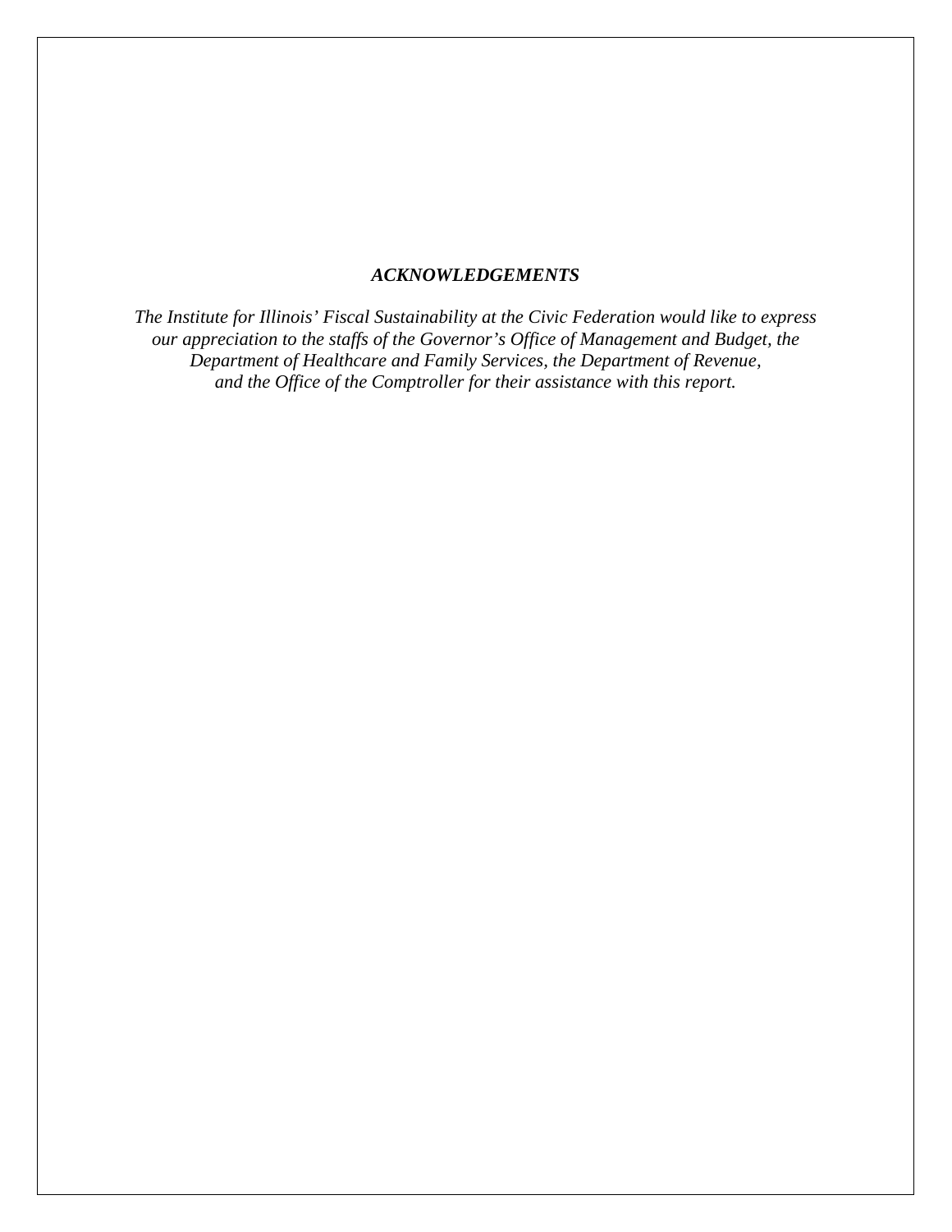***ACKNOWLEDGEMENTS***

*The Institute for Illinois' Fiscal Sustainability at the Civic Federation would like to express our appreciation to the staffs of the Governor's Office of Management and Budget, the Department of Healthcare and Family Services, the Department of Revenue, and the Office of the Comptroller for their assistance with this report.*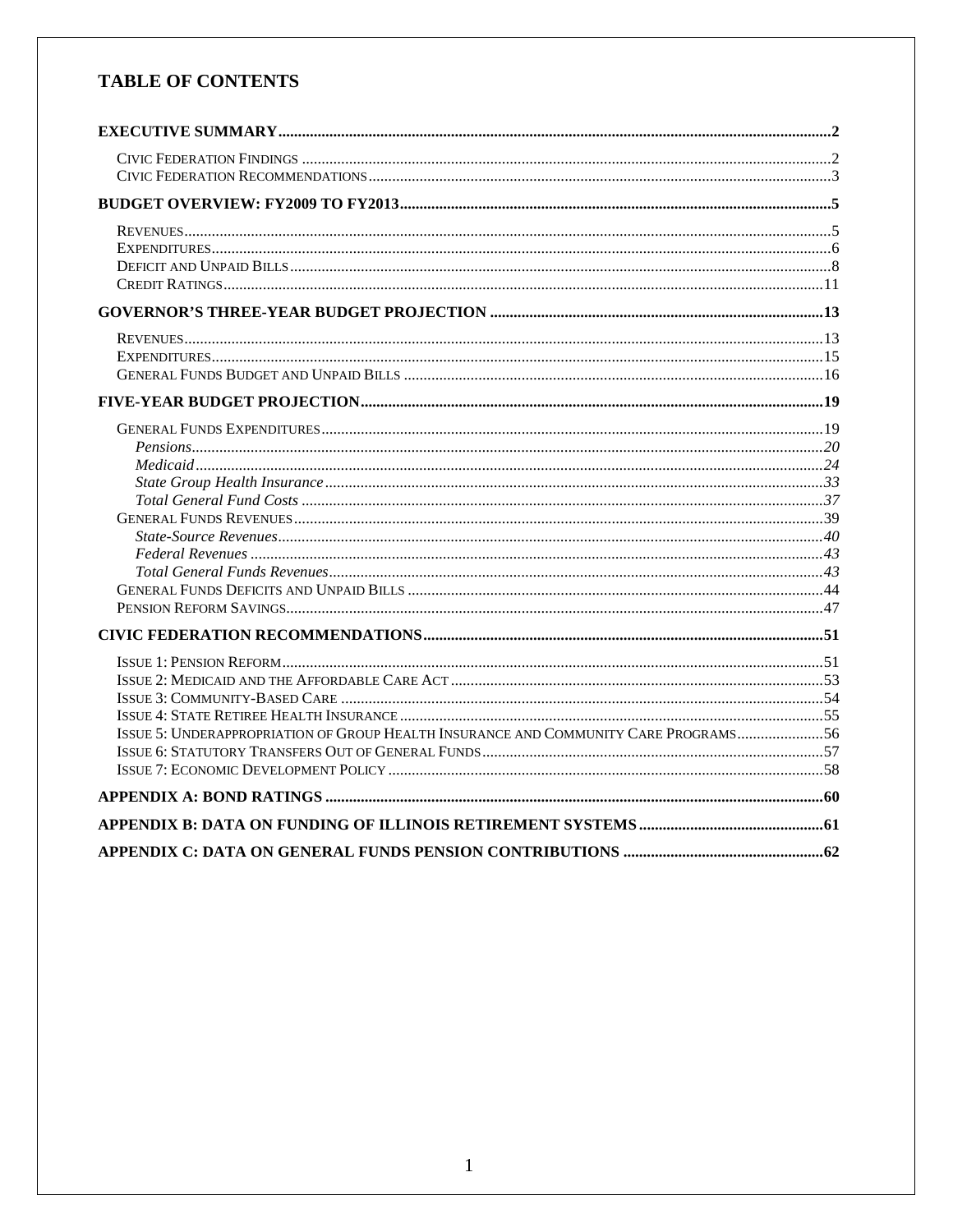# TABLE OF CONTENTS

**EXECUTIVE SUMMARY** .......... 2

- Civic Federation Findings .......... 2
- Civic Federation Recommendations .......... 3

**BUDGET OVERVIEW: FY2009 TO FY2013** .......... 5

- Revenues .......... 5
- Expenditures .......... 6
- Deficit and Unpaid Bills .......... 8
- Credit Ratings .......... 11

**GOVERNOR'S THREE-YEAR BUDGET PROJECTION** .......... 13

- Revenues .......... 13
- Expenditures .......... 15
- General Funds Budget and Unpaid Bills .......... 16

**FIVE-YEAR BUDGET PROJECTION** .......... 19

- General Funds Expenditures .......... 19
  - *Pensions* .......... *20*
  - *Medicaid* .......... *24*
  - *State Group Health Insurance* .......... *33*
  - *Total General Fund Costs* .......... *37*
- General Funds Revenues .......... 39
  - *State-Source Revenues* .......... *40*
  - *Federal Revenues* .......... *43*
  - *Total General Funds Revenues* .......... *43*
- General Funds Deficits and Unpaid Bills .......... 44
- Pension Reform Savings .......... 47

**CIVIC FEDERATION RECOMMENDATIONS** .......... 51

- Issue 1: Pension Reform .......... 51
- Issue 2: Medicaid and the Affordable Care Act .......... 53
- Issue 3: Community-Based Care .......... 54
- Issue 4: State Retiree Health Insurance .......... 55
- Issue 5: Underappropriation of Group Health Insurance and Community Care Programs .......... 56
- Issue 6: Statutory Transfers Out of General Funds .......... 57
- Issue 7: Economic Development Policy .......... 58

**APPENDIX A: BOND RATINGS** .......... 60

**APPENDIX B: DATA ON FUNDING OF ILLINOIS RETIREMENT SYSTEMS** .......... 61

**APPENDIX C: DATA ON GENERAL FUNDS PENSION CONTRIBUTIONS** .......... 62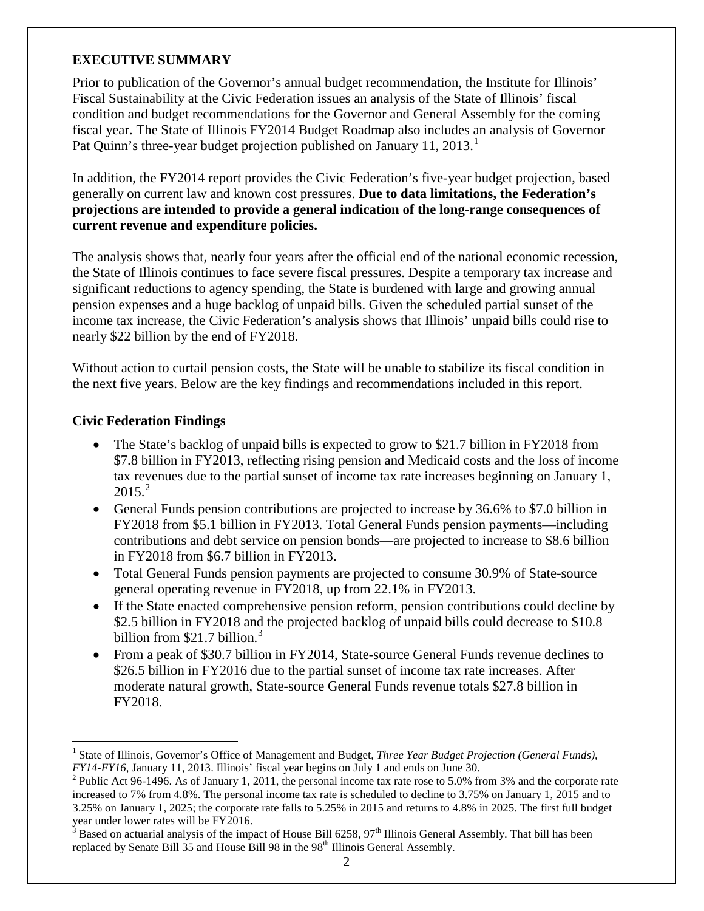## EXECUTIVE SUMMARY

Prior to publication of the Governor's annual budget recommendation, the Institute for Illinois' Fiscal Sustainability at the Civic Federation issues an analysis of the State of Illinois' fiscal condition and budget recommendations for the Governor and General Assembly for the coming fiscal year. The State of Illinois FY2014 Budget Roadmap also includes an analysis of Governor Pat Quinn's three-year budget projection published on January 11, 2013.[1]

In addition, the FY2014 report provides the Civic Federation's five-year budget projection, based generally on current law and known cost pressures. **Due to data limitations, the Federation's projections are intended to provide a general indication of the long-range consequences of current revenue and expenditure policies.**

The analysis shows that, nearly four years after the official end of the national economic recession, the State of Illinois continues to face severe fiscal pressures. Despite a temporary tax increase and significant reductions to agency spending, the State is burdened with large and growing annual pension expenses and a huge backlog of unpaid bills. Given the scheduled partial sunset of the income tax increase, the Civic Federation's analysis shows that Illinois' unpaid bills could rise to nearly $22 billion by the end of FY2018.

Without action to curtail pension costs, the State will be unable to stabilize its fiscal condition in the next five years. Below are the key findings and recommendations included in this report.

### Civic Federation Findings

- The State's backlog of unpaid bills is expected to grow to $21.7 billion in FY2018 from $7.8 billion in FY2013, reflecting rising pension and Medicaid costs and the loss of income tax revenues due to the partial sunset of income tax rate increases beginning on January 1, 2015.[2]
- General Funds pension contributions are projected to increase by 36.6% to $7.0 billion in FY2018 from $5.1 billion in FY2013. Total General Funds pension payments—including contributions and debt service on pension bonds—are projected to increase to $8.6 billion in FY2018 from $6.7 billion in FY2013.
- Total General Funds pension payments are projected to consume 30.9% of State-source general operating revenue in FY2018, up from 22.1% in FY2013.
- If the State enacted comprehensive pension reform, pension contributions could decline by $2.5 billion in FY2018 and the projected backlog of unpaid bills could decrease to $10.8 billion from $21.7 billion.[3]
- From a peak of $30.7 billion in FY2014, State-source General Funds revenue declines to $26.5 billion in FY2016 due to the partial sunset of income tax rate increases. After moderate natural growth, State-source General Funds revenue totals $27.8 billion in FY2018.

---

[1] State of Illinois, Governor's Office of Management and Budget, *Three Year Budget Projection (General Funds), FY14-FY16*, January 11, 2013. Illinois' fiscal year begins on July 1 and ends on June 30.

[2] Public Act 96-1496. As of January 1, 2011, the personal income tax rate rose to 5.0% from 3% and the corporate rate increased to 7% from 4.8%. The personal income tax rate is scheduled to decline to 3.75% on January 1, 2015 and to 3.25% on January 1, 2025; the corporate rate falls to 5.25% in 2015 and returns to 4.8% in 2025. The first full budget year under lower rates will be FY2016.

[3] Based on actuarial analysis of the impact of House Bill 6258, 97th Illinois General Assembly. That bill has been replaced by Senate Bill 35 and House Bill 98 in the 98th Illinois General Assembly.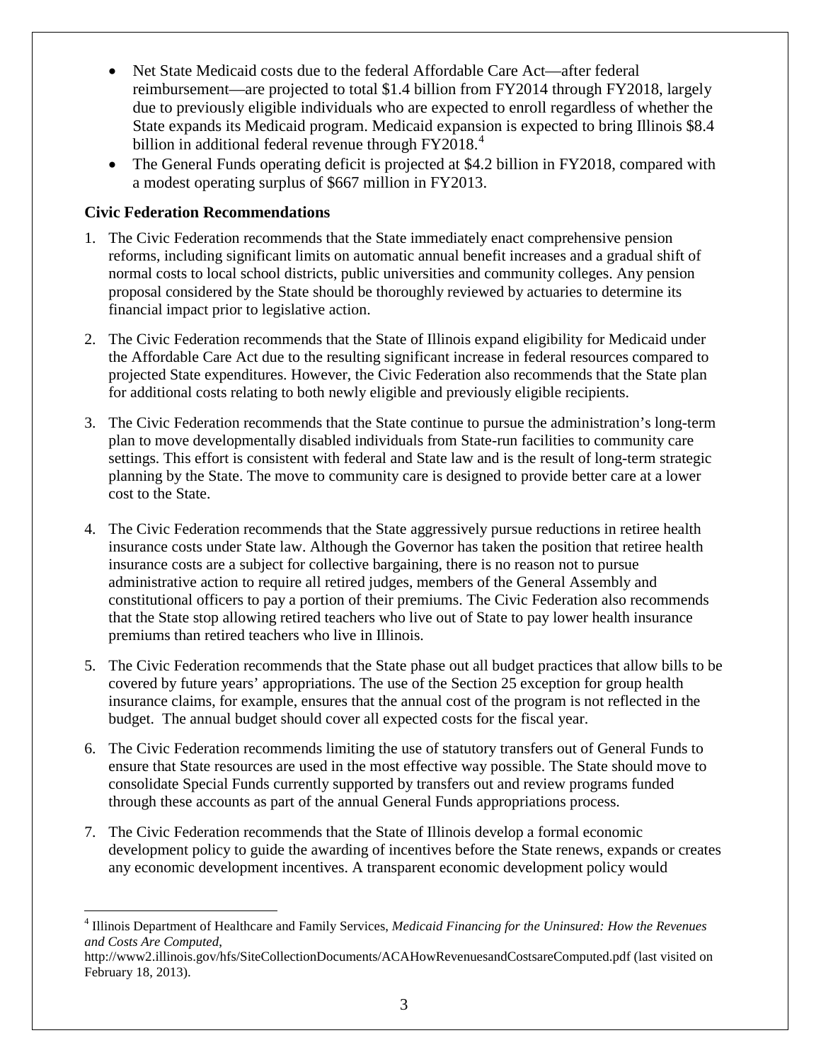- Net State Medicaid costs due to the federal Affordable Care Act—after federal reimbursement—are projected to total $1.4 billion from FY2014 through FY2018, largely due to previously eligible individuals who are expected to enroll regardless of whether the State expands its Medicaid program. Medicaid expansion is expected to bring Illinois $8.4 billion in additional federal revenue through FY2018.[4]
- The General Funds operating deficit is projected at $4.2 billion in FY2018, compared with a modest operating surplus of $667 million in FY2013.

**Civic Federation Recommendations**

1. The Civic Federation recommends that the State immediately enact comprehensive pension reforms, including significant limits on automatic annual benefit increases and a gradual shift of normal costs to local school districts, public universities and community colleges. Any pension proposal considered by the State should be thoroughly reviewed by actuaries to determine its financial impact prior to legislative action.

2. The Civic Federation recommends that the State of Illinois expand eligibility for Medicaid under the Affordable Care Act due to the resulting significant increase in federal resources compared to projected State expenditures. However, the Civic Federation also recommends that the State plan for additional costs relating to both newly eligible and previously eligible recipients.

3. The Civic Federation recommends that the State continue to pursue the administration's long-term plan to move developmentally disabled individuals from State-run facilities to community care settings. This effort is consistent with federal and State law and is the result of long-term strategic planning by the State. The move to community care is designed to provide better care at a lower cost to the State.

4. The Civic Federation recommends that the State aggressively pursue reductions in retiree health insurance costs under State law. Although the Governor has taken the position that retiree health insurance costs are a subject for collective bargaining, there is no reason not to pursue administrative action to require all retired judges, members of the General Assembly and constitutional officers to pay a portion of their premiums. The Civic Federation also recommends that the State stop allowing retired teachers who live out of State to pay lower health insurance premiums than retired teachers who live in Illinois.

5. The Civic Federation recommends that the State phase out all budget practices that allow bills to be covered by future years' appropriations. The use of the Section 25 exception for group health insurance claims, for example, ensures that the annual cost of the program is not reflected in the budget. The annual budget should cover all expected costs for the fiscal year.

6. The Civic Federation recommends limiting the use of statutory transfers out of General Funds to ensure that State resources are used in the most effective way possible. The State should move to consolidate Special Funds currently supported by transfers out and review programs funded through these accounts as part of the annual General Funds appropriations process.

7. The Civic Federation recommends that the State of Illinois develop a formal economic development policy to guide the awarding of incentives before the State renews, expands or creates any economic development incentives. A transparent economic development policy would

---

[4] Illinois Department of Healthcare and Family Services, *Medicaid Financing for the Uninsured: How the Revenues and Costs Are Computed*, http://www2.illinois.gov/hfs/SiteCollectionDocuments/ACAHowRevenuesandCostsareComputed.pdf (last visited on February 18, 2013).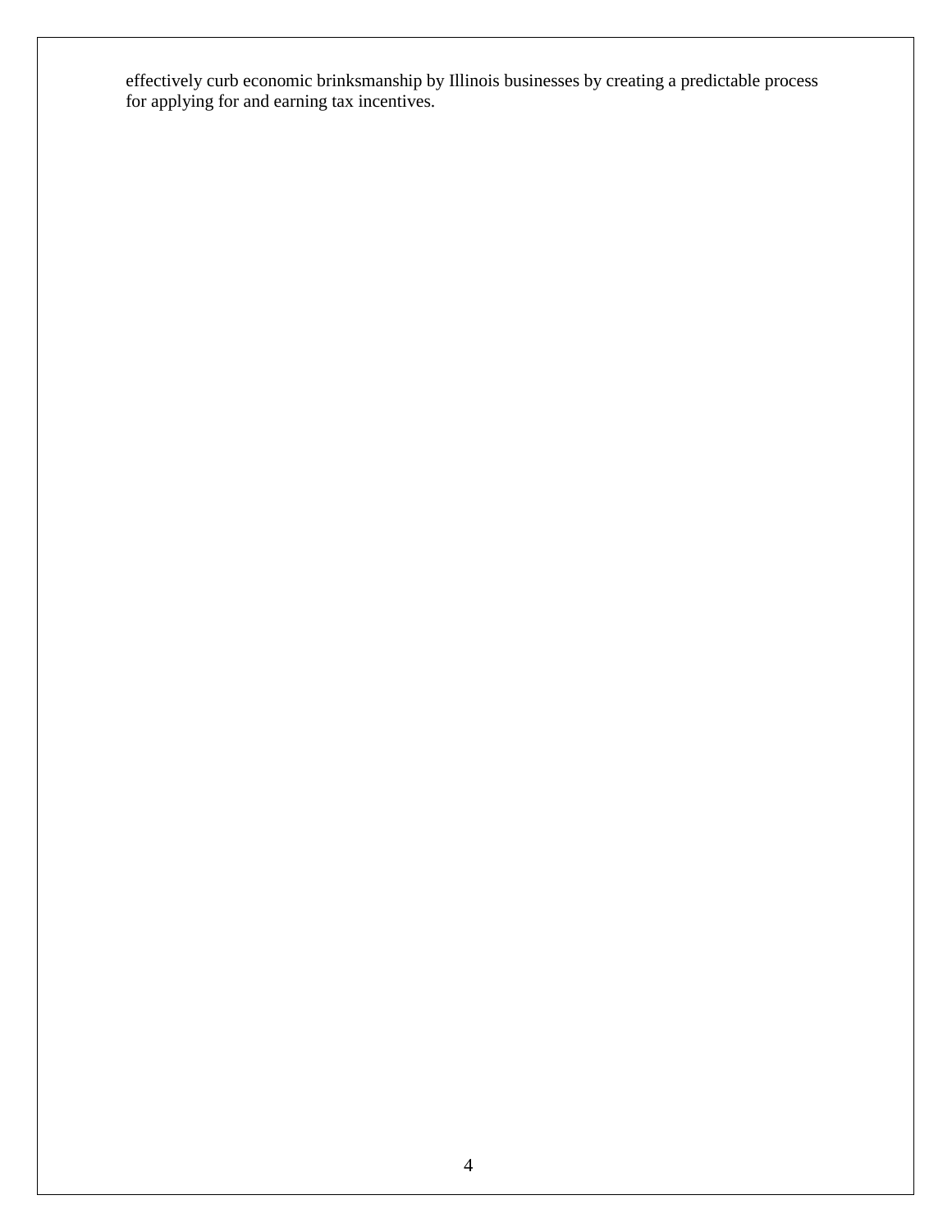effectively curb economic brinksmanship by Illinois businesses by creating a predictable process for applying for and earning tax incentives.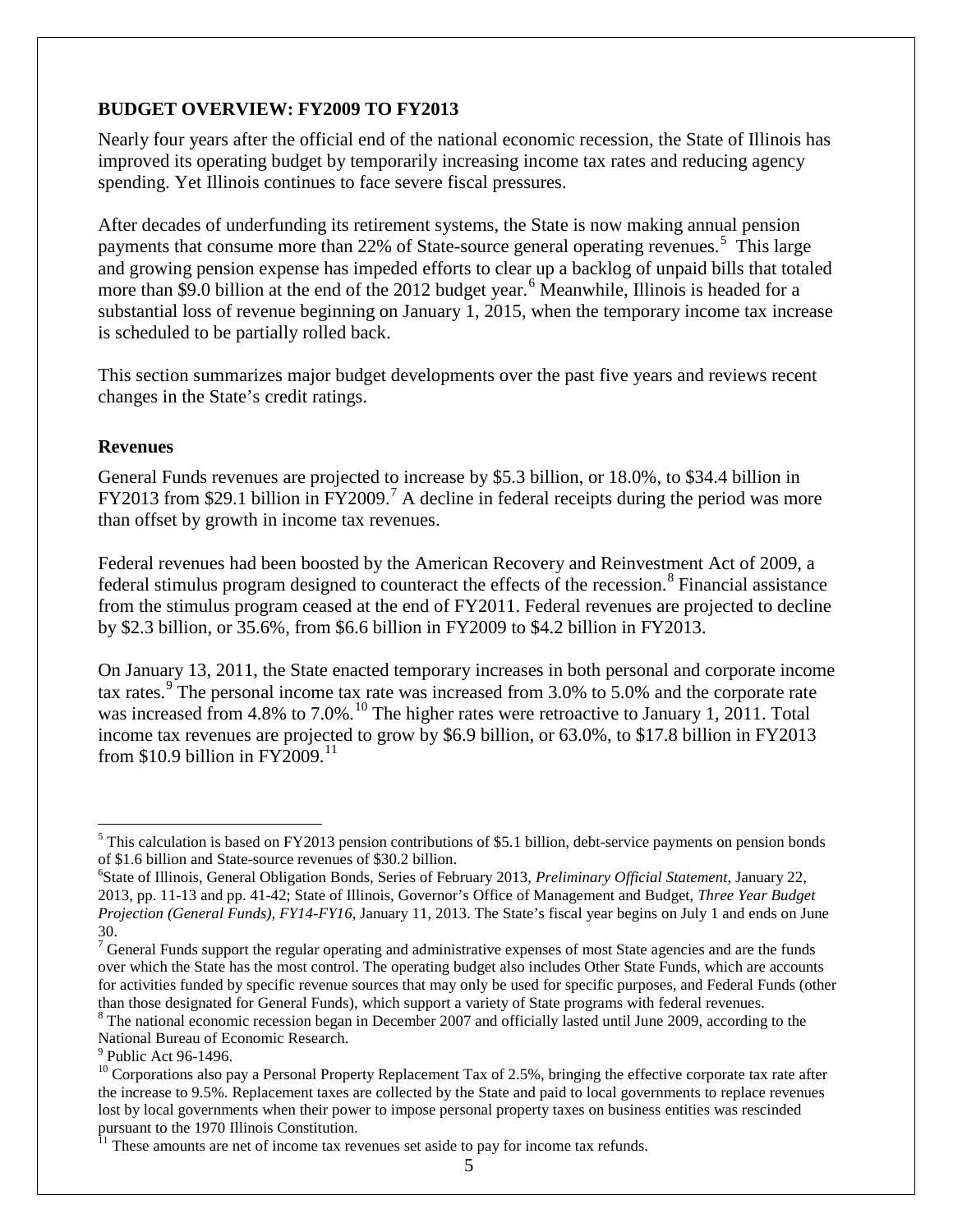## BUDGET OVERVIEW: FY2009 TO FY2013

Nearly four years after the official end of the national economic recession, the State of Illinois has improved its operating budget by temporarily increasing income tax rates and reducing agency spending. Yet Illinois continues to face severe fiscal pressures.

After decades of underfunding its retirement systems, the State is now making annual pension payments that consume more than 22% of State-source general operating revenues.[5] This large and growing pension expense has impeded efforts to clear up a backlog of unpaid bills that totaled more than $9.0 billion at the end of the 2012 budget year.[6] Meanwhile, Illinois is headed for a substantial loss of revenue beginning on January 1, 2015, when the temporary income tax increase is scheduled to be partially rolled back.

This section summarizes major budget developments over the past five years and reviews recent changes in the State's credit ratings.

### Revenues

General Funds revenues are projected to increase by $5.3 billion, or 18.0%, to $34.4 billion in FY2013 from $29.1 billion in FY2009.[7] A decline in federal receipts during the period was more than offset by growth in income tax revenues.

Federal revenues had been boosted by the American Recovery and Reinvestment Act of 2009, a federal stimulus program designed to counteract the effects of the recession.[8] Financial assistance from the stimulus program ceased at the end of FY2011. Federal revenues are projected to decline by $2.3 billion, or 35.6%, from $6.6 billion in FY2009 to $4.2 billion in FY2013.

On January 13, 2011, the State enacted temporary increases in both personal and corporate income tax rates.[9] The personal income tax rate was increased from 3.0% to 5.0% and the corporate rate was increased from 4.8% to 7.0%.[10] The higher rates were retroactive to January 1, 2011. Total income tax revenues are projected to grow by $6.9 billion, or 63.0%, to $17.8 billion in FY2013 from $10.9 billion in FY2009.[11]

---

[5] This calculation is based on FY2013 pension contributions of $5.1 billion, debt-service payments on pension bonds of $1.6 billion and State-source revenues of $30.2 billion.

[6] State of Illinois, General Obligation Bonds, Series of February 2013, *Preliminary Official Statement*, January 22, 2013, pp. 11-13 and pp. 41-42; State of Illinois, Governor's Office of Management and Budget, *Three Year Budget Projection (General Funds), FY14-FY16*, January 11, 2013. The State's fiscal year begins on July 1 and ends on June 30.

[7] General Funds support the regular operating and administrative expenses of most State agencies and are the funds over which the State has the most control. The operating budget also includes Other State Funds, which are accounts for activities funded by specific revenue sources that may only be used for specific purposes, and Federal Funds (other than those designated for General Funds), which support a variety of State programs with federal revenues.

[8] The national economic recession began in December 2007 and officially lasted until June 2009, according to the National Bureau of Economic Research.

[9] Public Act 96-1496.

[10] Corporations also pay a Personal Property Replacement Tax of 2.5%, bringing the effective corporate tax rate after the increase to 9.5%. Replacement taxes are collected by the State and paid to local governments to replace revenues lost by local governments when their power to impose personal property taxes on business entities was rescinded pursuant to the 1970 Illinois Constitution.

[11] These amounts are net of income tax revenues set aside to pay for income tax refunds.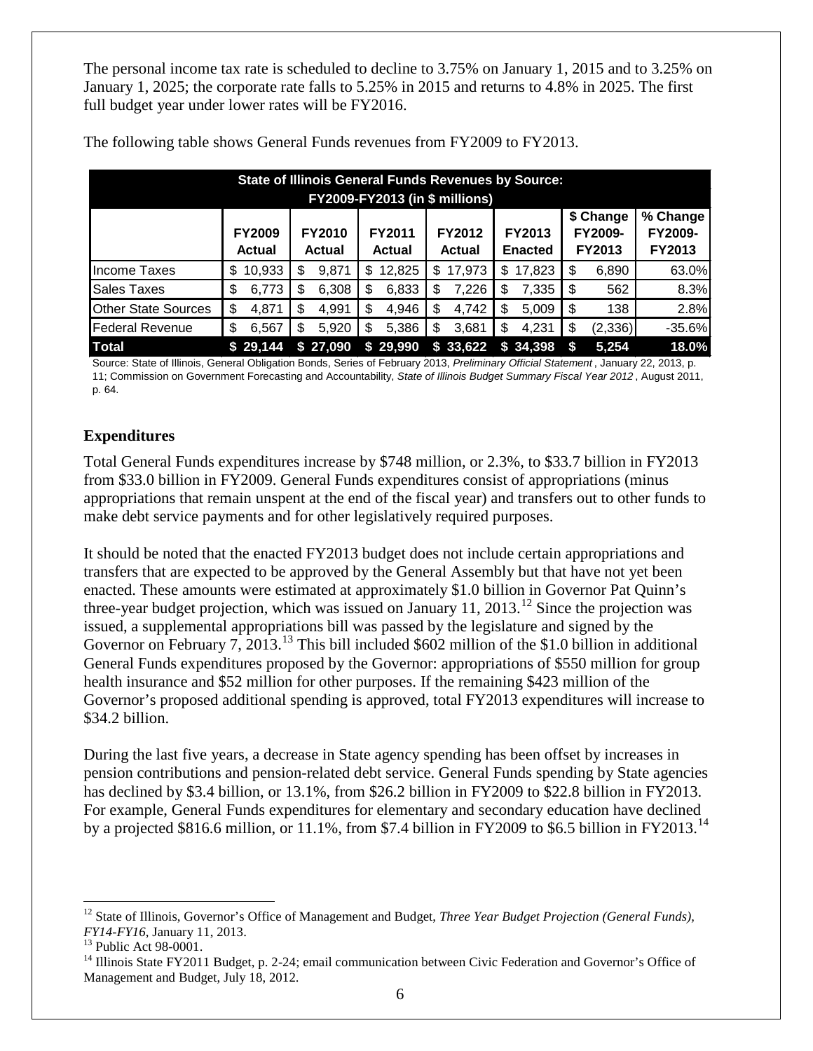The personal income tax rate is scheduled to decline to 3.75% on January 1, 2015 and to 3.25% on January 1, 2025; the corporate rate falls to 5.25% in 2015 and returns to 4.8% in 2025. The first full budget year under lower rates will be FY2016.

The following table shows General Funds revenues from FY2009 to FY2013.

| State of Illinois General Funds Revenues by Source: FY2009-FY2013 (in $ millions) | | | | | | | |
|---|---|---|---|---|---|---|---|
| | FY2009 Actual | FY2010 Actual | FY2011 Actual | FY2012 Actual | FY2013 Enacted | $ Change FY2009-FY2013 | % Change FY2009-FY2013 |
| Income Taxes | $ 10,933 | $ 9,871 | $ 12,825 | $ 17,973 | $ 17,823 | $ 6,890 | 63.0% |
| Sales Taxes | $ 6,773 | $ 6,308 | $ 6,833 | $ 7,226 | $ 7,335 | $ 562 | 8.3% |
| Other State Sources | $ 4,871 | $ 4,991 | $ 4,946 | $ 4,742 | $ 5,009 | $ 138 | 2.8% |
| Federal Revenue | $ 6,567 | $ 5,920 | $ 5,386 | $ 3,681 | $ 4,231 | $ (2,336) | -35.6% |
| **Total** | **$ 29,144** | **$ 27,090** | **$ 29,990** | **$ 33,622** | **$ 34,398** | **$ 5,254** | **18.0%** |

Source: State of Illinois, General Obligation Bonds, Series of February 2013, *Preliminary Official Statement*, January 22, 2013, p. 11; Commission on Government Forecasting and Accountability, *State of Illinois Budget Summary Fiscal Year 2012*, August 2011, p. 64.

## Expenditures

Total General Funds expenditures increase by $748 million, or 2.3%, to $33.7 billion in FY2013 from $33.0 billion in FY2009. General Funds expenditures consist of appropriations (minus appropriations that remain unspent at the end of the fiscal year) and transfers out to other funds to make debt service payments and for other legislatively required purposes.

It should be noted that the enacted FY2013 budget does not include certain appropriations and transfers that are expected to be approved by the General Assembly but that have not yet been enacted. These amounts were estimated at approximately $1.0 billion in Governor Pat Quinn's three-year budget projection, which was issued on January 11, 2013.[12] Since the projection was issued, a supplemental appropriations bill was passed by the legislature and signed by the Governor on February 7, 2013.[13] This bill included $602 million of the $1.0 billion in additional General Funds expenditures proposed by the Governor: appropriations of $550 million for group health insurance and $52 million for other purposes. If the remaining $423 million of the Governor's proposed additional spending is approved, total FY2013 expenditures will increase to $34.2 billion.

During the last five years, a decrease in State agency spending has been offset by increases in pension contributions and pension-related debt service. General Funds spending by State agencies has declined by $3.4 billion, or 13.1%, from $26.2 billion in FY2009 to $22.8 billion in FY2013. For example, General Funds expenditures for elementary and secondary education have declined by a projected $816.6 million, or 11.1%, from $7.4 billion in FY2009 to $6.5 billion in FY2013.[14]

[12] State of Illinois, Governor's Office of Management and Budget, *Three Year Budget Projection (General Funds), FY14-FY16*, January 11, 2013.

[13] Public Act 98-0001.

[14] Illinois State FY2011 Budget, p. 2-24; email communication between Civic Federation and Governor's Office of Management and Budget, July 18, 2012.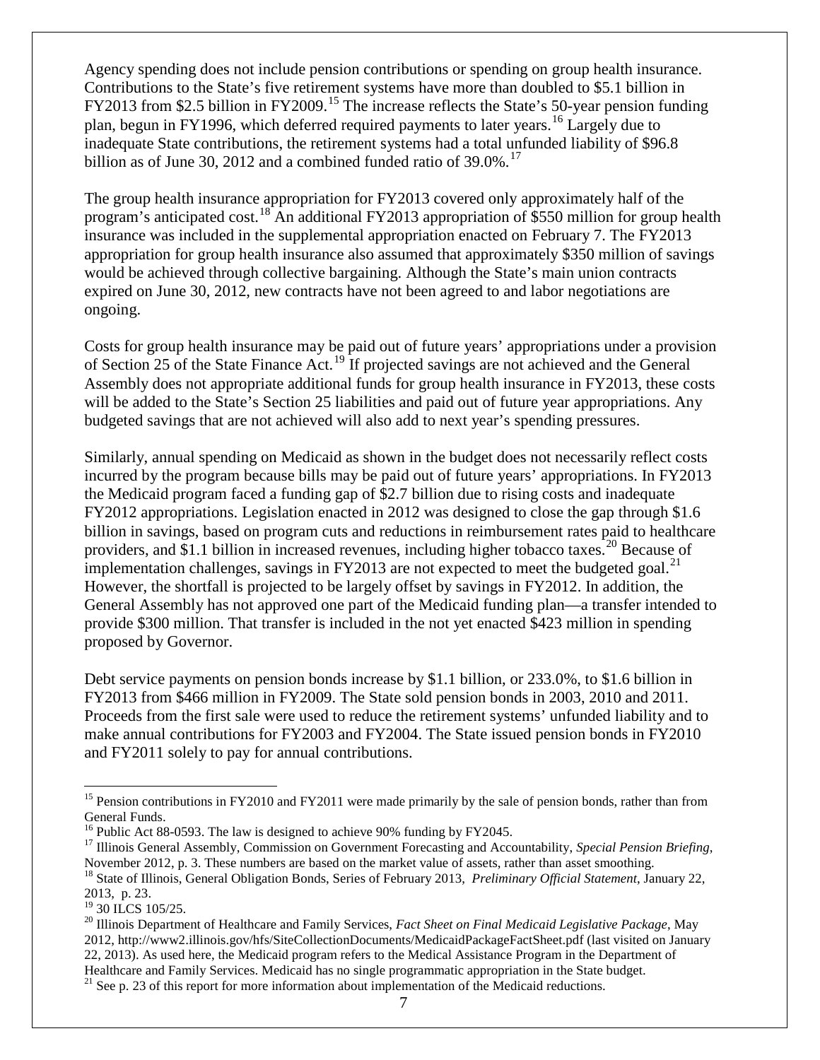Agency spending does not include pension contributions or spending on group health insurance. Contributions to the State's five retirement systems have more than doubled to $5.1 billion in FY2013 from $2.5 billion in FY2009.[15] The increase reflects the State's 50-year pension funding plan, begun in FY1996, which deferred required payments to later years.[16] Largely due to inadequate State contributions, the retirement systems had a total unfunded liability of $96.8 billion as of June 30, 2012 and a combined funded ratio of 39.0%.[17]

The group health insurance appropriation for FY2013 covered only approximately half of the program's anticipated cost.[18] An additional FY2013 appropriation of $550 million for group health insurance was included in the supplemental appropriation enacted on February 7. The FY2013 appropriation for group health insurance also assumed that approximately $350 million of savings would be achieved through collective bargaining. Although the State's main union contracts expired on June 30, 2012, new contracts have not been agreed to and labor negotiations are ongoing.

Costs for group health insurance may be paid out of future years' appropriations under a provision of Section 25 of the State Finance Act.[19] If projected savings are not achieved and the General Assembly does not appropriate additional funds for group health insurance in FY2013, these costs will be added to the State's Section 25 liabilities and paid out of future year appropriations. Any budgeted savings that are not achieved will also add to next year's spending pressures.

Similarly, annual spending on Medicaid as shown in the budget does not necessarily reflect costs incurred by the program because bills may be paid out of future years' appropriations. In FY2013 the Medicaid program faced a funding gap of $2.7 billion due to rising costs and inadequate FY2012 appropriations. Legislation enacted in 2012 was designed to close the gap through $1.6 billion in savings, based on program cuts and reductions in reimbursement rates paid to healthcare providers, and $1.1 billion in increased revenues, including higher tobacco taxes.[20] Because of implementation challenges, savings in FY2013 are not expected to meet the budgeted goal.[21] However, the shortfall is projected to be largely offset by savings in FY2012. In addition, the General Assembly has not approved one part of the Medicaid funding plan—a transfer intended to provide $300 million. That transfer is included in the not yet enacted $423 million in spending proposed by Governor.

Debt service payments on pension bonds increase by $1.1 billion, or 233.0%, to $1.6 billion in FY2013 from $466 million in FY2009. The State sold pension bonds in 2003, 2010 and 2011. Proceeds from the first sale were used to reduce the retirement systems' unfunded liability and to make annual contributions for FY2003 and FY2004. The State issued pension bonds in FY2010 and FY2011 solely to pay for annual contributions.

---

[15] Pension contributions in FY2010 and FY2011 were made primarily by the sale of pension bonds, rather than from General Funds.

[16] Public Act 88-0593. The law is designed to achieve 90% funding by FY2045.

[17] Illinois General Assembly, Commission on Government Forecasting and Accountability, *Special Pension Briefing*, November 2012, p. 3. These numbers are based on the market value of assets, rather than asset smoothing.

[18] State of Illinois, General Obligation Bonds, Series of February 2013, *Preliminary Official Statement*, January 22, 2013, p. 23.

[19] 30 ILCS 105/25.

[20] Illinois Department of Healthcare and Family Services, *Fact Sheet on Final Medicaid Legislative Package*, May 2012, http://www2.illinois.gov/hfs/SiteCollectionDocuments/MedicaidPackageFactSheet.pdf (last visited on January 22, 2013). As used here, the Medicaid program refers to the Medical Assistance Program in the Department of Healthcare and Family Services. Medicaid has no single programmatic appropriation in the State budget.

[21] See p. 23 of this report for more information about implementation of the Medicaid reductions.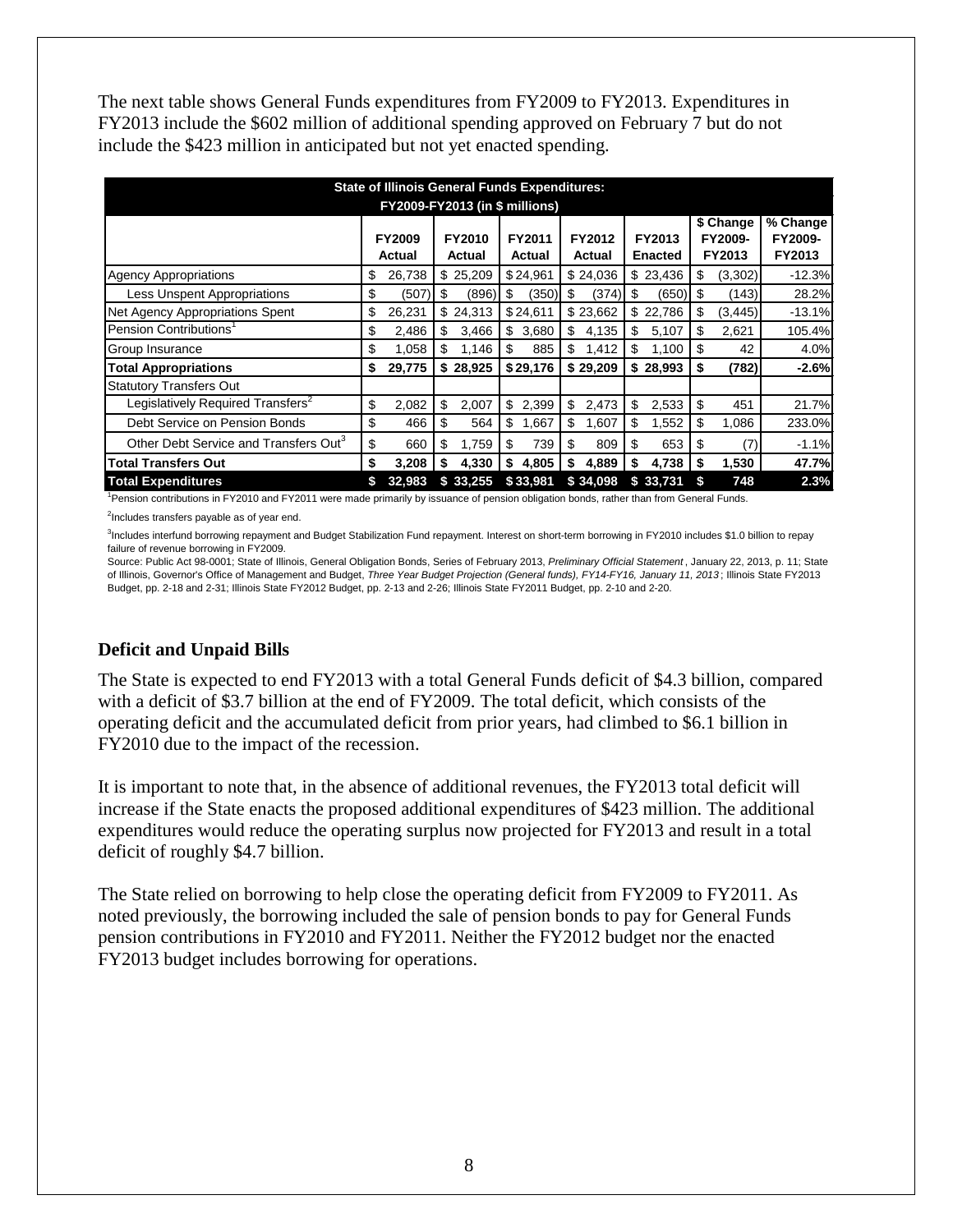The next table shows General Funds expenditures from FY2009 to FY2013. Expenditures in FY2013 include the $602 million of additional spending approved on February 7 but do not include the $423 million in anticipated but not yet enacted spending.

| State of Illinois General Funds Expenditures: FY2009-FY2013 (in $ millions) | | | | | | | |
|---|---|---|---|---|---|---|---|
| | FY2009 Actual | FY2010 Actual | FY2011 Actual | FY2012 Actual | FY2013 Enacted | $ Change FY2009-FY2013 | % Change FY2009-FY2013 |
| Agency Appropriations | $ 26,738 | $ 25,209 | $ 24,961 | $ 24,036 | $ 23,436 | $ (3,302) | -12.3% |
| Less Unspent Appropriations | $ (507) | $ (896) | $ (350) | $ (374) | $ (650) | $ (143) | 28.2% |
| Net Agency Appropriations Spent | $ 26,231 | $ 24,313 | $ 24,611 | $ 23,662 | $ 22,786 | $ (3,445) | -13.1% |
| Pension Contributions[1] | $ 2,486 | $ 3,466 | $ 3,680 | $ 4,135 | $ 5,107 | $ 2,621 | 105.4% |
| Group Insurance | $ 1,058 | $ 1,146 | $ 885 | $ 1,412 | $ 1,100 | $ 42 | 4.0% |
| **Total Appropriations** | **$ 29,775** | **$ 28,925** | **$ 29,176** | **$ 29,209** | **$ 28,993** | **$ (782)** | **-2.6%** |
| Statutory Transfers Out | | | | | | | |
| Legislatively Required Transfers[2] | $ 2,082 | $ 2,007 | $ 2,399 | $ 2,473 | $ 2,533 | $ 451 | 21.7% |
| Debt Service on Pension Bonds | $ 466 | $ 564 | $ 1,667 | $ 1,607 | $ 1,552 | $ 1,086 | 233.0% |
| Other Debt Service and Transfers Out[3] | $ 660 | $ 1,759 | $ 739 | $ 809 | $ 653 | $ (7) | -1.1% |
| **Total Transfers Out** | **$ 3,208** | **$ 4,330** | **$ 4,805** | **$ 4,889** | **$ 4,738** | **$ 1,530** | **47.7%** |
| **Total Expenditures** | **$ 32,983** | **$ 33,255** | **$ 33,981** | **$ 34,098** | **$ 33,731** | **$ 748** | **2.3%** |

[1]Pension contributions in FY2010 and FY2011 were made primarily by issuance of pension obligation bonds, rather than from General Funds.

[2]Includes transfers payable as of year end.

[3]Includes interfund borrowing repayment and Budget Stabilization Fund repayment. Interest on short-term borrowing in FY2010 includes $1.0 billion to repay failure of revenue borrowing in FY2009.

Source: Public Act 98-0001; State of Illinois, General Obligation Bonds, Series of February 2013, *Preliminary Official Statement*, January 22, 2013, p. 11; State of Illinois, Governor's Office of Management and Budget, *Three Year Budget Projection (General funds), FY14-FY16, January 11, 2013*; Illinois State FY2013 Budget, pp. 2-18 and 2-31; Illinois State FY2012 Budget, pp. 2-13 and 2-26; Illinois State FY2011 Budget, pp. 2-10 and 2-20.

### Deficit and Unpaid Bills

The State is expected to end FY2013 with a total General Funds deficit of $4.3 billion, compared with a deficit of $3.7 billion at the end of FY2009. The total deficit, which consists of the operating deficit and the accumulated deficit from prior years, had climbed to $6.1 billion in FY2010 due to the impact of the recession.

It is important to note that, in the absence of additional revenues, the FY2013 total deficit will increase if the State enacts the proposed additional expenditures of $423 million. The additional expenditures would reduce the operating surplus now projected for FY2013 and result in a total deficit of roughly $4.7 billion.

The State relied on borrowing to help close the operating deficit from FY2009 to FY2011. As noted previously, the borrowing included the sale of pension bonds to pay for General Funds pension contributions in FY2010 and FY2011. Neither the FY2012 budget nor the enacted FY2013 budget includes borrowing for operations.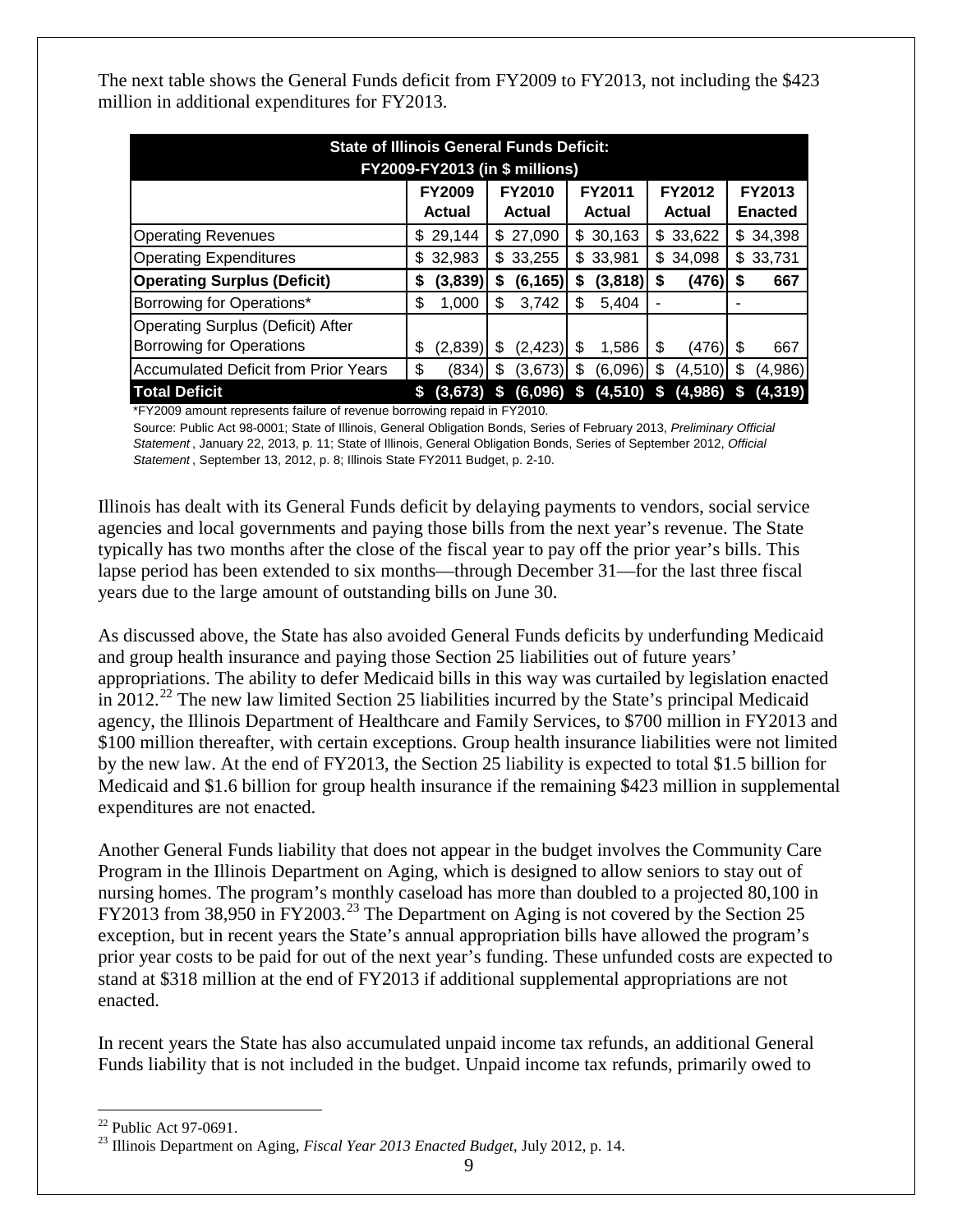The next table shows the General Funds deficit from FY2009 to FY2013, not including the $423 million in additional expenditures for FY2013.

| State of Illinois General Funds Deficit: FY2009-FY2013 (in $ millions) | | | | | |
|---|---|---|---|---|---|
| | FY2009 Actual | FY2010 Actual | FY2011 Actual | FY2012 Actual | FY2013 Enacted |
| Operating Revenues | $ 29,144 | $ 27,090 | $ 30,163 | $ 33,622 | $ 34,398 |
| Operating Expenditures | $ 32,983 | $ 33,255 | $ 33,981 | $ 34,098 | $ 33,731 |
| **Operating Surplus (Deficit)** | **$ (3,839)** | **$ (6,165)** | **$ (3,818)** | **$ (476)** | **$ 667** |
| Borrowing for Operations* | $ 1,000 | $ 3,742 | $ 5,404 | - | - |
| Operating Surplus (Deficit) After Borrowing for Operations | $ (2,839) | $ (2,423) | $ 1,586 | $ (476) | $ 667 |
| Accumulated Deficit from Prior Years | $ (834) | $ (3,673) | $ (6,096) | $ (4,510) | $ (4,986) |
| **Total Deficit** | **$ (3,673)** | **$ (6,096)** | **$ (4,510)** | **$ (4,986)** | **$ (4,319)** |

*FY2009 amount represents failure of revenue borrowing repaid in FY2010.

Source: Public Act 98-0001; State of Illinois, General Obligation Bonds, Series of February 2013, *Preliminary Official Statement*, January 22, 2013, p. 11; State of Illinois, General Obligation Bonds, Series of September 2012, *Official Statement*, September 13, 2012, p. 8; Illinois State FY2011 Budget, p. 2-10.

Illinois has dealt with its General Funds deficit by delaying payments to vendors, social service agencies and local governments and paying those bills from the next year's revenue. The State typically has two months after the close of the fiscal year to pay off the prior year's bills. This lapse period has been extended to six months—through December 31—for the last three fiscal years due to the large amount of outstanding bills on June 30.

As discussed above, the State has also avoided General Funds deficits by underfunding Medicaid and group health insurance and paying those Section 25 liabilities out of future years' appropriations. The ability to defer Medicaid bills in this way was curtailed by legislation enacted in 2012.[22] The new law limited Section 25 liabilities incurred by the State's principal Medicaid agency, the Illinois Department of Healthcare and Family Services, to $700 million in FY2013 and $100 million thereafter, with certain exceptions. Group health insurance liabilities were not limited by the new law. At the end of FY2013, the Section 25 liability is expected to total $1.5 billion for Medicaid and $1.6 billion for group health insurance if the remaining $423 million in supplemental expenditures are not enacted.

Another General Funds liability that does not appear in the budget involves the Community Care Program in the Illinois Department on Aging, which is designed to allow seniors to stay out of nursing homes. The program's monthly caseload has more than doubled to a projected 80,100 in FY2013 from 38,950 in FY2003.[23] The Department on Aging is not covered by the Section 25 exception, but in recent years the State's annual appropriation bills have allowed the program's prior year costs to be paid for out of the next year's funding. These unfunded costs are expected to stand at $318 million at the end of FY2013 if additional supplemental appropriations are not enacted.

In recent years the State has also accumulated unpaid income tax refunds, an additional General Funds liability that is not included in the budget. Unpaid income tax refunds, primarily owed to

[22] Public Act 97-0691.

[23] Illinois Department on Aging, *Fiscal Year 2013 Enacted Budget*, July 2012, p. 14.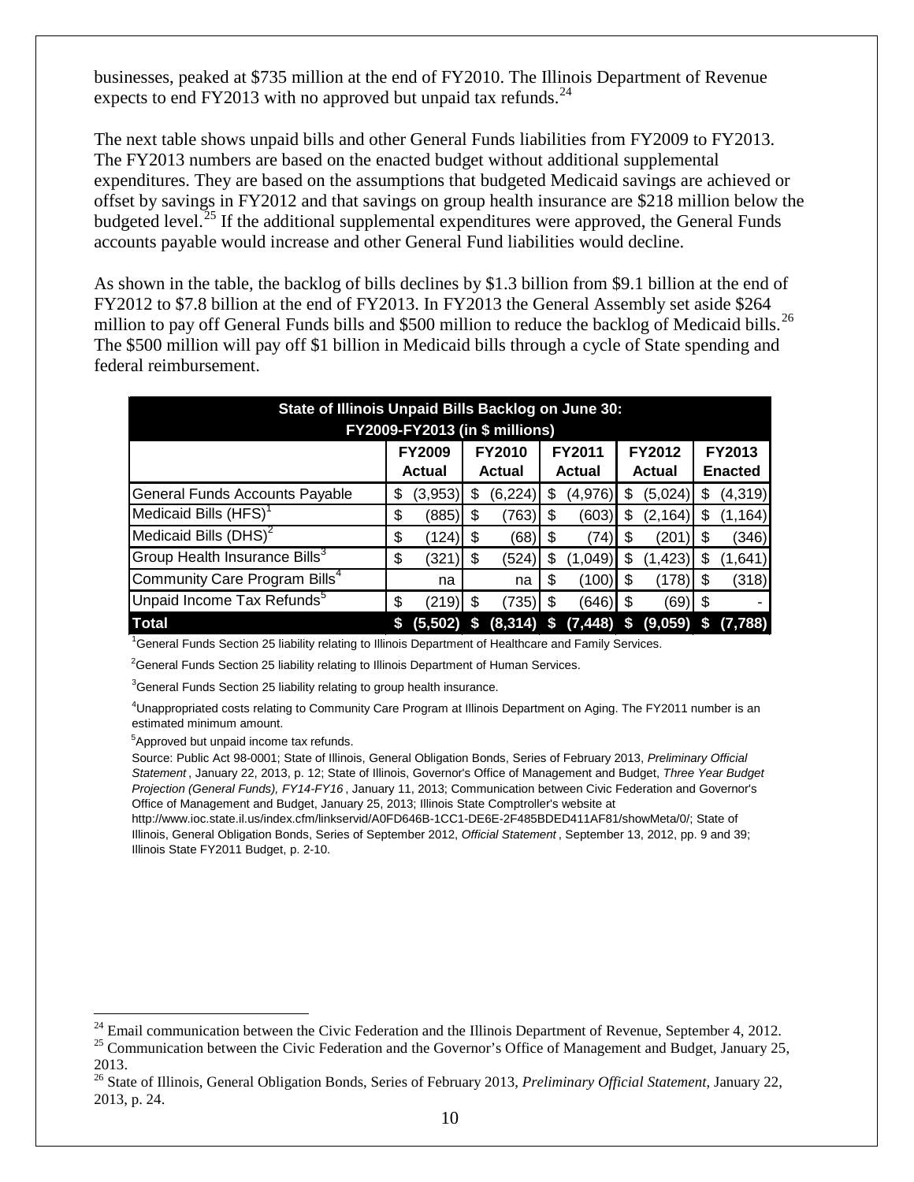businesses, peaked at $735 million at the end of FY2010. The Illinois Department of Revenue expects to end FY2013 with no approved but unpaid tax refunds.[24]

The next table shows unpaid bills and other General Funds liabilities from FY2009 to FY2013. The FY2013 numbers are based on the enacted budget without additional supplemental expenditures. They are based on the assumptions that budgeted Medicaid savings are achieved or offset by savings in FY2012 and that savings on group health insurance are $218 million below the budgeted level.[25] If the additional supplemental expenditures were approved, the General Funds accounts payable would increase and other General Fund liabilities would decline.

As shown in the table, the backlog of bills declines by $1.3 billion from $9.1 billion at the end of FY2012 to $7.8 billion at the end of FY2013. In FY2013 the General Assembly set aside $264 million to pay off General Funds bills and $500 million to reduce the backlog of Medicaid bills.[26] The $500 million will pay off $1 billion in Medicaid bills through a cycle of State spending and federal reimbursement.

**State of Illinois Unpaid Bills Backlog on June 30: FY2009-FY2013 (in $ millions)**

| | FY2009 Actual | FY2010 Actual | FY2011 Actual | FY2012 Actual | FY2013 Enacted |
|---|---|---|---|---|---|
| General Funds Accounts Payable | $ (3,953) | $ (6,224) | $ (4,976) | $ (5,024) | $ (4,319) |
| Medicaid Bills (HFS)[1] | $ (885) | $ (763) | $ (603) | $ (2,164) | $ (1,164) |
| Medicaid Bills (DHS)[2] | $ (124) | $ (68) | $ (74) | $ (201) | $ (346) |
| Group Health Insurance Bills[3] | $ (321) | $ (524) | $ (1,049) | $ (1,423) | $ (1,641) |
| Community Care Program Bills[4] | na | na | $ (100) | $ (178) | $ (318) |
| Unpaid Income Tax Refunds[5] | $ (219) | $ (735) | $ (646) | $ (69) | $ - |
| **Total** | **$ (5,502)** | **$ (8,314)** | **$ (7,448)** | **$ (9,059)** | **$ (7,788)** |

[1]General Funds Section 25 liability relating to Illinois Department of Healthcare and Family Services.

[2]General Funds Section 25 liability relating to Illinois Department of Human Services.

[3]General Funds Section 25 liability relating to group health insurance.

[4]Unappropriated costs relating to Community Care Program at Illinois Department on Aging. The FY2011 number is an estimated minimum amount.

[5]Approved but unpaid income tax refunds.

Source: Public Act 98-0001; State of Illinois, General Obligation Bonds, Series of February 2013, *Preliminary Official Statement*, January 22, 2013, p. 12; State of Illinois, Governor's Office of Management and Budget, *Three Year Budget Projection (General Funds), FY14-FY16*, January 11, 2013; Communication between Civic Federation and Governor's Office of Management and Budget, January 25, 2013; Illinois State Comptroller's website at http://www.ioc.state.il.us/index.cfm/linkservid/A0FD646B-1CC1-DE6E-2F485BDED411AF81/showMeta/0/; State of Illinois, General Obligation Bonds, Series of September 2012, *Official Statement*, September 13, 2012, pp. 9 and 39; Illinois State FY2011 Budget, p. 2-10.

---

[24] Email communication between the Civic Federation and the Illinois Department of Revenue, September 4, 2012.

[25] Communication between the Civic Federation and the Governor's Office of Management and Budget, January 25, 2013.

[26] State of Illinois, General Obligation Bonds, Series of February 2013, *Preliminary Official Statement*, January 22, 2013, p. 24.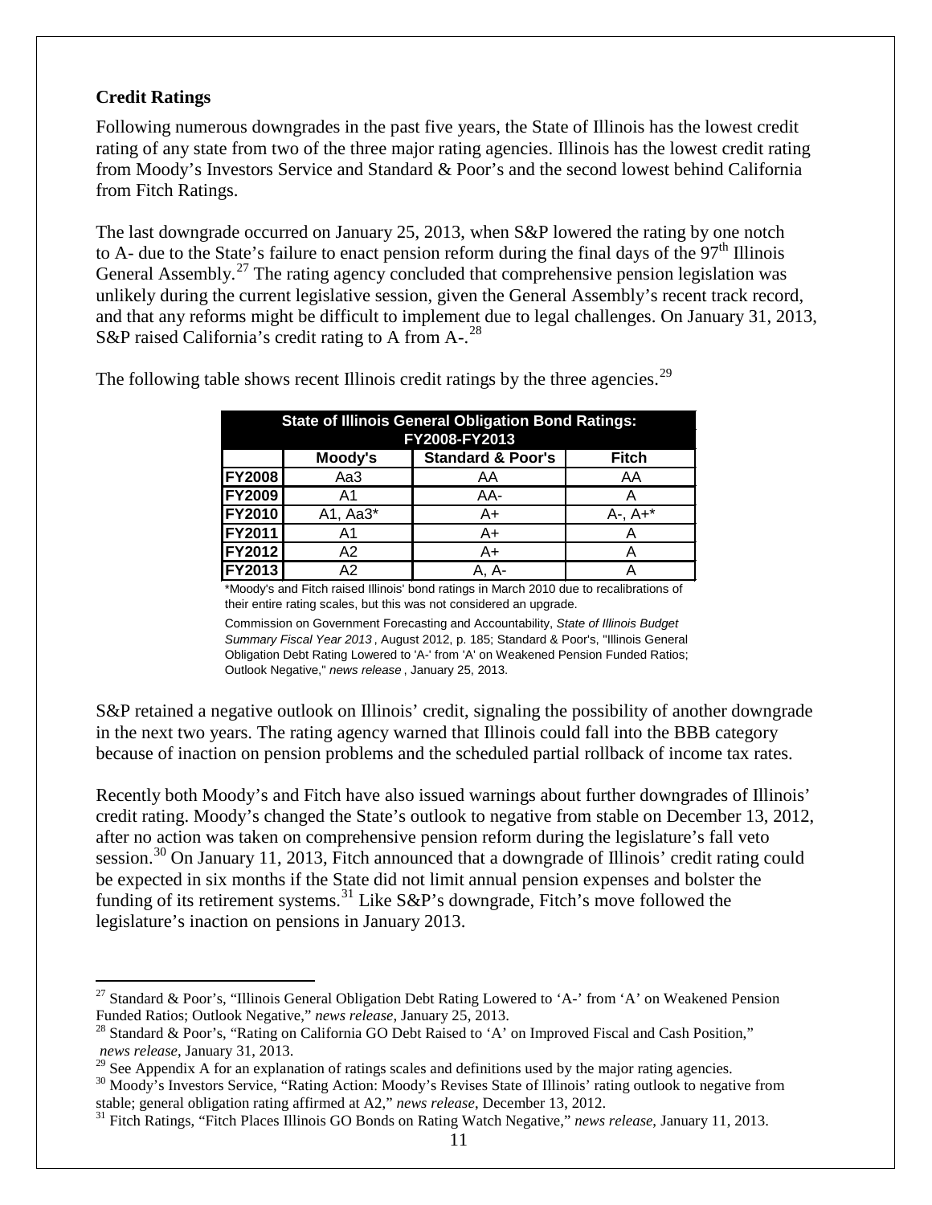## Credit Ratings

Following numerous downgrades in the past five years, the State of Illinois has the lowest credit rating of any state from two of the three major rating agencies. Illinois has the lowest credit rating from Moody's Investors Service and Standard & Poor's and the second lowest behind California from Fitch Ratings.

The last downgrade occurred on January 25, 2013, when S&P lowered the rating by one notch to A- due to the State's failure to enact pension reform during the final days of the 97th Illinois General Assembly.[27] The rating agency concluded that comprehensive pension legislation was unlikely during the current legislative session, given the General Assembly's recent track record, and that any reforms might be difficult to implement due to legal challenges. On January 31, 2013, S&P raised California's credit rating to A from A-.[28]

The following table shows recent Illinois credit ratings by the three agencies.[29]

| State of Illinois General Obligation Bond Ratings: FY2008-FY2013 | | | |
|---|---|---|---|
| | Moody's | Standard & Poor's | Fitch |
| FY2008 | Aa3 | AA | AA |
| FY2009 | A1 | AA- | A |
| FY2010 | A1, Aa3* | A+ | A-, A+* |
| FY2011 | A1 | A+ | A |
| FY2012 | A2 | A+ | A |
| FY2013 | A2 | A, A- | A |

*Moody's and Fitch raised Illinois' bond ratings in March 2010 due to recalibrations of their entire rating scales, but this was not considered an upgrade.

Commission on Government Forecasting and Accountability, *State of Illinois Budget Summary Fiscal Year 2013*, August 2012, p. 185; Standard & Poor's, "Illinois General Obligation Debt Rating Lowered to 'A-' from 'A' on Weakened Pension Funded Ratios; Outlook Negative," *news release*, January 25, 2013.

S&P retained a negative outlook on Illinois' credit, signaling the possibility of another downgrade in the next two years. The rating agency warned that Illinois could fall into the BBB category because of inaction on pension problems and the scheduled partial rollback of income tax rates.

Recently both Moody's and Fitch have also issued warnings about further downgrades of Illinois' credit rating. Moody's changed the State's outlook to negative from stable on December 13, 2012, after no action was taken on comprehensive pension reform during the legislature's fall veto session.[30] On January 11, 2013, Fitch announced that a downgrade of Illinois' credit rating could be expected in six months if the State did not limit annual pension expenses and bolster the funding of its retirement systems.[31] Like S&P's downgrade, Fitch's move followed the legislature's inaction on pensions in January 2013.

---

[27] Standard & Poor's, "Illinois General Obligation Debt Rating Lowered to 'A-' from 'A' on Weakened Pension Funded Ratios; Outlook Negative," *news release*, January 25, 2013.

[28] Standard & Poor's, "Rating on California GO Debt Raised to 'A' on Improved Fiscal and Cash Position," *news release*, January 31, 2013.

[29] See Appendix A for an explanation of ratings scales and definitions used by the major rating agencies.

[30] Moody's Investors Service, "Rating Action: Moody's Revises State of Illinois' rating outlook to negative from stable; general obligation rating affirmed at A2," *news release*, December 13, 2012.

[31] Fitch Ratings, "Fitch Places Illinois GO Bonds on Rating Watch Negative," *news release*, January 11, 2013.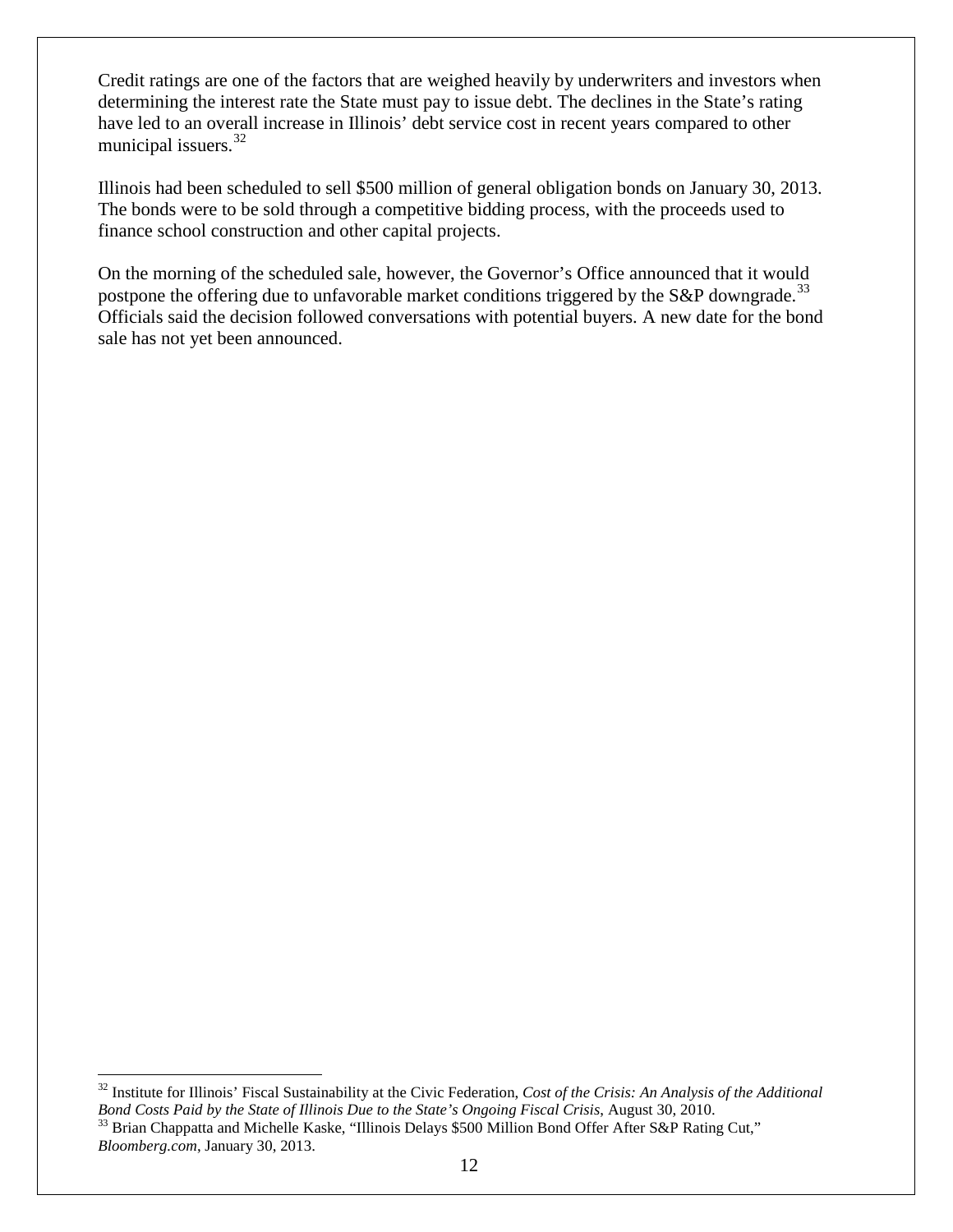Credit ratings are one of the factors that are weighed heavily by underwriters and investors when determining the interest rate the State must pay to issue debt. The declines in the State's rating have led to an overall increase in Illinois' debt service cost in recent years compared to other municipal issuers.[32]

Illinois had been scheduled to sell $500 million of general obligation bonds on January 30, 2013. The bonds were to be sold through a competitive bidding process, with the proceeds used to finance school construction and other capital projects.

On the morning of the scheduled sale, however, the Governor's Office announced that it would postpone the offering due to unfavorable market conditions triggered by the S&P downgrade.[33] Officials said the decision followed conversations with potential buyers. A new date for the bond sale has not yet been announced.

---

[32] Institute for Illinois' Fiscal Sustainability at the Civic Federation, *Cost of the Crisis: An Analysis of the Additional Bond Costs Paid by the State of Illinois Due to the State's Ongoing Fiscal Crisis*, August 30, 2010.

[33] Brian Chappatta and Michelle Kaske, "Illinois Delays $500 Million Bond Offer After S&P Rating Cut," *Bloomberg.com*, January 30, 2013.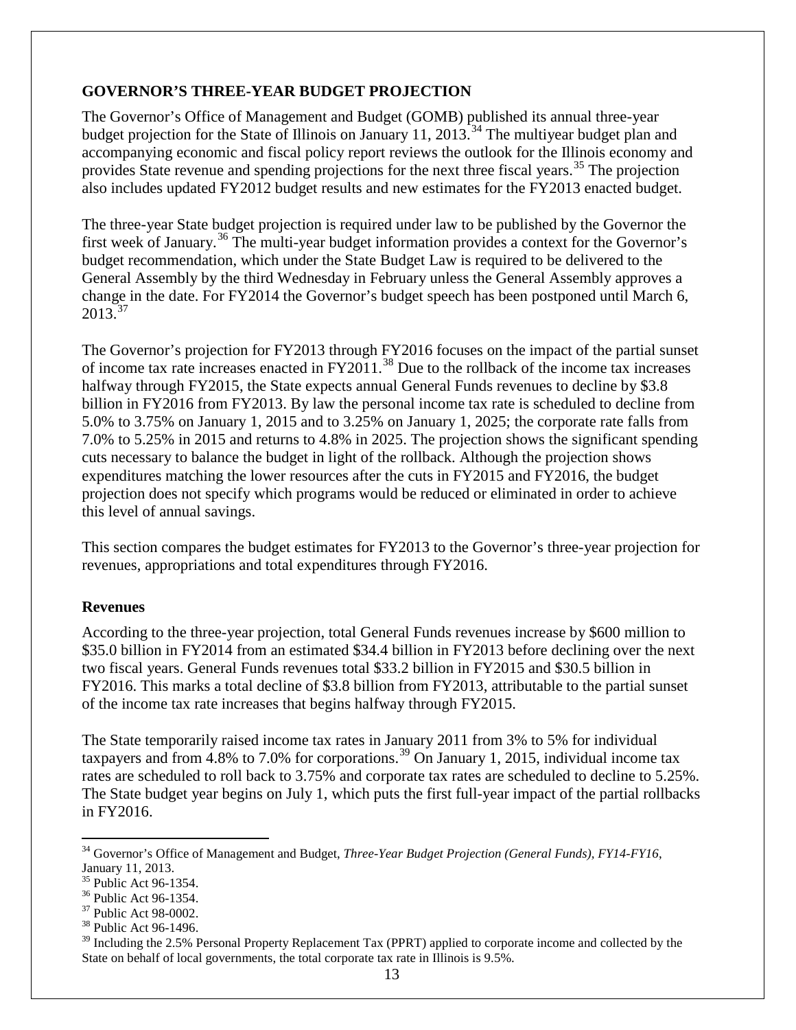## GOVERNOR'S THREE-YEAR BUDGET PROJECTION

The Governor's Office of Management and Budget (GOMB) published its annual three-year budget projection for the State of Illinois on January 11, 2013.[34] The multiyear budget plan and accompanying economic and fiscal policy report reviews the outlook for the Illinois economy and provides State revenue and spending projections for the next three fiscal years.[35] The projection also includes updated FY2012 budget results and new estimates for the FY2013 enacted budget.

The three-year State budget projection is required under law to be published by the Governor the first week of January.[36] The multi-year budget information provides a context for the Governor's budget recommendation, which under the State Budget Law is required to be delivered to the General Assembly by the third Wednesday in February unless the General Assembly approves a change in the date. For FY2014 the Governor's budget speech has been postponed until March 6, 2013.[37]

The Governor's projection for FY2013 through FY2016 focuses on the impact of the partial sunset of income tax rate increases enacted in FY2011.[38] Due to the rollback of the income tax increases halfway through FY2015, the State expects annual General Funds revenues to decline by $3.8 billion in FY2016 from FY2013. By law the personal income tax rate is scheduled to decline from 5.0% to 3.75% on January 1, 2015 and to 3.25% on January 1, 2025; the corporate rate falls from 7.0% to 5.25% in 2015 and returns to 4.8% in 2025. The projection shows the significant spending cuts necessary to balance the budget in light of the rollback. Although the projection shows expenditures matching the lower resources after the cuts in FY2015 and FY2016, the budget projection does not specify which programs would be reduced or eliminated in order to achieve this level of annual savings.

This section compares the budget estimates for FY2013 to the Governor's three-year projection for revenues, appropriations and total expenditures through FY2016.

### Revenues

According to the three-year projection, total General Funds revenues increase by $600 million to $35.0 billion in FY2014 from an estimated $34.4 billion in FY2013 before declining over the next two fiscal years. General Funds revenues total $33.2 billion in FY2015 and $30.5 billion in FY2016. This marks a total decline of $3.8 billion from FY2013, attributable to the partial sunset of the income tax rate increases that begins halfway through FY2015.

The State temporarily raised income tax rates in January 2011 from 3% to 5% for individual taxpayers and from 4.8% to 7.0% for corporations.[39] On January 1, 2015, individual income tax rates are scheduled to roll back to 3.75% and corporate tax rates are scheduled to decline to 5.25%. The State budget year begins on July 1, which puts the first full-year impact of the partial rollbacks in FY2016.

---

[34] Governor's Office of Management and Budget, *Three-Year Budget Projection (General Funds), FY14-FY16*, January 11, 2013.

[35] Public Act 96-1354.

[36] Public Act 96-1354.

[37] Public Act 98-0002.

[38] Public Act 96-1496.

[39] Including the 2.5% Personal Property Replacement Tax (PPRT) applied to corporate income and collected by the State on behalf of local governments, the total corporate tax rate in Illinois is 9.5%.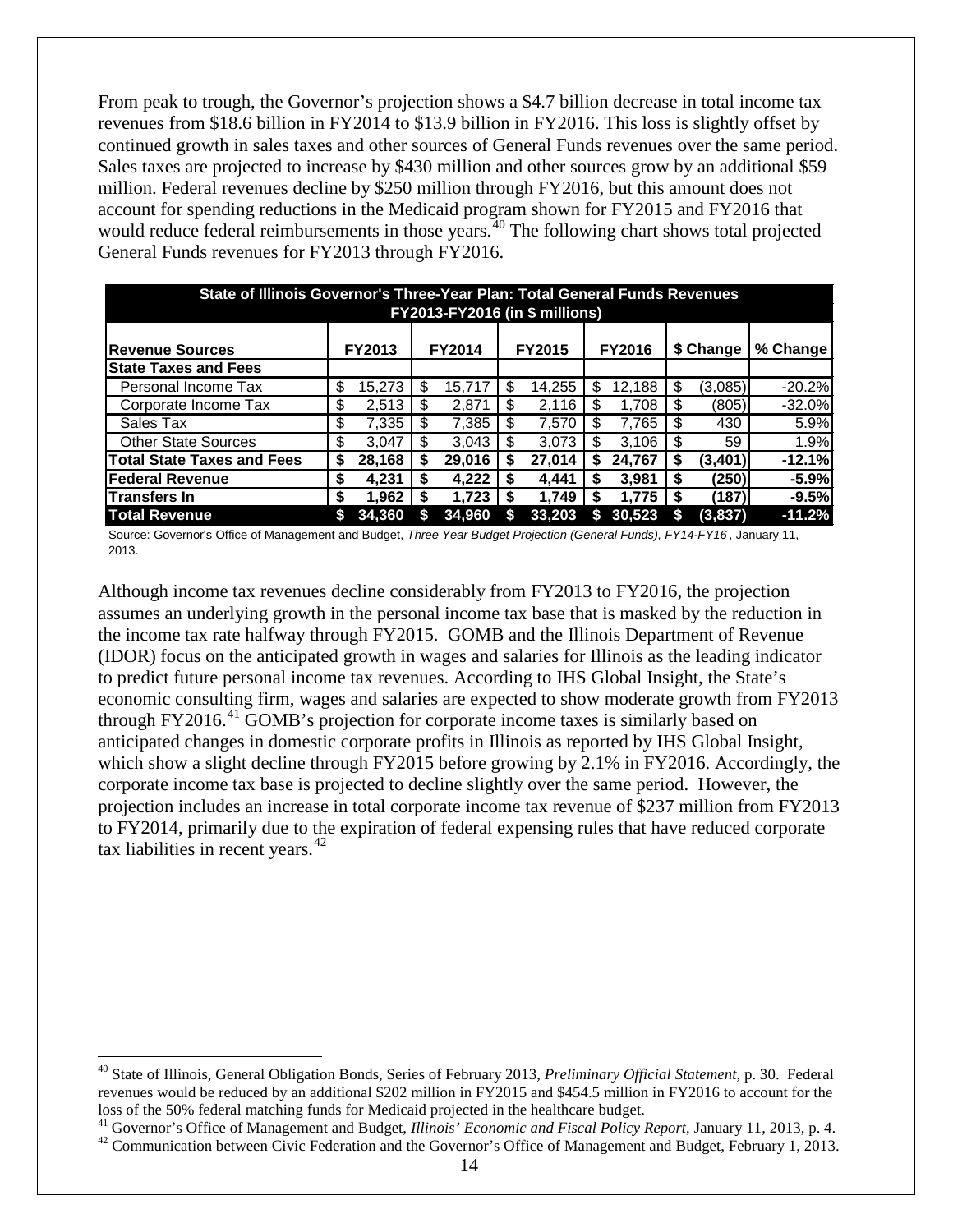From peak to trough, the Governor's projection shows a $4.7 billion decrease in total income tax revenues from $18.6 billion in FY2014 to $13.9 billion in FY2016. This loss is slightly offset by continued growth in sales taxes and other sources of General Funds revenues over the same period. Sales taxes are projected to increase by $430 million and other sources grow by an additional $59 million. Federal revenues decline by $250 million through FY2016, but this amount does not account for spending reductions in the Medicaid program shown for FY2015 and FY2016 that would reduce federal reimbursements in those years.[40] The following chart shows total projected General Funds revenues for FY2013 through FY2016.

| State of Illinois Governor's Three-Year Plan: Total General Funds Revenues FY2013-FY2016 (in $ millions) | | | | | | |
|---|---|---|---|---|---|---|
| **Revenue Sources** | **FY2013** | **FY2014** | **FY2015** | **FY2016** | **$ Change** | **% Change** |
| **State Taxes and Fees** | | | | | | |
| Personal Income Tax | $ 15,273 | $ 15,717 | $ 14,255 | $ 12,188 | $ (3,085) | -20.2% |
| Corporate Income Tax | $ 2,513 | $ 2,871 | $ 2,116 | $ 1,708 | $ (805) | -32.0% |
| Sales Tax | $ 7,335 | $ 7,385 | $ 7,570 | $ 7,765 | $ 430 | 5.9% |
| Other State Sources | $ 3,047 | $ 3,043 | $ 3,073 | $ 3,106 | $ 59 | 1.9% |
| **Total State Taxes and Fees** | **$ 28,168** | **$ 29,016** | **$ 27,014** | **$ 24,767** | **$ (3,401)** | **-12.1%** |
| **Federal Revenue** | **$ 4,231** | **$ 4,222** | **$ 4,441** | **$ 3,981** | **$ (250)** | **-5.9%** |
| **Transfers In** | **$ 1,962** | **$ 1,723** | **$ 1,749** | **$ 1,775** | **$ (187)** | **-9.5%** |
| **Total Revenue** | **$ 34,360** | **$ 34,960** | **$ 33,203** | **$ 30,523** | **$ (3,837)** | **-11.2%** |

Source: Governor's Office of Management and Budget, *Three Year Budget Projection (General Funds), FY14-FY16*, January 11, 2013.

Although income tax revenues decline considerably from FY2013 to FY2016, the projection assumes an underlying growth in the personal income tax base that is masked by the reduction in the income tax rate halfway through FY2015. GOMB and the Illinois Department of Revenue (IDOR) focus on the anticipated growth in wages and salaries for Illinois as the leading indicator to predict future personal income tax revenues. According to IHS Global Insight, the State's economic consulting firm, wages and salaries are expected to show moderate growth from FY2013 through FY2016.[41] GOMB's projection for corporate income taxes is similarly based on anticipated changes in domestic corporate profits in Illinois as reported by IHS Global Insight, which show a slight decline through FY2015 before growing by 2.1% in FY2016. Accordingly, the corporate income tax base is projected to decline slightly over the same period. However, the projection includes an increase in total corporate income tax revenue of $237 million from FY2013 to FY2014, primarily due to the expiration of federal expensing rules that have reduced corporate tax liabilities in recent years.[42]

---

[40] State of Illinois, General Obligation Bonds, Series of February 2013, *Preliminary Official Statement*, p. 30. Federal revenues would be reduced by an additional $202 million in FY2015 and $454.5 million in FY2016 to account for the loss of the 50% federal matching funds for Medicaid projected in the healthcare budget.

[41] Governor's Office of Management and Budget, *Illinois' Economic and Fiscal Policy Report*, January 11, 2013, p. 4.

[42] Communication between Civic Federation and the Governor's Office of Management and Budget, February 1, 2013.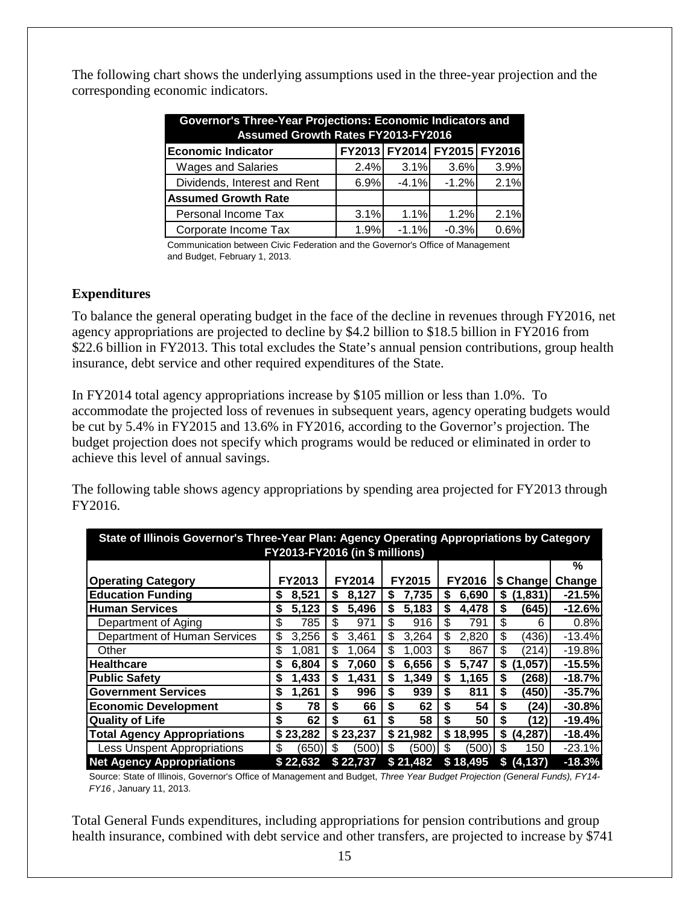The following chart shows the underlying assumptions used in the three-year projection and the corresponding economic indicators.

| Governor's Three-Year Projections: Economic Indicators and Assumed Growth Rates FY2013-FY2016 | | | | |
|---|---|---|---|---|
| **Economic Indicator** | **FY2013** | **FY2014** | **FY2015** | **FY2016** |
| Wages and Salaries | 2.4% | 3.1% | 3.6% | 3.9% |
| Dividends, Interest and Rent | 6.9% | -4.1% | -1.2% | 2.1% |
| **Assumed Growth Rate** | | | | |
| Personal Income Tax | 3.1% | 1.1% | 1.2% | 2.1% |
| Corporate Income Tax | 1.9% | -1.1% | -0.3% | 0.6% |

Communication between Civic Federation and the Governor's Office of Management and Budget, February 1, 2013.

## Expenditures

To balance the general operating budget in the face of the decline in revenues through FY2016, net agency appropriations are projected to decline by $4.2 billion to $18.5 billion in FY2016 from $22.6 billion in FY2013. This total excludes the State's annual pension contributions, group health insurance, debt service and other required expenditures of the State.

In FY2014 total agency appropriations increase by $105 million or less than 1.0%. To accommodate the projected loss of revenues in subsequent years, agency operating budgets would be cut by 5.4% in FY2015 and 13.6% in FY2016, according to the Governor's projection. The budget projection does not specify which programs would be reduced or eliminated in order to achieve this level of annual savings.

The following table shows agency appropriations by spending area projected for FY2013 through FY2016.

| State of Illinois Governor's Three-Year Plan: Agency Operating Appropriations by Category FY2013-FY2016 (in $ millions) | | | | | | |
|---|---|---|---|---|---|---|
| **Operating Category** | **FY2013** | **FY2014** | **FY2015** | **FY2016** | **$ Change** | **% Change** |
| **Education Funding** | **$ 8,521** | **$ 8,127** | **$ 7,735** | **$ 6,690** | **$ (1,831)** | **-21.5%** |
| **Human Services** | **$ 5,123** | **$ 5,496** | **$ 5,183** | **$ 4,478** | **$ (645)** | **-12.6%** |
| Department of Aging | $ 785 | $ 971 | $ 916 | $ 791 | $ 6 | 0.8% |
| Department of Human Services | $ 3,256 | $ 3,461 | $ 3,264 | $ 2,820 | $ (436) | -13.4% |
| Other | $ 1,081 | $ 1,064 | $ 1,003 | $ 867 | $ (214) | -19.8% |
| **Healthcare** | **$ 6,804** | **$ 7,060** | **$ 6,656** | **$ 5,747** | **$ (1,057)** | **-15.5%** |
| **Public Safety** | **$ 1,433** | **$ 1,431** | **$ 1,349** | **$ 1,165** | **$ (268)** | **-18.7%** |
| **Government Services** | **$ 1,261** | **$ 996** | **$ 939** | **$ 811** | **$ (450)** | **-35.7%** |
| **Economic Development** | **$ 78** | **$ 66** | **$ 62** | **$ 54** | **$ (24)** | **-30.8%** |
| **Quality of Life** | **$ 62** | **$ 61** | **$ 58** | **$ 50** | **$ (12)** | **-19.4%** |
| **Total Agency Appropriations** | **$ 23,282** | **$ 23,237** | **$ 21,982** | **$ 18,995** | **$ (4,287)** | **-18.4%** |
| Less Unspent Appropriations | $ (650) | $ (500) | $ (500) | $ (500) | $ 150 | -23.1% |
| **Net Agency Appropriations** | **$ 22,632** | **$ 22,737** | **$ 21,482** | **$ 18,495** | **$ (4,137)** | **-18.3%** |

Source: State of Illinois, Governor's Office of Management and Budget, *Three Year Budget Projection (General Funds), FY14-FY16*, January 11, 2013.

Total General Funds expenditures, including appropriations for pension contributions and group health insurance, combined with debt service and other transfers, are projected to increase by $741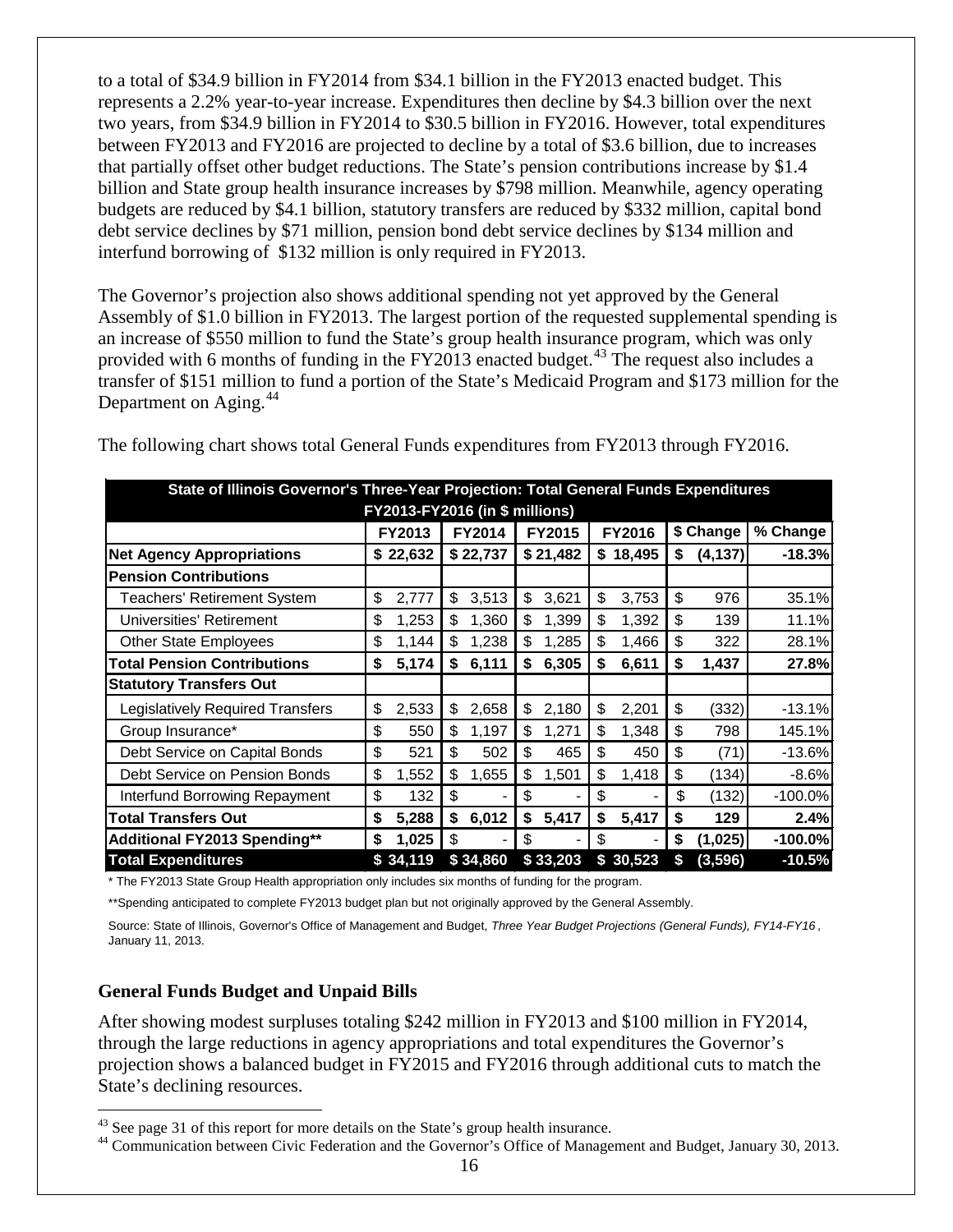to a total of $34.9 billion in FY2014 from $34.1 billion in the FY2013 enacted budget. This represents a 2.2% year-to-year increase. Expenditures then decline by $4.3 billion over the next two years, from $34.9 billion in FY2014 to $30.5 billion in FY2016. However, total expenditures between FY2013 and FY2016 are projected to decline by a total of $3.6 billion, due to increases that partially offset other budget reductions. The State's pension contributions increase by $1.4 billion and State group health insurance increases by $798 million. Meanwhile, agency operating budgets are reduced by $4.1 billion, statutory transfers are reduced by $332 million, capital bond debt service declines by $71 million, pension bond debt service declines by $134 million and interfund borrowing of $132 million is only required in FY2013.

The Governor's projection also shows additional spending not yet approved by the General Assembly of $1.0 billion in FY2013. The largest portion of the requested supplemental spending is an increase of $550 million to fund the State's group health insurance program, which was only provided with 6 months of funding in the FY2013 enacted budget.[43] The request also includes a transfer of $151 million to fund a portion of the State's Medicaid Program and $173 million for the Department on Aging.[44]

The following chart shows total General Funds expenditures from FY2013 through FY2016.

| State of Illinois Governor's Three-Year Projection: Total General Funds Expenditures FY2013-FY2016 (in $ millions) | | | | | | |
|---|---|---|---|---|---|---|
| | FY2013 | FY2014 | FY2015 | FY2016 | $ Change | % Change |
| **Net Agency Appropriations** | **$ 22,632** | **$ 22,737** | **$ 21,482** | **$ 18,495** | **$ (4,137)** | **-18.3%** |
| **Pension Contributions** | | | | | | |
| Teachers' Retirement System | $ 2,777 | $ 3,513 | $ 3,621 | $ 3,753 | $ 976 | 35.1% |
| Universities' Retirement | $ 1,253 | $ 1,360 | $ 1,399 | $ 1,392 | $ 139 | 11.1% |
| Other State Employees | $ 1,144 | $ 1,238 | $ 1,285 | $ 1,466 | $ 322 | 28.1% |
| **Total Pension Contributions** | **$ 5,174** | **$ 6,111** | **$ 6,305** | **$ 6,611** | **$ 1,437** | **27.8%** |
| **Statutory Transfers Out** | | | | | | |
| Legislatively Required Transfers | $ 2,533 | $ 2,658 | $ 2,180 | $ 2,201 | $ (332) | -13.1% |
| Group Insurance* | $ 550 | $ 1,197 | $ 1,271 | $ 1,348 | $ 798 | 145.1% |
| Debt Service on Capital Bonds | $ 521 | $ 502 | $ 465 | $ 450 | $ (71) | -13.6% |
| Debt Service on Pension Bonds | $ 1,552 | $ 1,655 | $ 1,501 | $ 1,418 | $ (134) | -8.6% |
| Interfund Borrowing Repayment | $ 132 | $ - | $ - | $ - | $ (132) | -100.0% |
| **Total Transfers Out** | **$ 5,288** | **$ 6,012** | **$ 5,417** | **$ 5,417** | **$ 129** | **2.4%** |
| **Additional FY2013 Spending**** | **$ 1,025** | $ - | $ - | $ - | **$ (1,025)** | **-100.0%** |
| **Total Expenditures** | **$ 34,119** | **$ 34,860** | **$ 33,203** | **$ 30,523** | **$ (3,596)** | **-10.5%** |

\* The FY2013 State Group Health appropriation only includes six months of funding for the program.

\*\*Spending anticipated to complete FY2013 budget plan but not originally approved by the General Assembly.

Source: State of Illinois, Governor's Office of Management and Budget, *Three Year Budget Projections (General Funds), FY14-FY16*, January 11, 2013.

## General Funds Budget and Unpaid Bills

After showing modest surpluses totaling $242 million in FY2013 and $100 million in FY2014, through the large reductions in agency appropriations and total expenditures the Governor's projection shows a balanced budget in FY2015 and FY2016 through additional cuts to match the State's declining resources.

[43] See page 31 of this report for more details on the State's group health insurance.

[44] Communication between Civic Federation and the Governor's Office of Management and Budget, January 30, 2013.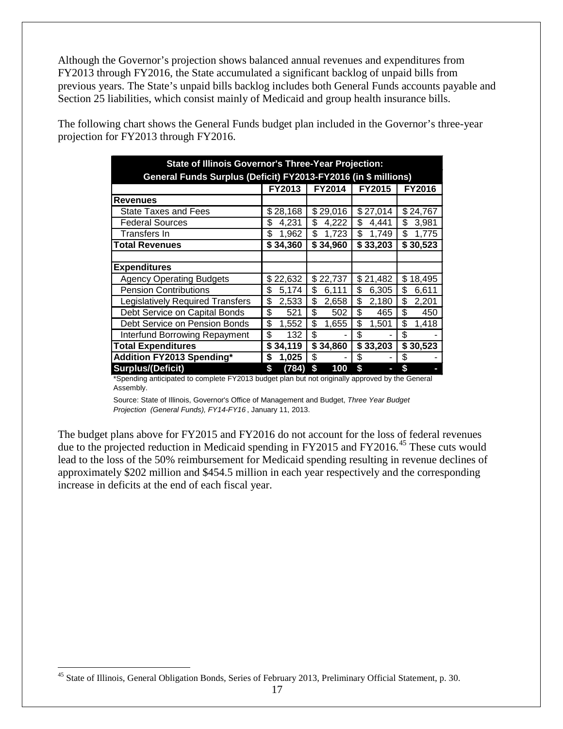Although the Governor's projection shows balanced annual revenues and expenditures from FY2013 through FY2016, the State accumulated a significant backlog of unpaid bills from previous years. The State's unpaid bills backlog includes both General Funds accounts payable and Section 25 liabilities, which consist mainly of Medicaid and group health insurance bills.

The following chart shows the General Funds budget plan included in the Governor's three-year projection for FY2013 through FY2016.

| State of Illinois Governor's Three-Year Projection: General Funds Surplus (Deficit) FY2013-FY2016 (in $ millions) | | | | |
|---|---|---|---|---|
| | FY2013 | FY2014 | FY2015 | FY2016 |
| **Revenues** | | | | |
| State Taxes and Fees | $ 28,168 | $ 29,016 | $ 27,014 | $ 24,767 |
| Federal Sources | $ 4,231 | $ 4,222 | $ 4,441 | $ 3,981 |
| Transfers In | $ 1,962 | $ 1,723 | $ 1,749 | $ 1,775 |
| **Total Revenues** | **$ 34,360** | **$ 34,960** | **$ 33,203** | **$ 30,523** |
| | | | | |
| **Expenditures** | | | | |
| Agency Operating Budgets | $ 22,632 | $ 22,737 | $ 21,482 | $ 18,495 |
| Pension Contributions | $ 5,174 | $ 6,111 | $ 6,305 | $ 6,611 |
| Legislatively Required Transfers | $ 2,533 | $ 2,658 | $ 2,180 | $ 2,201 |
| Debt Service on Capital Bonds | $ 521 | $ 502 | $ 465 | $ 450 |
| Debt Service on Pension Bonds | $ 1,552 | $ 1,655 | $ 1,501 | $ 1,418 |
| Interfund Borrowing Repayment | $ 132 | $ - | $ - | $ - |
| **Total Expenditures** | **$ 34,119** | **$ 34,860** | **$ 33,203** | **$ 30,523** |
| **Addition FY2013 Spending*** | **$ 1,025** | $ - | $ - | $ - |
| **Surplus/(Deficit)** | **$ (784)** | **$ 100** | **$ -** | **$ -** |

*Spending anticipated to complete FY2013 budget plan but not originally approved by the General Assembly.

Source: State of Illinois, Governor's Office of Management and Budget, *Three Year Budget Projection (General Funds), FY14-FY16*, January 11, 2013.

The budget plans above for FY2015 and FY2016 do not account for the loss of federal revenues due to the projected reduction in Medicaid spending in FY2015 and FY2016.[45] These cuts would lead to the loss of the 50% reimbursement for Medicaid spending resulting in revenue declines of approximately $202 million and $454.5 million in each year respectively and the corresponding increase in deficits at the end of each fiscal year.

[45] State of Illinois, General Obligation Bonds, Series of February 2013, Preliminary Official Statement, p. 30.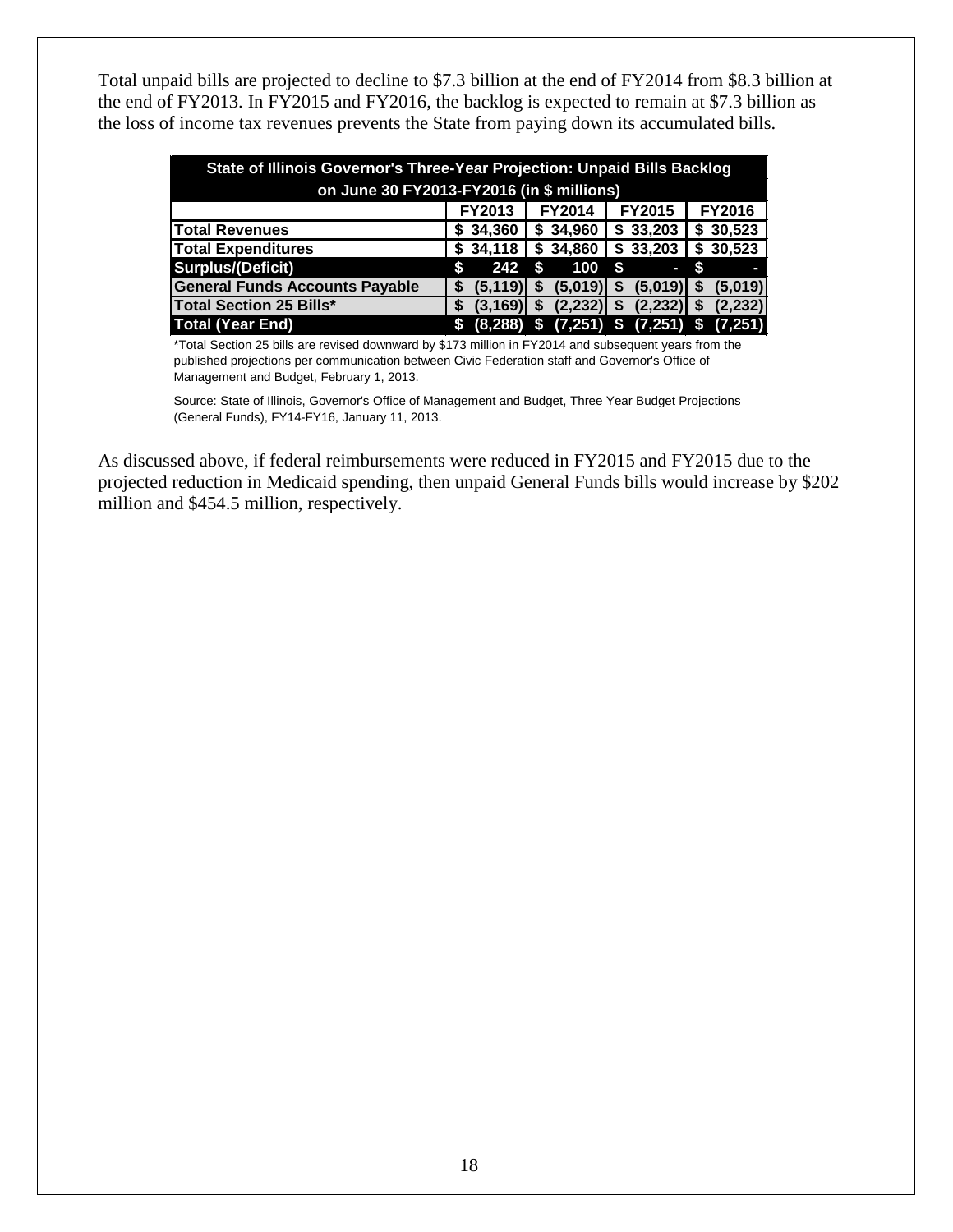Total unpaid bills are projected to decline to $7.3 billion at the end of FY2014 from $8.3 billion at the end of FY2013. In FY2015 and FY2016, the backlog is expected to remain at $7.3 billion as the loss of income tax revenues prevents the State from paying down its accumulated bills.

| State of Illinois Governor's Three-Year Projection: Unpaid Bills Backlog on June 30 FY2013-FY2016 (in $ millions) | | | | |
|---|---|---|---|---|
| | FY2013 | FY2014 | FY2015 | FY2016 |
| Total Revenues | $ 34,360 | $ 34,960 | $ 33,203 | $ 30,523 |
| Total Expenditures | $ 34,118 | $ 34,860 | $ 33,203 | $ 30,523 |
| Surplus/(Deficit) | $ 242 | $ 100 | $ - | $ - |
| General Funds Accounts Payable | $ (5,119) | $ (5,019) | $ (5,019) | $ (5,019) |
| Total Section 25 Bills* | $ (3,169) | $ (2,232) | $ (2,232) | $ (2,232) |
| Total (Year End) | $ (8,288) | $ (7,251) | $ (7,251) | $ (7,251) |

*Total Section 25 bills are revised downward by $173 million in FY2014 and subsequent years from the published projections per communication between Civic Federation staff and Governor's Office of Management and Budget, February 1, 2013.

Source: State of Illinois, Governor's Office of Management and Budget, Three Year Budget Projections (General Funds), FY14-FY16, January 11, 2013.

As discussed above, if federal reimbursements were reduced in FY2015 and FY2015 due to the projected reduction in Medicaid spending, then unpaid General Funds bills would increase by $202 million and $454.5 million, respectively.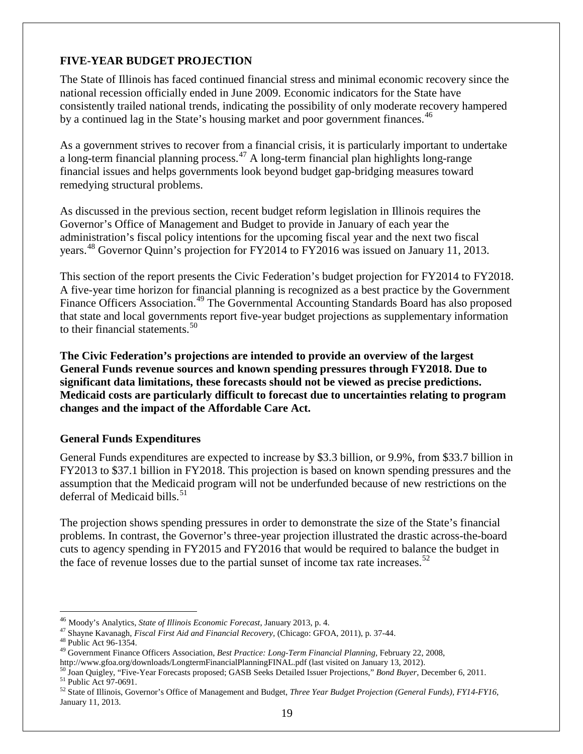## FIVE-YEAR BUDGET PROJECTION

The State of Illinois has faced continued financial stress and minimal economic recovery since the national recession officially ended in June 2009. Economic indicators for the State have consistently trailed national trends, indicating the possibility of only moderate recovery hampered by a continued lag in the State's housing market and poor government finances.[46]

As a government strives to recover from a financial crisis, it is particularly important to undertake a long-term financial planning process.[47] A long-term financial plan highlights long-range financial issues and helps governments look beyond budget gap-bridging measures toward remedying structural problems.

As discussed in the previous section, recent budget reform legislation in Illinois requires the Governor's Office of Management and Budget to provide in January of each year the administration's fiscal policy intentions for the upcoming fiscal year and the next two fiscal years.[48] Governor Quinn's projection for FY2014 to FY2016 was issued on January 11, 2013.

This section of the report presents the Civic Federation's budget projection for FY2014 to FY2018. A five-year time horizon for financial planning is recognized as a best practice by the Government Finance Officers Association.[49] The Governmental Accounting Standards Board has also proposed that state and local governments report five-year budget projections as supplementary information to their financial statements.[50]

**The Civic Federation's projections are intended to provide an overview of the largest General Funds revenue sources and known spending pressures through FY2018. Due to significant data limitations, these forecasts should not be viewed as precise predictions. Medicaid costs are particularly difficult to forecast due to uncertainties relating to program changes and the impact of the Affordable Care Act.**

### General Funds Expenditures

General Funds expenditures are expected to increase by $3.3 billion, or 9.9%, from $33.7 billion in FY2013 to $37.1 billion in FY2018. This projection is based on known spending pressures and the assumption that the Medicaid program will not be underfunded because of new restrictions on the deferral of Medicaid bills.[51]

The projection shows spending pressures in order to demonstrate the size of the State's financial problems. In contrast, the Governor's three-year projection illustrated the drastic across-the-board cuts to agency spending in FY2015 and FY2016 that would be required to balance the budget in the face of revenue losses due to the partial sunset of income tax rate increases.[52]

---

[46] Moody's Analytics, *State of Illinois Economic Forecast*, January 2013, p. 4.
[47] Shayne Kavanagh, *Fiscal First Aid and Financial Recovery*, (Chicago: GFOA, 2011), p. 37-44.
[48] Public Act 96-1354.
[49] Government Finance Officers Association, *Best Practice: Long-Term Financial Planning*, February 22, 2008, http://www.gfoa.org/downloads/LongtermFinancialPlanningFINAL.pdf (last visited on January 13, 2012).
[50] Joan Quigley, "Five-Year Forecasts proposed; GASB Seeks Detailed Issuer Projections," *Bond Buyer*, December 6, 2011.
[51] Public Act 97-0691.
[52] State of Illinois, Governor's Office of Management and Budget, *Three Year Budget Projection (General Funds), FY14-FY16*, January 11, 2013.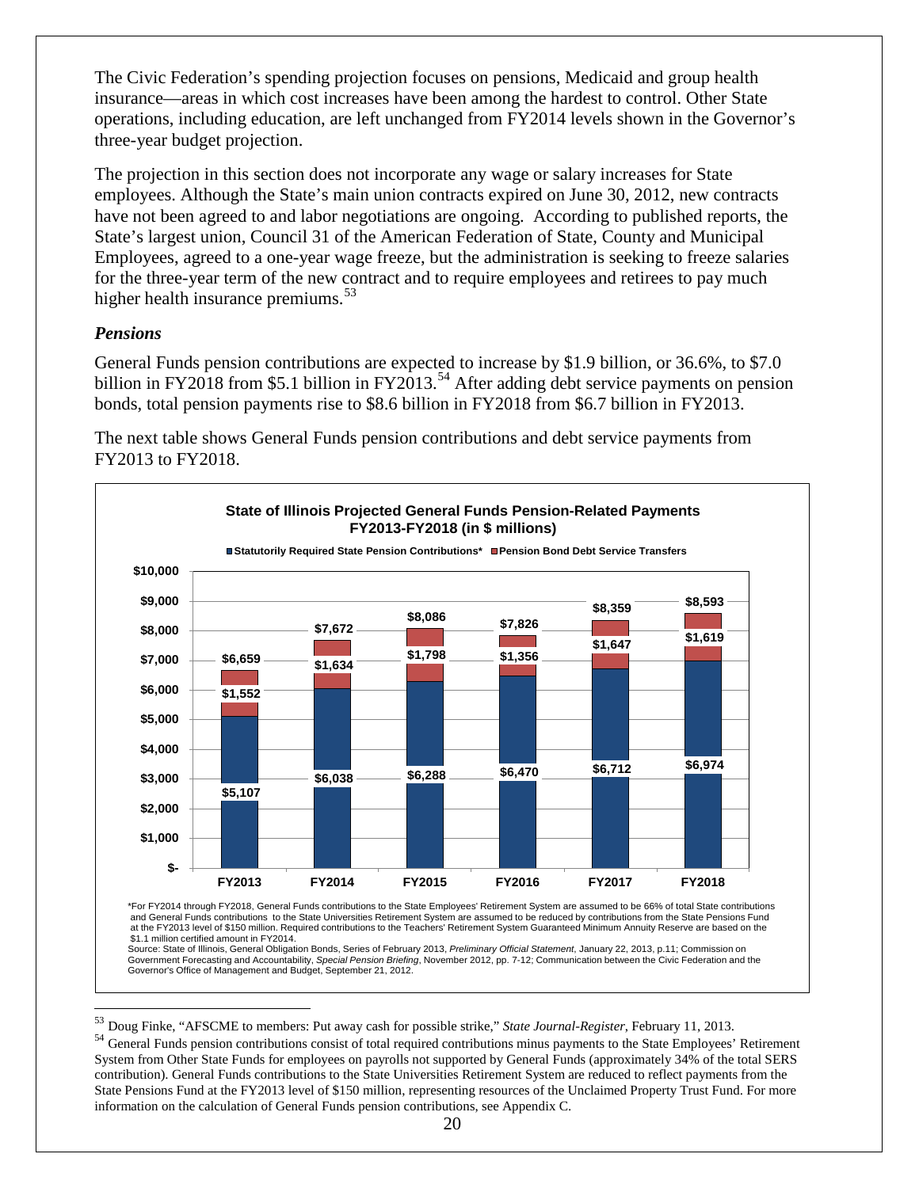The Civic Federation's spending projection focuses on pensions, Medicaid and group health insurance—areas in which cost increases have been among the hardest to control. Other State operations, including education, are left unchanged from FY2014 levels shown in the Governor's three-year budget projection.

The projection in this section does not incorporate any wage or salary increases for State employees. Although the State's main union contracts expired on June 30, 2012, new contracts have not been agreed to and labor negotiations are ongoing. According to published reports, the State's largest union, Council 31 of the American Federation of State, County and Municipal Employees, agreed to a one-year wage freeze, but the administration is seeking to freeze salaries for the three-year term of the new contract and to require employees and retirees to pay much higher health insurance premiums.[53]

### *Pensions*

General Funds pension contributions are expected to increase by $1.9 billion, or 36.6%, to $7.0 billion in FY2018 from $5.1 billion in FY2013.[54] After adding debt service payments on pension bonds, total pension payments rise to $8.6 billion in FY2018 from $6.7 billion in FY2013.

The next table shows General Funds pension contributions and debt service payments from FY2013 to FY2018.

**State of Illinois Projected General Funds Pension-Related Payments FY2013-FY2018 (in $ millions)**

| | FY2013 | FY2014 | FY2015 | FY2016 | FY2017 | FY2018 |
|---|---|---|---|---|---|---|
| Statutorily Required State Pension Contributions* | $5,107 | $6,038 | $6,288 | $6,470 | $6,712 | $6,974 |
| Pension Bond Debt Service Transfers | $1,552 | $1,634 | $1,798 | $1,356 | $1,647 | $1,619 |
| Total | $6,659 | $7,672 | $8,086 | $7,826 | $8,359 | $8,593 |

*For FY2014 through FY2018, General Funds contributions to the State Employees' Retirement System are assumed to be 66% of total State contributions and General Funds contributions to the State Universities Retirement System are assumed to be reduced by contributions from the State Pensions Fund at the FY2013 level of $150 million. Required contributions to the Teachers' Retirement System Guaranteed Minimum Annuity Reserve are based on the $1.1 million certified amount in FY2014.

Source: State of Illinois, General Obligation Bonds, Series of February 2013, *Preliminary Official Statement*, January 22, 2013, p.11; Commission on Government Forecasting and Accountability, *Special Pension Briefing*, November 2012, pp. 7-12; Communication between the Civic Federation and the Governor's Office of Management and Budget, September 21, 2012.

---

[53] Doug Finke, "AFSCME to members: Put away cash for possible strike," *State Journal-Register*, February 11, 2013.

[54] General Funds pension contributions consist of total required contributions minus payments to the State Employees' Retirement System from Other State Funds for employees on payrolls not supported by General Funds (approximately 34% of the total SERS contribution). General Funds contributions to the State Universities Retirement System are reduced to reflect payments from the State Pensions Fund at the FY2013 level of $150 million, representing resources of the Unclaimed Property Trust Fund. For more information on the calculation of General Funds pension contributions, see Appendix C.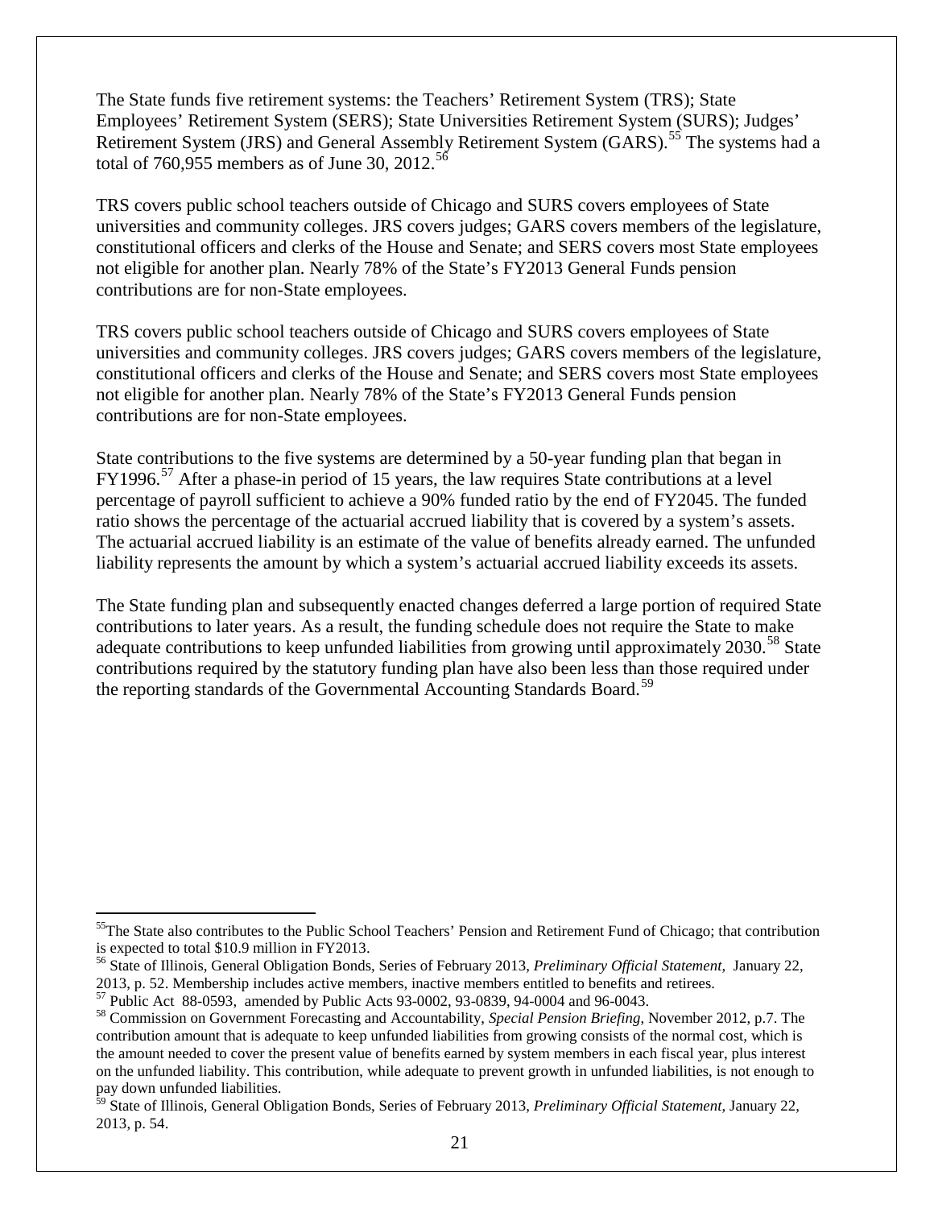The State funds five retirement systems: the Teachers' Retirement System (TRS); State Employees' Retirement System (SERS); State Universities Retirement System (SURS); Judges' Retirement System (JRS) and General Assembly Retirement System (GARS).[55] The systems had a total of 760,955 members as of June 30, 2012.[56]

TRS covers public school teachers outside of Chicago and SURS covers employees of State universities and community colleges. JRS covers judges; GARS covers members of the legislature, constitutional officers and clerks of the House and Senate; and SERS covers most State employees not eligible for another plan. Nearly 78% of the State's FY2013 General Funds pension contributions are for non-State employees.

TRS covers public school teachers outside of Chicago and SURS covers employees of State universities and community colleges. JRS covers judges; GARS covers members of the legislature, constitutional officers and clerks of the House and Senate; and SERS covers most State employees not eligible for another plan. Nearly 78% of the State's FY2013 General Funds pension contributions are for non-State employees.

State contributions to the five systems are determined by a 50-year funding plan that began in FY1996.[57] After a phase-in period of 15 years, the law requires State contributions at a level percentage of payroll sufficient to achieve a 90% funded ratio by the end of FY2045. The funded ratio shows the percentage of the actuarial accrued liability that is covered by a system's assets. The actuarial accrued liability is an estimate of the value of benefits already earned. The unfunded liability represents the amount by which a system's actuarial accrued liability exceeds its assets.

The State funding plan and subsequently enacted changes deferred a large portion of required State contributions to later years. As a result, the funding schedule does not require the State to make adequate contributions to keep unfunded liabilities from growing until approximately 2030.[58] State contributions required by the statutory funding plan have also been less than those required under the reporting standards of the Governmental Accounting Standards Board.[59]

---

[55] The State also contributes to the Public School Teachers' Pension and Retirement Fund of Chicago; that contribution is expected to total $10.9 million in FY2013.

[56] State of Illinois, General Obligation Bonds, Series of February 2013, *Preliminary Official Statement*, January 22, 2013, p. 52. Membership includes active members, inactive members entitled to benefits and retirees.

[57] Public Act 88-0593, amended by Public Acts 93-0002, 93-0839, 94-0004 and 96-0043.

[58] Commission on Government Forecasting and Accountability, *Special Pension Briefing*, November 2012, p.7. The contribution amount that is adequate to keep unfunded liabilities from growing consists of the normal cost, which is the amount needed to cover the present value of benefits earned by system members in each fiscal year, plus interest on the unfunded liability. This contribution, while adequate to prevent growth in unfunded liabilities, is not enough to pay down unfunded liabilities.

[59] State of Illinois, General Obligation Bonds, Series of February 2013, *Preliminary Official Statement*, January 22, 2013, p. 54.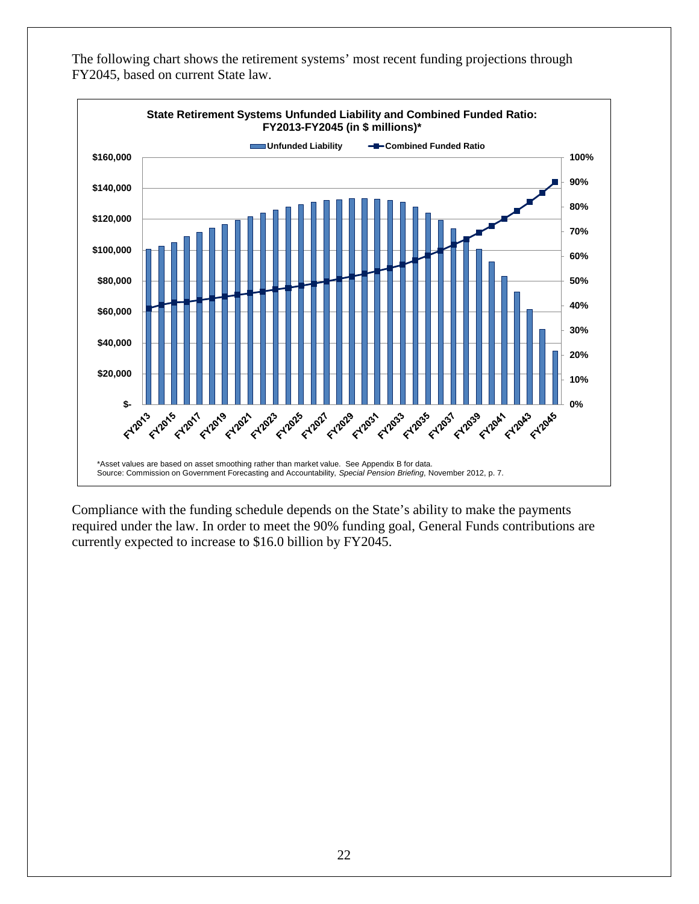The following chart shows the retirement systems' most recent funding projections through FY2045, based on current State law.

**State Retirement Systems Unfunded Liability and Combined Funded Ratio: FY2013-FY2045 (in $ millions)***

*Asset values are based on asset smoothing rather than market value. See Appendix B for data.
Source: Commission on Government Forecasting and Accountability, *Special Pension Briefing*, November 2012, p. 7.

Compliance with the funding schedule depends on the State's ability to make the payments required under the law. In order to meet the 90% funding goal, General Funds contributions are currently expected to increase to $16.0 billion by FY2045.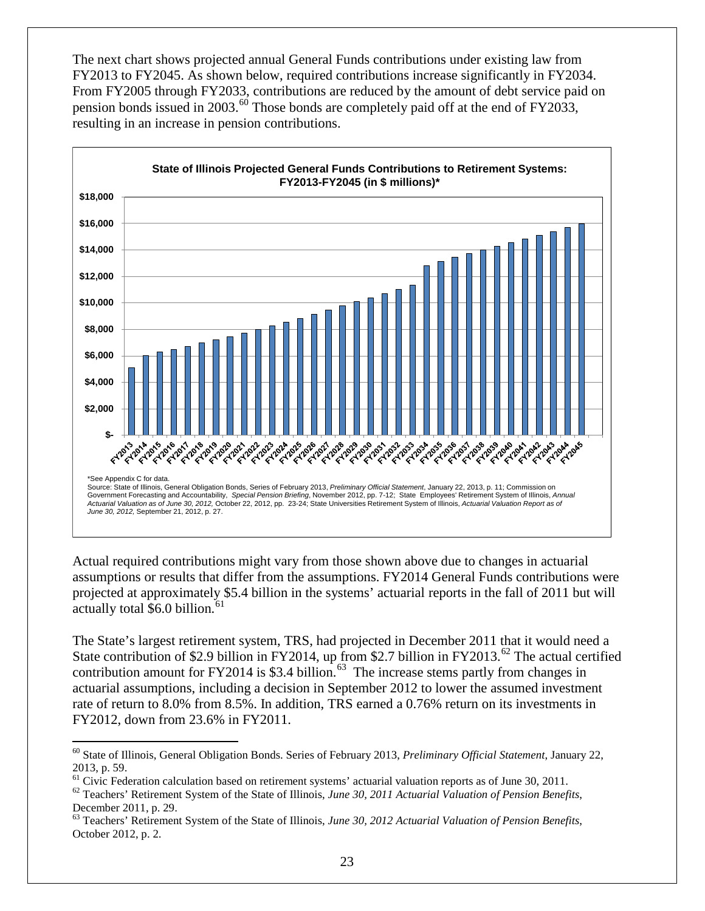The next chart shows projected annual General Funds contributions under existing law from FY2013 to FY2045. As shown below, required contributions increase significantly in FY2034. From FY2005 through FY2033, contributions are reduced by the amount of debt service paid on pension bonds issued in 2003.[60] Those bonds are completely paid off at the end of FY2033, resulting in an increase in pension contributions.

**State of Illinois Projected General Funds Contributions to Retirement Systems: FY2013-FY2045 (in $ millions)***

*See Appendix C for data.

Source: State of Illinois, General Obligation Bonds, Series of February 2013, *Preliminary Official Statement*, January 22, 2013, p. 11; Commission on Government Forecasting and Accountability, *Special Pension Briefing*, November 2012, pp. 7-12; State Employees' Retirement System of Illinois, *Annual Actuarial Valuation as of June 30, 2012,* October 22, 2012, pp. 23-24; State Universities Retirement System of Illinois, *Actuarial Valuation Report as of June 30, 2012,* September 21, 2012, p. 27.

Actual required contributions might vary from those shown above due to changes in actuarial assumptions or results that differ from the assumptions. FY2014 General Funds contributions were projected at approximately $5.4 billion in the systems' actuarial reports in the fall of 2011 but will actually total $6.0 billion.[61]

The State's largest retirement system, TRS, had projected in December 2011 that it would need a State contribution of $2.9 billion in FY2014, up from $2.7 billion in FY2013.[62] The actual certified contribution amount for FY2014 is $3.4 billion.[63] The increase stems partly from changes in actuarial assumptions, including a decision in September 2012 to lower the assumed investment rate of return to 8.0% from 8.5%. In addition, TRS earned a 0.76% return on its investments in FY2012, down from 23.6% in FY2011.

---

[60] State of Illinois, General Obligation Bonds. Series of February 2013, *Preliminary Official Statement*, January 22, 2013, p. 59.

[61] Civic Federation calculation based on retirement systems' actuarial valuation reports as of June 30, 2011.

[62] Teachers' Retirement System of the State of Illinois, *June 30, 2011 Actuarial Valuation of Pension Benefits*, December 2011, p. 29.

[63] Teachers' Retirement System of the State of Illinois, *June 30, 2012 Actuarial Valuation of Pension Benefits*, October 2012, p. 2.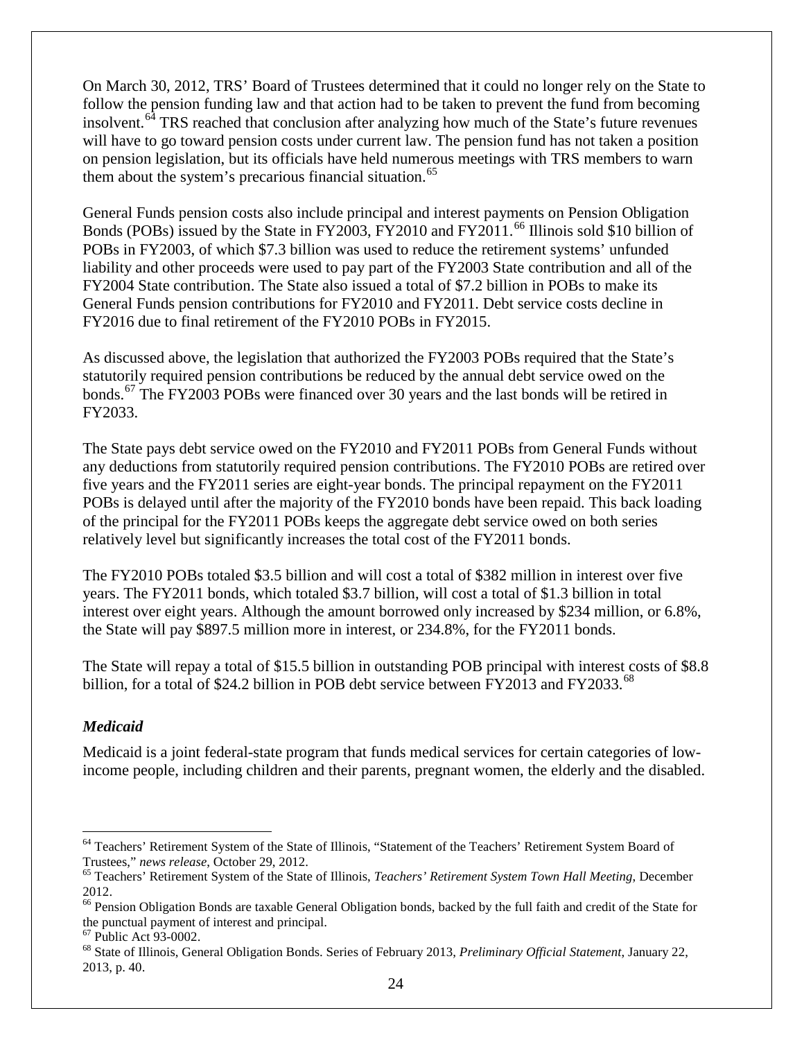On March 30, 2012, TRS' Board of Trustees determined that it could no longer rely on the State to follow the pension funding law and that action had to be taken to prevent the fund from becoming insolvent.[64] TRS reached that conclusion after analyzing how much of the State's future revenues will have to go toward pension costs under current law. The pension fund has not taken a position on pension legislation, but its officials have held numerous meetings with TRS members to warn them about the system's precarious financial situation.[65]

General Funds pension costs also include principal and interest payments on Pension Obligation Bonds (POBs) issued by the State in FY2003, FY2010 and FY2011.[66] Illinois sold $10 billion of POBs in FY2003, of which $7.3 billion was used to reduce the retirement systems' unfunded liability and other proceeds were used to pay part of the FY2003 State contribution and all of the FY2004 State contribution. The State also issued a total of $7.2 billion in POBs to make its General Funds pension contributions for FY2010 and FY2011. Debt service costs decline in FY2016 due to final retirement of the FY2010 POBs in FY2015.

As discussed above, the legislation that authorized the FY2003 POBs required that the State's statutorily required pension contributions be reduced by the annual debt service owed on the bonds.[67] The FY2003 POBs were financed over 30 years and the last bonds will be retired in FY2033.

The State pays debt service owed on the FY2010 and FY2011 POBs from General Funds without any deductions from statutorily required pension contributions. The FY2010 POBs are retired over five years and the FY2011 series are eight-year bonds. The principal repayment on the FY2011 POBs is delayed until after the majority of the FY2010 bonds have been repaid. This back loading of the principal for the FY2011 POBs keeps the aggregate debt service owed on both series relatively level but significantly increases the total cost of the FY2011 bonds.

The FY2010 POBs totaled $3.5 billion and will cost a total of $382 million in interest over five years. The FY2011 bonds, which totaled $3.7 billion, will cost a total of $1.3 billion in total interest over eight years. Although the amount borrowed only increased by $234 million, or 6.8%, the State will pay $897.5 million more in interest, or 234.8%, for the FY2011 bonds.

The State will repay a total of $15.5 billion in outstanding POB principal with interest costs of $8.8 billion, for a total of $24.2 billion in POB debt service between FY2013 and FY2033.[68]

### *Medicaid*

Medicaid is a joint federal-state program that funds medical services for certain categories of low-income people, including children and their parents, pregnant women, the elderly and the disabled.

---

[64] Teachers' Retirement System of the State of Illinois, "Statement of the Teachers' Retirement System Board of Trustees," *news release*, October 29, 2012.

[65] Teachers' Retirement System of the State of Illinois, *Teachers' Retirement System Town Hall Meeting*, December 2012.

[66] Pension Obligation Bonds are taxable General Obligation bonds, backed by the full faith and credit of the State for the punctual payment of interest and principal.

[67] Public Act 93-0002.

[68] State of Illinois, General Obligation Bonds. Series of February 2013, *Preliminary Official Statement*, January 22, 2013, p. 40.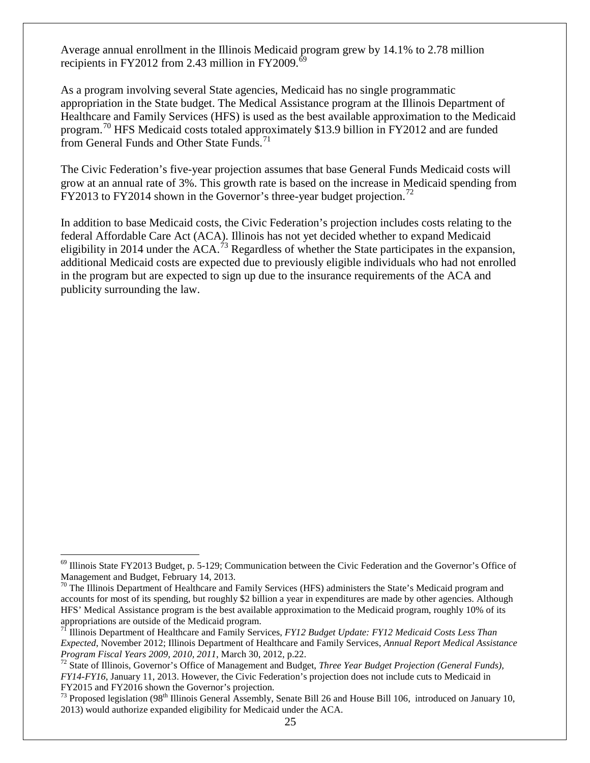Average annual enrollment in the Illinois Medicaid program grew by 14.1% to 2.78 million recipients in FY2012 from 2.43 million in FY2009.[69]

As a program involving several State agencies, Medicaid has no single programmatic appropriation in the State budget. The Medical Assistance program at the Illinois Department of Healthcare and Family Services (HFS) is used as the best available approximation to the Medicaid program.[70] HFS Medicaid costs totaled approximately $13.9 billion in FY2012 and are funded from General Funds and Other State Funds.[71]

The Civic Federation's five-year projection assumes that base General Funds Medicaid costs will grow at an annual rate of 3%. This growth rate is based on the increase in Medicaid spending from FY2013 to FY2014 shown in the Governor's three-year budget projection.[72]

In addition to base Medicaid costs, the Civic Federation's projection includes costs relating to the federal Affordable Care Act (ACA). Illinois has not yet decided whether to expand Medicaid eligibility in 2014 under the ACA.[73] Regardless of whether the State participates in the expansion, additional Medicaid costs are expected due to previously eligible individuals who had not enrolled in the program but are expected to sign up due to the insurance requirements of the ACA and publicity surrounding the law.

---

[69] Illinois State FY2013 Budget, p. 5-129; Communication between the Civic Federation and the Governor's Office of Management and Budget, February 14, 2013.

[70] The Illinois Department of Healthcare and Family Services (HFS) administers the State's Medicaid program and accounts for most of its spending, but roughly $2 billion a year in expenditures are made by other agencies. Although HFS' Medical Assistance program is the best available approximation to the Medicaid program, roughly 10% of its appropriations are outside of the Medicaid program.

[71] Illinois Department of Healthcare and Family Services, *FY12 Budget Update: FY12 Medicaid Costs Less Than Expected*, November 2012; Illinois Department of Healthcare and Family Services, *Annual Report Medical Assistance Program Fiscal Years 2009, 2010, 2011*, March 30, 2012, p.22.

[72] State of Illinois, Governor's Office of Management and Budget, *Three Year Budget Projection (General Funds), FY14-FY16*, January 11, 2013. However, the Civic Federation's projection does not include cuts to Medicaid in FY2015 and FY2016 shown the Governor's projection.

[73] Proposed legislation (98th Illinois General Assembly, Senate Bill 26 and House Bill 106, introduced on January 10, 2013) would authorize expanded eligibility for Medicaid under the ACA.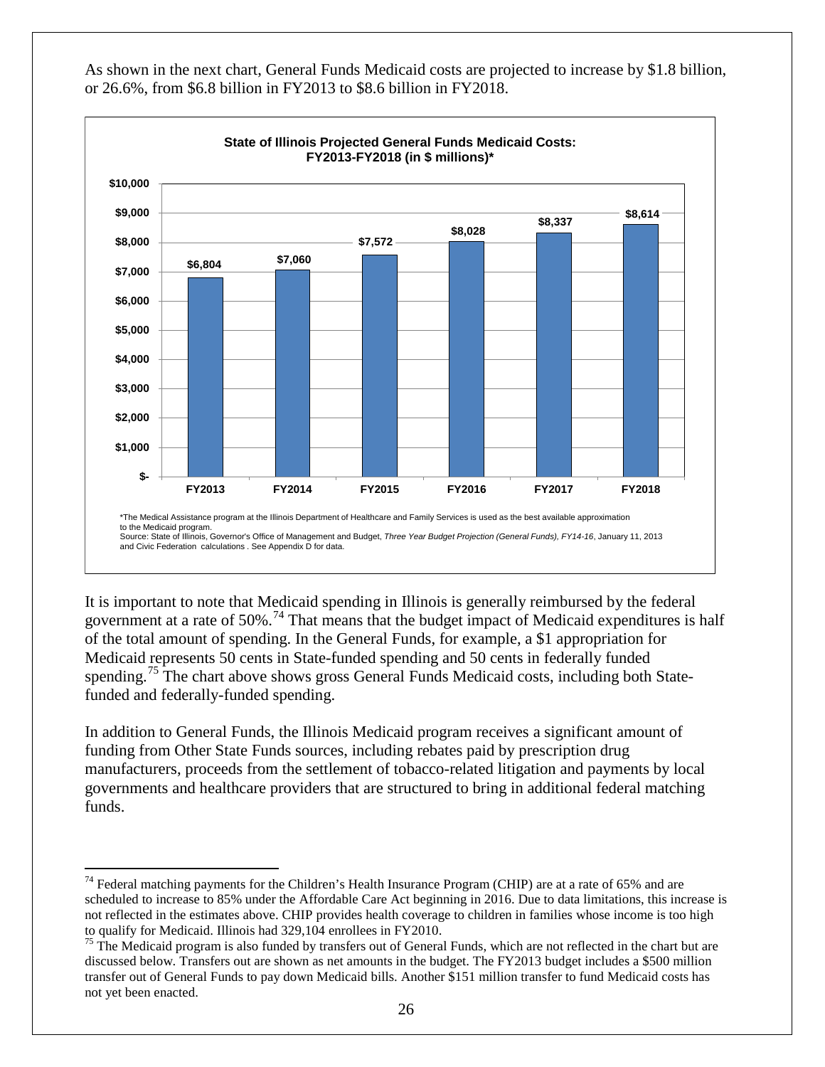As shown in the next chart, General Funds Medicaid costs are projected to increase by $1.8 billion, or 26.6%, from $6.8 billion in FY2013 to $8.6 billion in FY2018.

**State of Illinois Projected General Funds Medicaid Costs: FY2013-FY2018 (in $ millions)***

| FY2013 | FY2014 | FY2015 | FY2016 | FY2017 | FY2018 |
|---|---|---|---|---|---|
| $6,804 | $7,060 | $7,572 | $8,028 | $8,337 | $8,614 |

*The Medical Assistance program at the Illinois Department of Healthcare and Family Services is used as the best available approximation to the Medicaid program.
Source: State of Illinois, Governor's Office of Management and Budget, *Three Year Budget Projection (General Funds), FY14-16*, January 11, 2013 and Civic Federation calculations . See Appendix D for data.

It is important to note that Medicaid spending in Illinois is generally reimbursed by the federal government at a rate of 50%.[74] That means that the budget impact of Medicaid expenditures is half of the total amount of spending. In the General Funds, for example, a $1 appropriation for Medicaid represents 50 cents in State-funded spending and 50 cents in federally funded spending.[75] The chart above shows gross General Funds Medicaid costs, including both State-funded and federally-funded spending.

In addition to General Funds, the Illinois Medicaid program receives a significant amount of funding from Other State Funds sources, including rebates paid by prescription drug manufacturers, proceeds from the settlement of tobacco-related litigation and payments by local governments and healthcare providers that are structured to bring in additional federal matching funds.

---

[74] Federal matching payments for the Children's Health Insurance Program (CHIP) are at a rate of 65% and are scheduled to increase to 85% under the Affordable Care Act beginning in 2016. Due to data limitations, this increase is not reflected in the estimates above. CHIP provides health coverage to children in families whose income is too high to qualify for Medicaid. Illinois had 329,104 enrollees in FY2010.

[75] The Medicaid program is also funded by transfers out of General Funds, which are not reflected in the chart but are discussed below. Transfers out are shown as net amounts in the budget. The FY2013 budget includes a $500 million transfer out of General Funds to pay down Medicaid bills. Another $151 million transfer to fund Medicaid costs has not yet been enacted.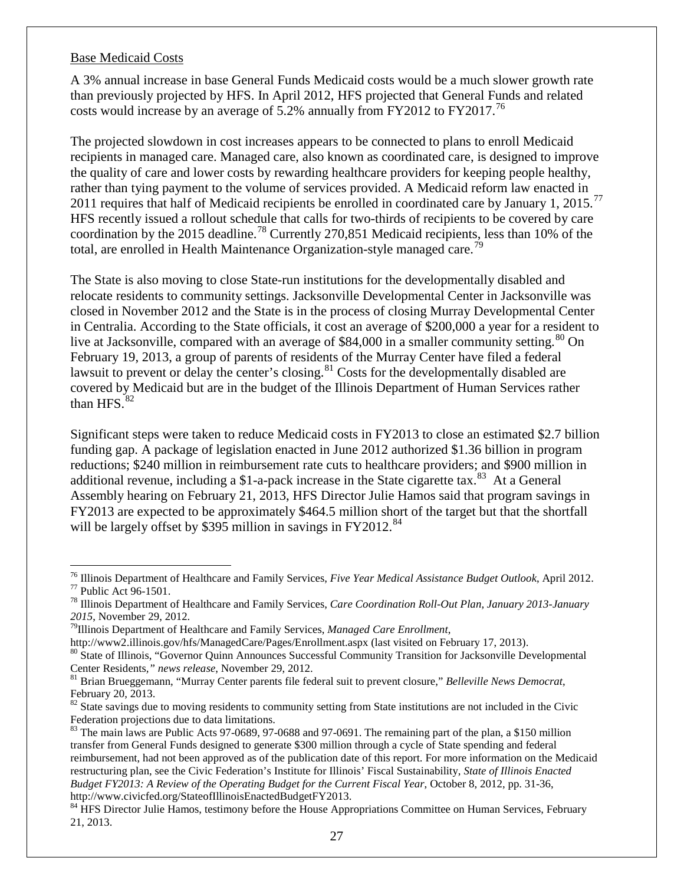Base Medicaid Costs

A 3% annual increase in base General Funds Medicaid costs would be a much slower growth rate than previously projected by HFS. In April 2012, HFS projected that General Funds and related costs would increase by an average of 5.2% annually from FY2012 to FY2017.[76]

The projected slowdown in cost increases appears to be connected to plans to enroll Medicaid recipients in managed care. Managed care, also known as coordinated care, is designed to improve the quality of care and lower costs by rewarding healthcare providers for keeping people healthy, rather than tying payment to the volume of services provided. A Medicaid reform law enacted in 2011 requires that half of Medicaid recipients be enrolled in coordinated care by January 1, 2015.[77] HFS recently issued a rollout schedule that calls for two-thirds of recipients to be covered by care coordination by the 2015 deadline.[78] Currently 270,851 Medicaid recipients, less than 10% of the total, are enrolled in Health Maintenance Organization-style managed care.[79]

The State is also moving to close State-run institutions for the developmentally disabled and relocate residents to community settings. Jacksonville Developmental Center in Jacksonville was closed in November 2012 and the State is in the process of closing Murray Developmental Center in Centralia. According to the State officials, it cost an average of $200,000 a year for a resident to live at Jacksonville, compared with an average of $84,000 in a smaller community setting.[80] On February 19, 2013, a group of parents of residents of the Murray Center have filed a federal lawsuit to prevent or delay the center's closing.[81] Costs for the developmentally disabled are covered by Medicaid but are in the budget of the Illinois Department of Human Services rather than HFS.[82]

Significant steps were taken to reduce Medicaid costs in FY2013 to close an estimated $2.7 billion funding gap. A package of legislation enacted in June 2012 authorized $1.36 billion in program reductions; $240 million in reimbursement rate cuts to healthcare providers; and $900 million in additional revenue, including a $1-a-pack increase in the State cigarette tax.[83] At a General Assembly hearing on February 21, 2013, HFS Director Julie Hamos said that program savings in FY2013 are expected to be approximately $464.5 million short of the target but that the shortfall will be largely offset by $395 million in savings in FY2012.[84]

---

[76] Illinois Department of Healthcare and Family Services, *Five Year Medical Assistance Budget Outlook*, April 2012.
[77] Public Act 96-1501.
[78] Illinois Department of Healthcare and Family Services, *Care Coordination Roll-Out Plan, January 2013-January 2015*, November 29, 2012.
[79] Illinois Department of Healthcare and Family Services, *Managed Care Enrollment*, http://www2.illinois.gov/hfs/ManagedCare/Pages/Enrollment.aspx (last visited on February 17, 2013).
[80] State of Illinois, "Governor Quinn Announces Successful Community Transition for Jacksonville Developmental Center Residents," *news release*, November 29, 2012.
[81] Brian Brueggemann, "Murray Center parents file federal suit to prevent closure," *Belleville News Democrat*, February 20, 2013.
[82] State savings due to moving residents to community setting from State institutions are not included in the Civic Federation projections due to data limitations.
[83] The main laws are Public Acts 97-0689, 97-0688 and 97-0691. The remaining part of the plan, a $150 million transfer from General Funds designed to generate $300 million through a cycle of State spending and federal reimbursement, had not been approved as of the publication date of this report. For more information on the Medicaid restructuring plan, see the Civic Federation's Institute for Illinois' Fiscal Sustainability, *State of Illinois Enacted Budget FY2013: A Review of the Operating Budget for the Current Fiscal Year*, October 8, 2012, pp. 31-36, http://www.civicfed.org/StateofIllinoisEnactedBudgetFY2013.
[84] HFS Director Julie Hamos, testimony before the House Appropriations Committee on Human Services, February 21, 2013.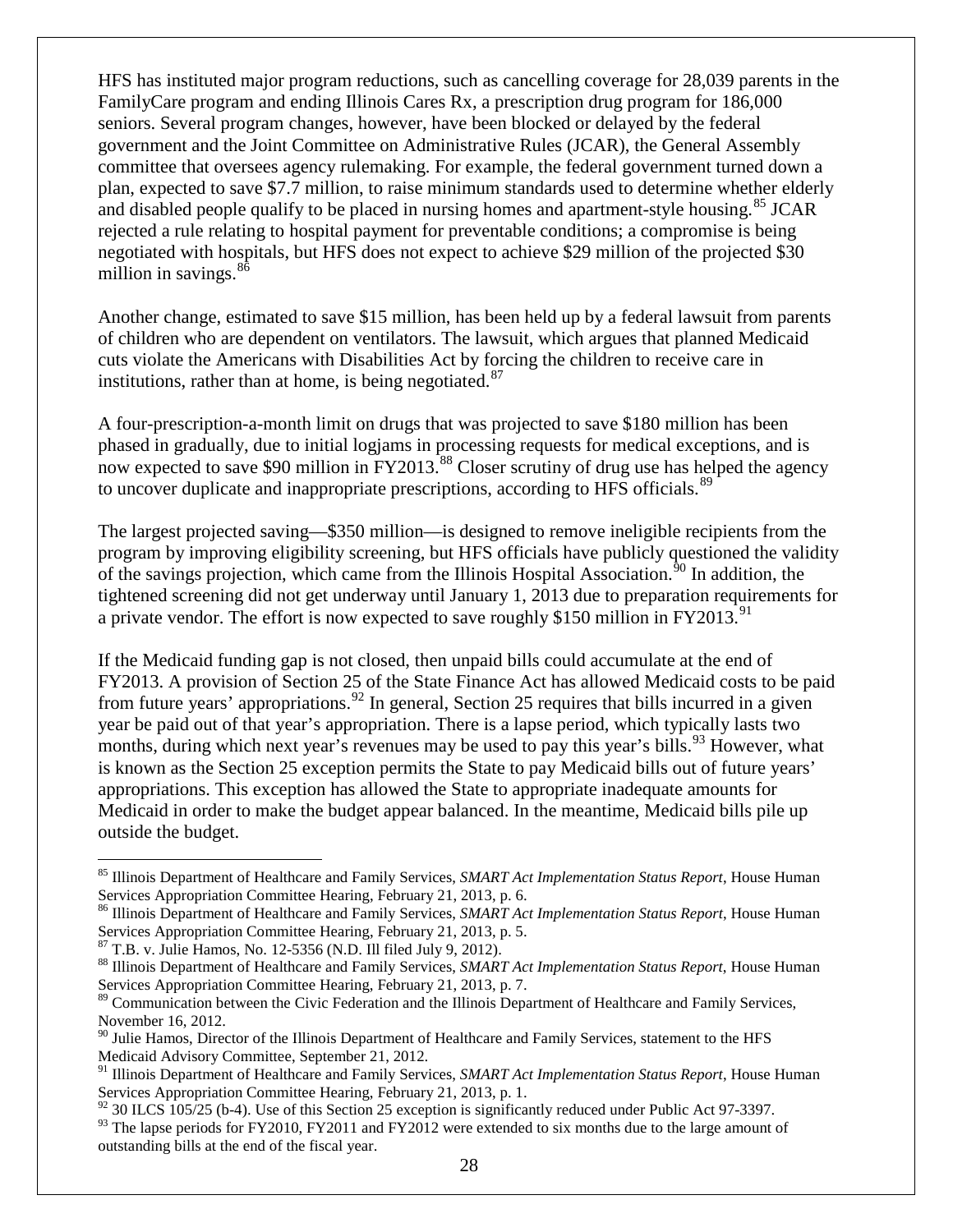HFS has instituted major program reductions, such as cancelling coverage for 28,039 parents in the FamilyCare program and ending Illinois Cares Rx, a prescription drug program for 186,000 seniors. Several program changes, however, have been blocked or delayed by the federal government and the Joint Committee on Administrative Rules (JCAR), the General Assembly committee that oversees agency rulemaking. For example, the federal government turned down a plan, expected to save $7.7 million, to raise minimum standards used to determine whether elderly and disabled people qualify to be placed in nursing homes and apartment-style housing.[85] JCAR rejected a rule relating to hospital payment for preventable conditions; a compromise is being negotiated with hospitals, but HFS does not expect to achieve $29 million of the projected $30 million in savings.[86]

Another change, estimated to save $15 million, has been held up by a federal lawsuit from parents of children who are dependent on ventilators. The lawsuit, which argues that planned Medicaid cuts violate the Americans with Disabilities Act by forcing the children to receive care in institutions, rather than at home, is being negotiated.[87]

A four-prescription-a-month limit on drugs that was projected to save $180 million has been phased in gradually, due to initial logjams in processing requests for medical exceptions, and is now expected to save $90 million in FY2013.[88] Closer scrutiny of drug use has helped the agency to uncover duplicate and inappropriate prescriptions, according to HFS officials.[89]

The largest projected saving—$350 million—is designed to remove ineligible recipients from the program by improving eligibility screening, but HFS officials have publicly questioned the validity of the savings projection, which came from the Illinois Hospital Association.[90] In addition, the tightened screening did not get underway until January 1, 2013 due to preparation requirements for a private vendor. The effort is now expected to save roughly $150 million in FY2013.[91]

If the Medicaid funding gap is not closed, then unpaid bills could accumulate at the end of FY2013. A provision of Section 25 of the State Finance Act has allowed Medicaid costs to be paid from future years' appropriations.[92] In general, Section 25 requires that bills incurred in a given year be paid out of that year's appropriation. There is a lapse period, which typically lasts two months, during which next year's revenues may be used to pay this year's bills.[93] However, what is known as the Section 25 exception permits the State to pay Medicaid bills out of future years' appropriations. This exception has allowed the State to appropriate inadequate amounts for Medicaid in order to make the budget appear balanced. In the meantime, Medicaid bills pile up outside the budget.

---

[85] Illinois Department of Healthcare and Family Services, *SMART Act Implementation Status Report*, House Human Services Appropriation Committee Hearing, February 21, 2013, p. 6.

[86] Illinois Department of Healthcare and Family Services, *SMART Act Implementation Status Report*, House Human Services Appropriation Committee Hearing, February 21, 2013, p. 5.

[87] T.B. v. Julie Hamos, No. 12-5356 (N.D. Ill filed July 9, 2012).

[88] Illinois Department of Healthcare and Family Services, *SMART Act Implementation Status Report*, House Human Services Appropriation Committee Hearing, February 21, 2013, p. 7.

[89] Communication between the Civic Federation and the Illinois Department of Healthcare and Family Services, November 16, 2012.

[90] Julie Hamos, Director of the Illinois Department of Healthcare and Family Services, statement to the HFS Medicaid Advisory Committee, September 21, 2012.

[91] Illinois Department of Healthcare and Family Services, *SMART Act Implementation Status Report*, House Human Services Appropriation Committee Hearing, February 21, 2013, p. 1.

[92] 30 ILCS 105/25 (b-4). Use of this Section 25 exception is significantly reduced under Public Act 97-3397.

[93] The lapse periods for FY2010, FY2011 and FY2012 were extended to six months due to the large amount of outstanding bills at the end of the fiscal year.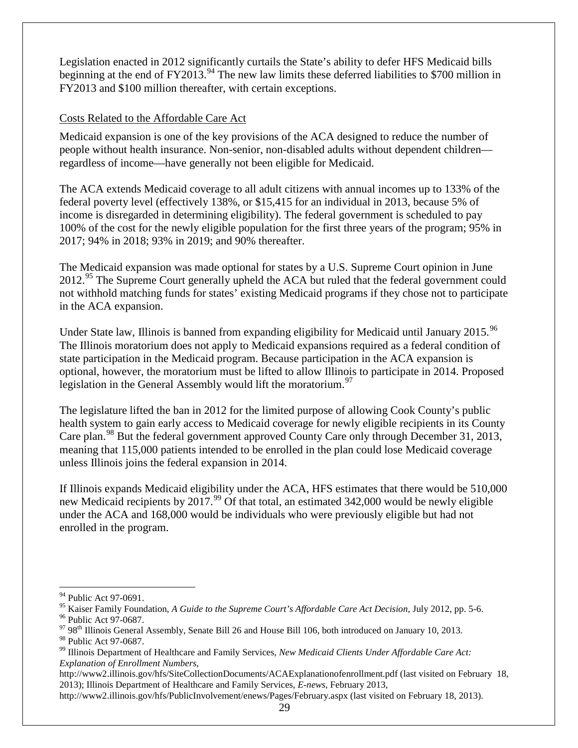Legislation enacted in 2012 significantly curtails the State's ability to defer HFS Medicaid bills beginning at the end of FY2013.[94] The new law limits these deferred liabilities to $700 million in FY2013 and $100 million thereafter, with certain exceptions.

### Costs Related to the Affordable Care Act

Medicaid expansion is one of the key provisions of the ACA designed to reduce the number of people without health insurance. Non-senior, non-disabled adults without dependent children—regardless of income—have generally not been eligible for Medicaid.

The ACA extends Medicaid coverage to all adult citizens with annual incomes up to 133% of the federal poverty level (effectively 138%, or $15,415 for an individual in 2013, because 5% of income is disregarded in determining eligibility). The federal government is scheduled to pay 100% of the cost for the newly eligible population for the first three years of the program; 95% in 2017; 94% in 2018; 93% in 2019; and 90% thereafter.

The Medicaid expansion was made optional for states by a U.S. Supreme Court opinion in June 2012.[95] The Supreme Court generally upheld the ACA but ruled that the federal government could not withhold matching funds for states' existing Medicaid programs if they chose not to participate in the ACA expansion.

Under State law, Illinois is banned from expanding eligibility for Medicaid until January 2015.[96] The Illinois moratorium does not apply to Medicaid expansions required as a federal condition of state participation in the Medicaid program. Because participation in the ACA expansion is optional, however, the moratorium must be lifted to allow Illinois to participate in 2014. Proposed legislation in the General Assembly would lift the moratorium.[97]

The legislature lifted the ban in 2012 for the limited purpose of allowing Cook County's public health system to gain early access to Medicaid coverage for newly eligible recipients in its County Care plan.[98] But the federal government approved County Care only through December 31, 2013, meaning that 115,000 patients intended to be enrolled in the plan could lose Medicaid coverage unless Illinois joins the federal expansion in 2014.

If Illinois expands Medicaid eligibility under the ACA, HFS estimates that there would be 510,000 new Medicaid recipients by 2017.[99] Of that total, an estimated 342,000 would be newly eligible under the ACA and 168,000 would be individuals who were previously eligible but had not enrolled in the program.

---

[94] Public Act 97-0691.

[95] Kaiser Family Foundation, *A Guide to the Supreme Court's Affordable Care Act Decision*, July 2012, pp. 5-6.

[96] Public Act 97-0687.

[97] 98th Illinois General Assembly, Senate Bill 26 and House Bill 106, both introduced on January 10, 2013.

[98] Public Act 97-0687.

[99] Illinois Department of Healthcare and Family Services, *New Medicaid Clients Under Affordable Care Act: Explanation of Enrollment Numbers*, http://www2.illinois.gov/hfs/SiteCollectionDocuments/ACAExplanationofenrollment.pdf (last visited on February 18, 2013); Illinois Department of Healthcare and Family Services, *E-news*, February 2013, http://www2.illinois.gov/hfs/PublicInvolvement/enews/Pages/February.aspx (last visited on February 18, 2013).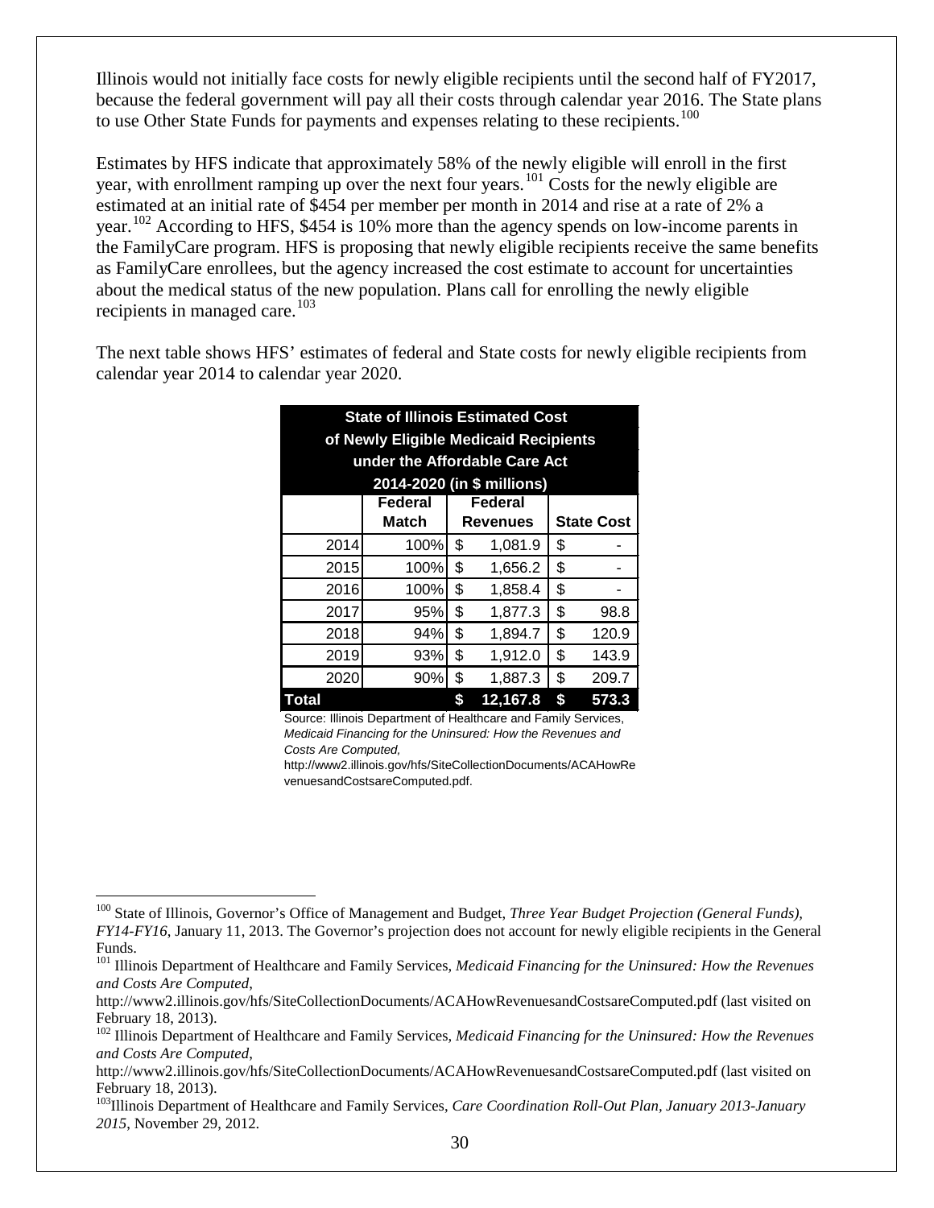Illinois would not initially face costs for newly eligible recipients until the second half of FY2017, because the federal government will pay all their costs through calendar year 2016. The State plans to use Other State Funds for payments and expenses relating to these recipients.[100]

Estimates by HFS indicate that approximately 58% of the newly eligible will enroll in the first year, with enrollment ramping up over the next four years.[101] Costs for the newly eligible are estimated at an initial rate of $454 per member per month in 2014 and rise at a rate of 2% a year.[102] According to HFS, $454 is 10% more than the agency spends on low-income parents in the FamilyCare program. HFS is proposing that newly eligible recipients receive the same benefits as FamilyCare enrollees, but the agency increased the cost estimate to account for uncertainties about the medical status of the new population. Plans call for enrolling the newly eligible recipients in managed care.[103]

The next table shows HFS' estimates of federal and State costs for newly eligible recipients from calendar year 2014 to calendar year 2020.

**State of Illinois Estimated Cost of Newly Eligible Medicaid Recipients under the Affordable Care Act 2014-2020 (in $ millions)**

| | Federal Match | Federal Revenues | State Cost |
|---|---|---|---|
| 2014 | 100% | $ 1,081.9 | $ - |
| 2015 | 100% | $ 1,656.2 | $ - |
| 2016 | 100% | $ 1,858.4 | $ - |
| 2017 | 95% | $ 1,877.3 | $ 98.8 |
| 2018 | 94% | $ 1,894.7 | $ 120.9 |
| 2019 | 93% | $ 1,912.0 | $ 143.9 |
| 2020 | 90% | $ 1,887.3 | $ 209.7 |
| **Total** | | **$ 12,167.8** | **$ 573.3** |

Source: Illinois Department of Healthcare and Family Services, *Medicaid Financing for the Uninsured: How the Revenues and Costs Are Computed,* http://www2.illinois.gov/hfs/SiteCollectionDocuments/ACAHowRevenuesandCostsareComputed.pdf.

---

[100] State of Illinois, Governor's Office of Management and Budget, *Three Year Budget Projection (General Funds), FY14-FY16*, January 11, 2013. The Governor's projection does not account for newly eligible recipients in the General Funds.

[101] Illinois Department of Healthcare and Family Services, *Medicaid Financing for the Uninsured: How the Revenues and Costs Are Computed*, http://www2.illinois.gov/hfs/SiteCollectionDocuments/ACAHowRevenuesandCostsareComputed.pdf (last visited on February 18, 2013).

[102] Illinois Department of Healthcare and Family Services, *Medicaid Financing for the Uninsured: How the Revenues and Costs Are Computed*, http://www2.illinois.gov/hfs/SiteCollectionDocuments/ACAHowRevenuesandCostsareComputed.pdf (last visited on February 18, 2013).

[103] Illinois Department of Healthcare and Family Services, *Care Coordination Roll-Out Plan, January 2013-January 2015*, November 29, 2012.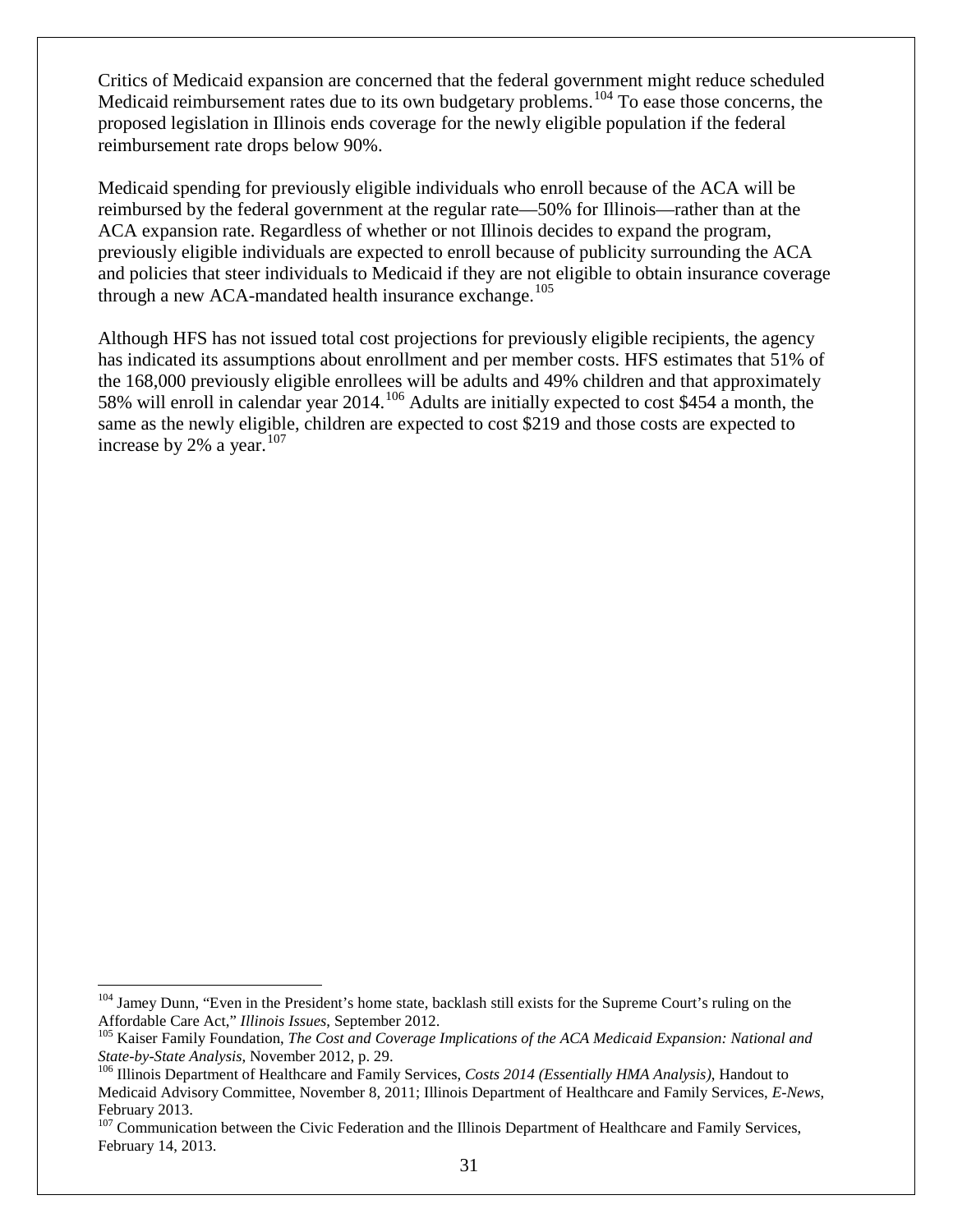Critics of Medicaid expansion are concerned that the federal government might reduce scheduled Medicaid reimbursement rates due to its own budgetary problems.[104] To ease those concerns, the proposed legislation in Illinois ends coverage for the newly eligible population if the federal reimbursement rate drops below 90%.

Medicaid spending for previously eligible individuals who enroll because of the ACA will be reimbursed by the federal government at the regular rate—50% for Illinois—rather than at the ACA expansion rate. Regardless of whether or not Illinois decides to expand the program, previously eligible individuals are expected to enroll because of publicity surrounding the ACA and policies that steer individuals to Medicaid if they are not eligible to obtain insurance coverage through a new ACA-mandated health insurance exchange.[105]

Although HFS has not issued total cost projections for previously eligible recipients, the agency has indicated its assumptions about enrollment and per member costs. HFS estimates that 51% of the 168,000 previously eligible enrollees will be adults and 49% children and that approximately 58% will enroll in calendar year 2014.[106] Adults are initially expected to cost $454 a month, the same as the newly eligible, children are expected to cost $219 and those costs are expected to increase by 2% a year.[107]

---

[104] Jamey Dunn, "Even in the President's home state, backlash still exists for the Supreme Court's ruling on the Affordable Care Act," *Illinois Issues*, September 2012.

[105] Kaiser Family Foundation, *The Cost and Coverage Implications of the ACA Medicaid Expansion: National and State-by-State Analysis*, November 2012, p. 29.

[106] Illinois Department of Healthcare and Family Services, *Costs 2014 (Essentially HMA Analysis)*, Handout to Medicaid Advisory Committee, November 8, 2011; Illinois Department of Healthcare and Family Services, *E-News,* February 2013.

[107] Communication between the Civic Federation and the Illinois Department of Healthcare and Family Services, February 14, 2013.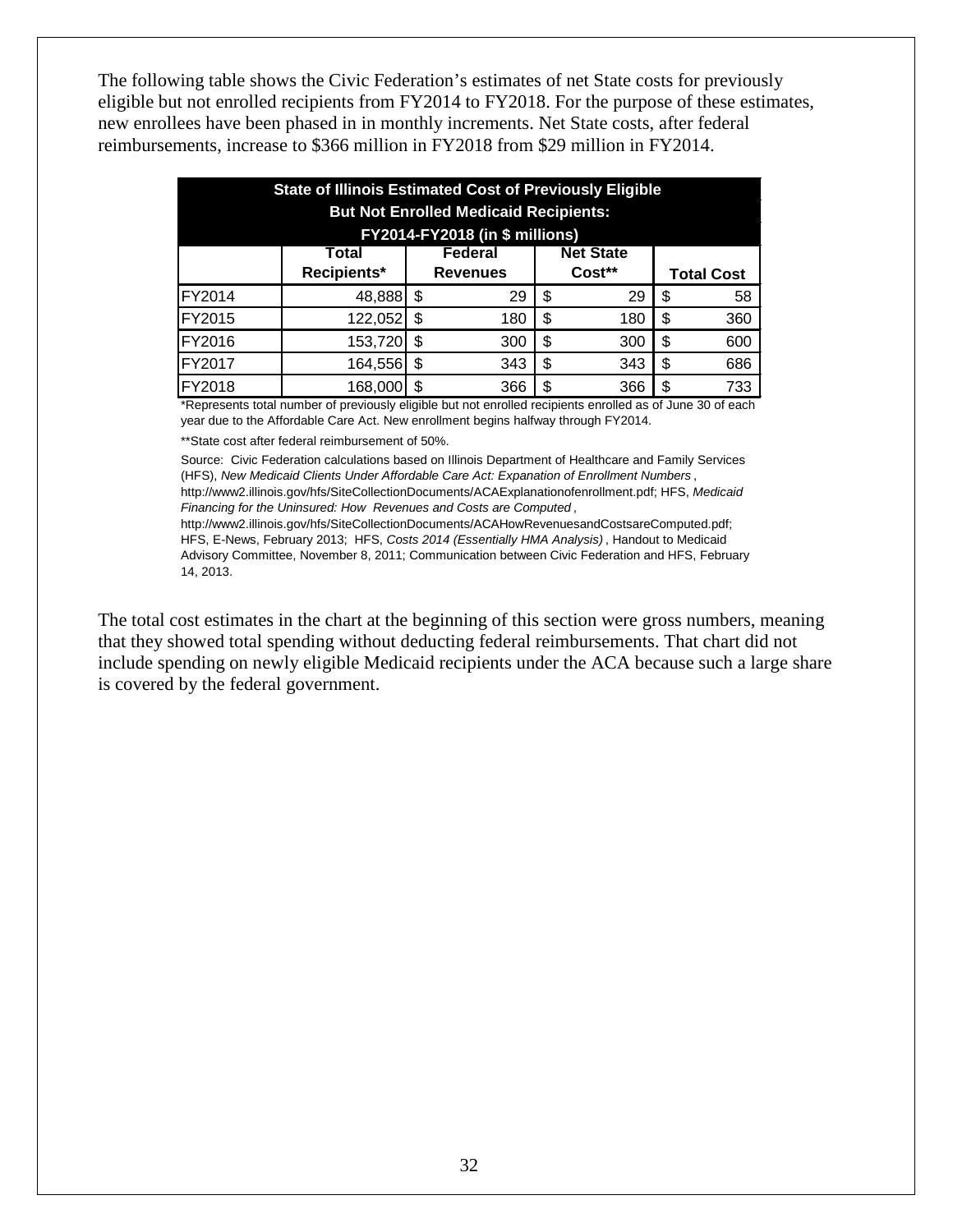The following table shows the Civic Federation's estimates of net State costs for previously eligible but not enrolled recipients from FY2014 to FY2018. For the purpose of these estimates, new enrollees have been phased in in monthly increments. Net State costs, after federal reimbursements, increase to $366 million in FY2018 from $29 million in FY2014.

**State of Illinois Estimated Cost of Previously Eligible But Not Enrolled Medicaid Recipients: FY2014-FY2018 (in $ millions)**

| | Total Recipients* | Federal Revenues | Net State Cost** | Total Cost |
|---|---|---|---|---|
| FY2014 | 48,888 | $ 29 | $ 29 | $ 58 |
| FY2015 | 122,052 | $ 180 | $ 180 | $ 360 |
| FY2016 | 153,720 | $ 300 | $ 300 | $ 600 |
| FY2017 | 164,556 | $ 343 | $ 343 | $ 686 |
| FY2018 | 168,000 | $ 366 | $ 366 | $ 733 |

*Represents total number of previously eligible but not enrolled recipients enrolled as of June 30 of each year due to the Affordable Care Act. New enrollment begins halfway through FY2014.

**State cost after federal reimbursement of 50%.

Source: Civic Federation calculations based on Illinois Department of Healthcare and Family Services (HFS), *New Medicaid Clients Under Affordable Care Act: Expanation of Enrollment Numbers*, http://www2.illinois.gov/hfs/SiteCollectionDocuments/ACAExplanationofenrollment.pdf; HFS, *Medicaid Financing for the Uninsured: How Revenues and Costs are Computed*, http://www2.illinois.gov/hfs/SiteCollectionDocuments/ACAHowRevenuesandCostsareComputed.pdf; HFS, E-News, February 2013; HFS, *Costs 2014 (Essentially HMA Analysis)*, Handout to Medicaid Advisory Committee, November 8, 2011; Communication between Civic Federation and HFS, February 14, 2013.

The total cost estimates in the chart at the beginning of this section were gross numbers, meaning that they showed total spending without deducting federal reimbursements. That chart did not include spending on newly eligible Medicaid recipients under the ACA because such a large share is covered by the federal government.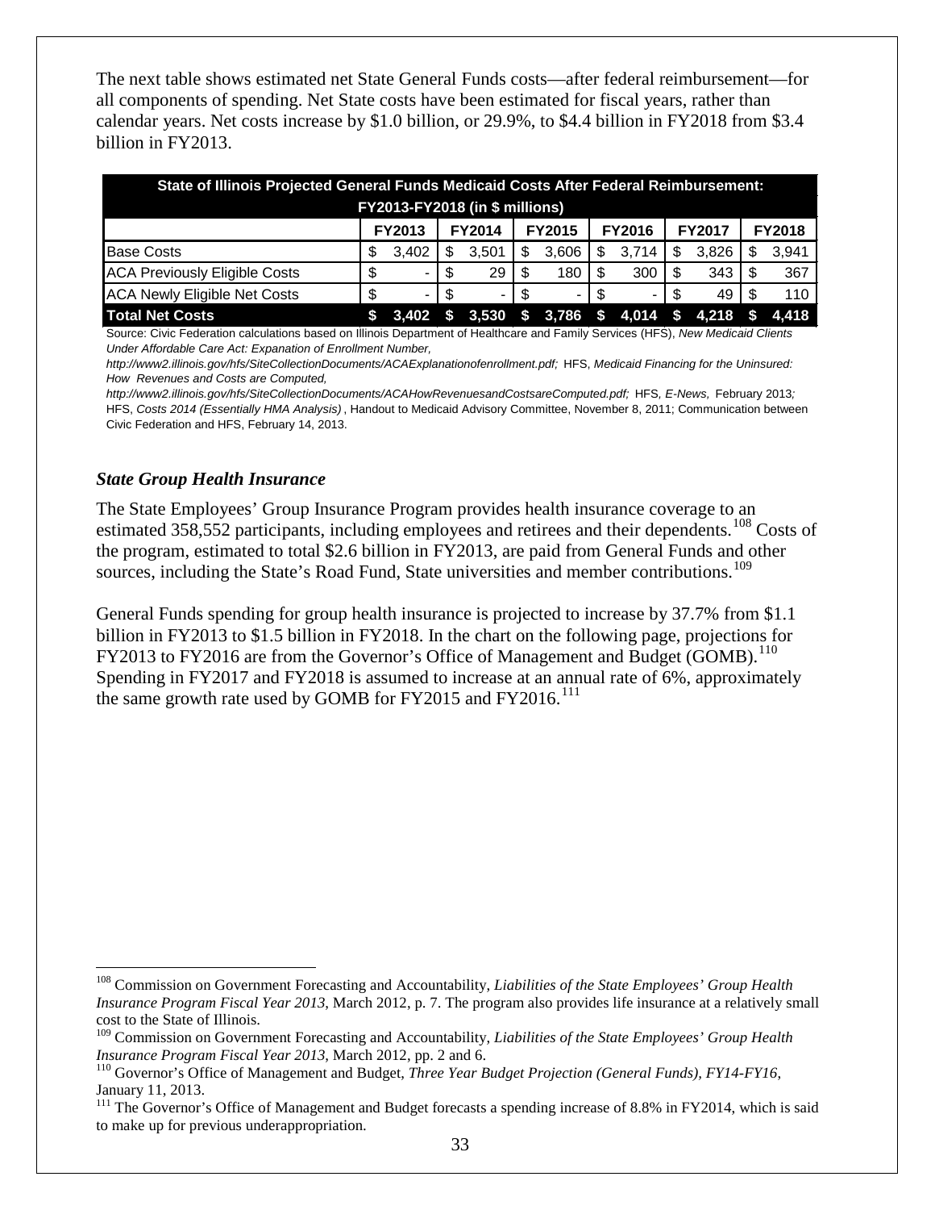The next table shows estimated net State General Funds costs—after federal reimbursement—for all components of spending. Net State costs have been estimated for fiscal years, rather than calendar years. Net costs increase by $1.0 billion, or 29.9%, to $4.4 billion in FY2018 from $3.4 billion in FY2013.

| State of Illinois Projected General Funds Medicaid Costs After Federal Reimbursement: FY2013-FY2018 (in $ millions) | | | | | | |
|---|---|---|---|---|---|---|
| | FY2013 | FY2014 | FY2015 | FY2016 | FY2017 | FY2018 |
| Base Costs | $ 3,402 | $ 3,501 | $ 3,606 | $ 3,714 | $ 3,826 | $ 3,941 |
| ACA Previously Eligible Costs | $ - | $ 29 | $ 180 | $ 300 | $ 343 | $ 367 |
| ACA Newly Eligible Net Costs | $ - | $ - | $ - | $ - | $ 49 | $ 110 |
| **Total Net Costs** | **$ 3,402** | **$ 3,530** | **$ 3,786** | **$ 4,014** | **$ 4,218** | **$ 4,418** |

Source: Civic Federation calculations based on Illinois Department of Healthcare and Family Services (HFS), *New Medicaid Clients Under Affordable Care Act: Expanation of Enrollment Number, http://www2.illinois.gov/hfs/SiteCollectionDocuments/ACAExplanationofenrollment.pdf;* HFS, *Medicaid Financing for the Uninsured: How Revenues and Costs are Computed, http://www2.illinois.gov/hfs/SiteCollectionDocuments/ACAHowRevenuesandCostsareComputed.pdf;* HFS, *E-News,* February 2013; HFS, *Costs 2014 (Essentially HMA Analysis)*, Handout to Medicaid Advisory Committee, November 8, 2011; Communication between Civic Federation and HFS, February 14, 2013.

### *State Group Health Insurance*

The State Employees' Group Insurance Program provides health insurance coverage to an estimated 358,552 participants, including employees and retirees and their dependents.[108] Costs of the program, estimated to total $2.6 billion in FY2013, are paid from General Funds and other sources, including the State's Road Fund, State universities and member contributions.[109]

General Funds spending for group health insurance is projected to increase by 37.7% from $1.1 billion in FY2013 to $1.5 billion in FY2018. In the chart on the following page, projections for FY2013 to FY2016 are from the Governor's Office of Management and Budget (GOMB).[110] Spending in FY2017 and FY2018 is assumed to increase at an annual rate of 6%, approximately the same growth rate used by GOMB for FY2015 and FY2016.[111]

---

[108] Commission on Government Forecasting and Accountability, *Liabilities of the State Employees' Group Health Insurance Program Fiscal Year 2013*, March 2012, p. 7. The program also provides life insurance at a relatively small cost to the State of Illinois.

[109] Commission on Government Forecasting and Accountability, *Liabilities of the State Employees' Group Health Insurance Program Fiscal Year 2013*, March 2012, pp. 2 and 6.

[110] Governor's Office of Management and Budget, *Three Year Budget Projection (General Funds), FY14-FY16*, January 11, 2013.

[111] The Governor's Office of Management and Budget forecasts a spending increase of 8.8% in FY2014, which is said to make up for previous underappropriation.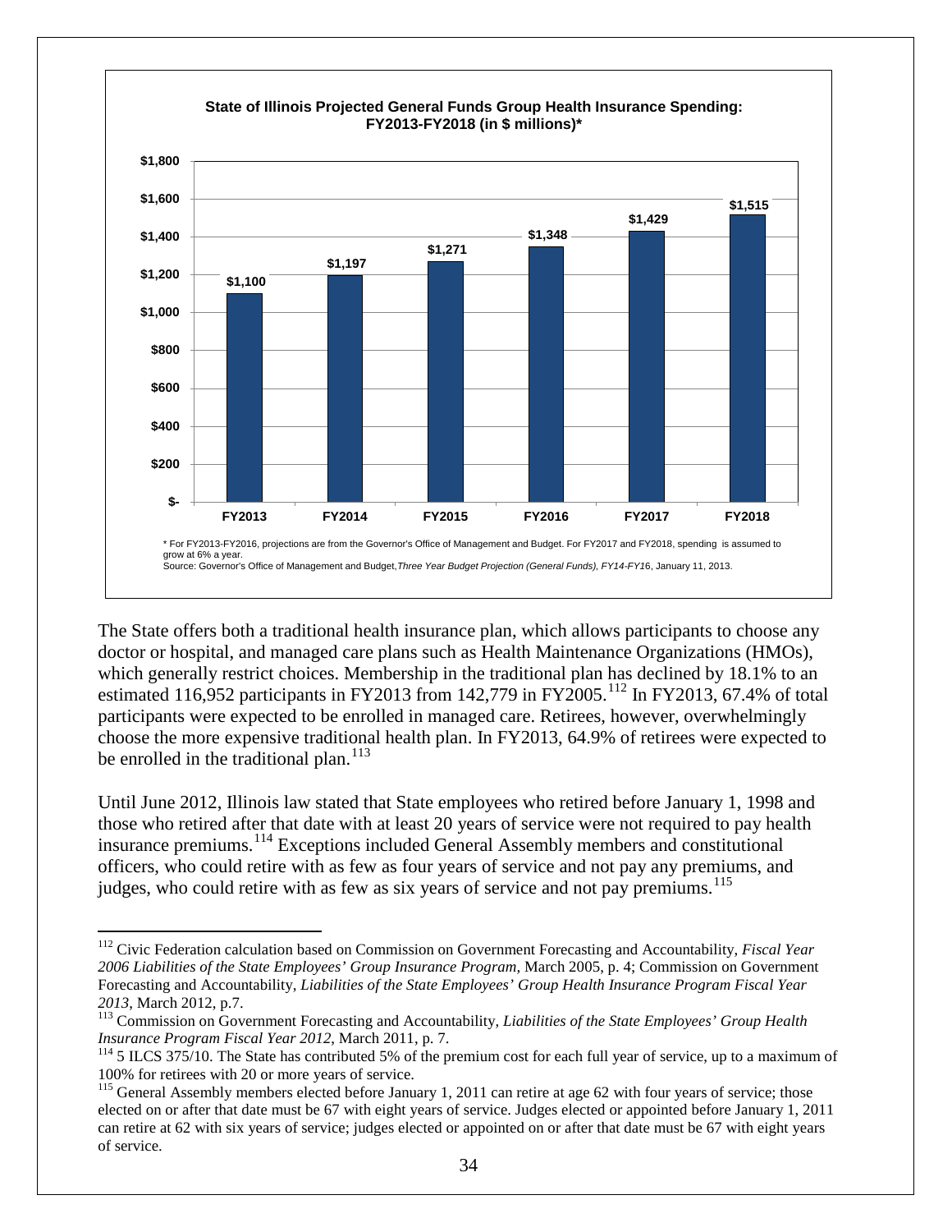**State of Illinois Projected General Funds Group Health Insurance Spending: FY2013-FY2018 (in $ millions)***

| FY2013 | FY2014 | FY2015 | FY2016 | FY2017 | FY2018 |
|---|---|---|---|---|---|
| $1,100 | $1,197 | $1,271 | $1,348 | $1,429 | $1,515 |

\* For FY2013-FY2016, projections are from the Governor's Office of Management and Budget. For FY2017 and FY2018, spending is assumed to grow at 6% a year.
Source: Governor's Office of Management and Budget, *Three Year Budget Projection (General Funds), FY14-FY16*, January 11, 2013.

The State offers both a traditional health insurance plan, which allows participants to choose any doctor or hospital, and managed care plans such as Health Maintenance Organizations (HMOs), which generally restrict choices. Membership in the traditional plan has declined by 18.1% to an estimated 116,952 participants in FY2013 from 142,779 in FY2005.[112] In FY2013, 67.4% of total participants were expected to be enrolled in managed care. Retirees, however, overwhelmingly choose the more expensive traditional health plan. In FY2013, 64.9% of retirees were expected to be enrolled in the traditional plan.[113]

Until June 2012, Illinois law stated that State employees who retired before January 1, 1998 and those who retired after that date with at least 20 years of service were not required to pay health insurance premiums.[114] Exceptions included General Assembly members and constitutional officers, who could retire with as few as four years of service and not pay any premiums, and judges, who could retire with as few as six years of service and not pay premiums.[115]

---

[112] Civic Federation calculation based on Commission on Government Forecasting and Accountability, *Fiscal Year 2006 Liabilities of the State Employees' Group Insurance Program,* March 2005, p. 4; Commission on Government Forecasting and Accountability, *Liabilities of the State Employees' Group Health Insurance Program Fiscal Year 2013*, March 2012, p.7.

[113] Commission on Government Forecasting and Accountability, *Liabilities of the State Employees' Group Health Insurance Program Fiscal Year 2012*, March 2011, p. 7.

[114] 5 ILCS 375/10. The State has contributed 5% of the premium cost for each full year of service, up to a maximum of 100% for retirees with 20 or more years of service.

[115] General Assembly members elected before January 1, 2011 can retire at age 62 with four years of service; those elected on or after that date must be 67 with eight years of service. Judges elected or appointed before January 1, 2011 can retire at 62 with six years of service; judges elected or appointed on or after that date must be 67 with eight years of service.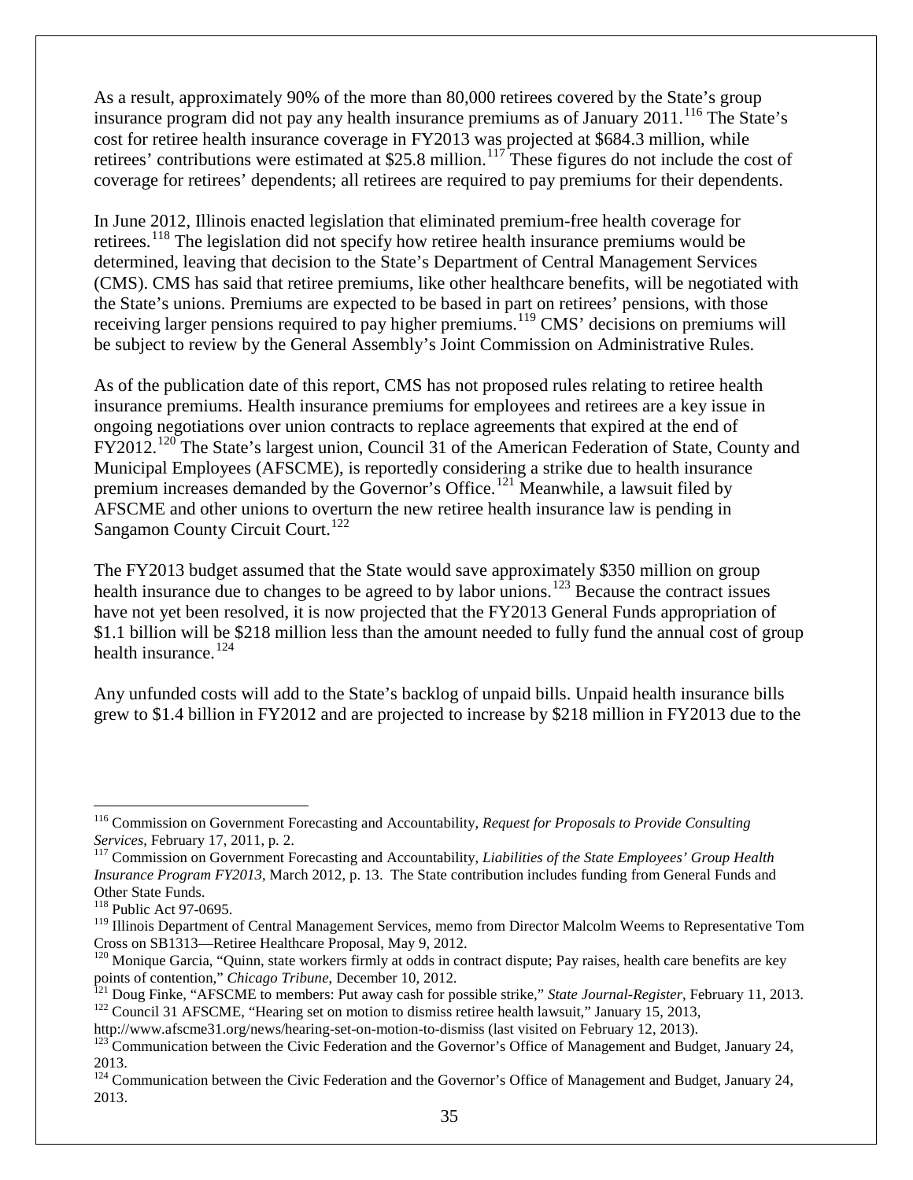As a result, approximately 90% of the more than 80,000 retirees covered by the State's group insurance program did not pay any health insurance premiums as of January 2011.[116] The State's cost for retiree health insurance coverage in FY2013 was projected at $684.3 million, while retirees' contributions were estimated at $25.8 million.[117] These figures do not include the cost of coverage for retirees' dependents; all retirees are required to pay premiums for their dependents.

In June 2012, Illinois enacted legislation that eliminated premium-free health coverage for retirees.[118] The legislation did not specify how retiree health insurance premiums would be determined, leaving that decision to the State's Department of Central Management Services (CMS). CMS has said that retiree premiums, like other healthcare benefits, will be negotiated with the State's unions. Premiums are expected to be based in part on retirees' pensions, with those receiving larger pensions required to pay higher premiums.[119] CMS' decisions on premiums will be subject to review by the General Assembly's Joint Commission on Administrative Rules.

As of the publication date of this report, CMS has not proposed rules relating to retiree health insurance premiums. Health insurance premiums for employees and retirees are a key issue in ongoing negotiations over union contracts to replace agreements that expired at the end of FY2012.[120] The State's largest union, Council 31 of the American Federation of State, County and Municipal Employees (AFSCME), is reportedly considering a strike due to health insurance premium increases demanded by the Governor's Office.[121] Meanwhile, a lawsuit filed by AFSCME and other unions to overturn the new retiree health insurance law is pending in Sangamon County Circuit Court.[122]

The FY2013 budget assumed that the State would save approximately $350 million on group health insurance due to changes to be agreed to by labor unions.[123] Because the contract issues have not yet been resolved, it is now projected that the FY2013 General Funds appropriation of $1.1 billion will be $218 million less than the amount needed to fully fund the annual cost of group health insurance.[124]

Any unfunded costs will add to the State's backlog of unpaid bills. Unpaid health insurance bills grew to $1.4 billion in FY2012 and are projected to increase by $218 million in FY2013 due to the

---

[116] Commission on Government Forecasting and Accountability, *Request for Proposals to Provide Consulting Services*, February 17, 2011, p. 2.

[117] Commission on Government Forecasting and Accountability, *Liabilities of the State Employees' Group Health Insurance Program FY2013*, March 2012, p. 13. The State contribution includes funding from General Funds and Other State Funds.

[118] Public Act 97-0695.

[119] Illinois Department of Central Management Services, memo from Director Malcolm Weems to Representative Tom Cross on SB1313—Retiree Healthcare Proposal, May 9, 2012.

[120] Monique Garcia, "Quinn, state workers firmly at odds in contract dispute; Pay raises, health care benefits are key points of contention," *Chicago Tribune*, December 10, 2012.

[121] Doug Finke, "AFSCME to members: Put away cash for possible strike," *State Journal-Register*, February 11, 2013.

[122] Council 31 AFSCME, "Hearing set on motion to dismiss retiree health lawsuit," January 15, 2013, http://www.afscme31.org/news/hearing-set-on-motion-to-dismiss (last visited on February 12, 2013).

[123] Communication between the Civic Federation and the Governor's Office of Management and Budget, January 24, 2013.

[124] Communication between the Civic Federation and the Governor's Office of Management and Budget, January 24, 2013.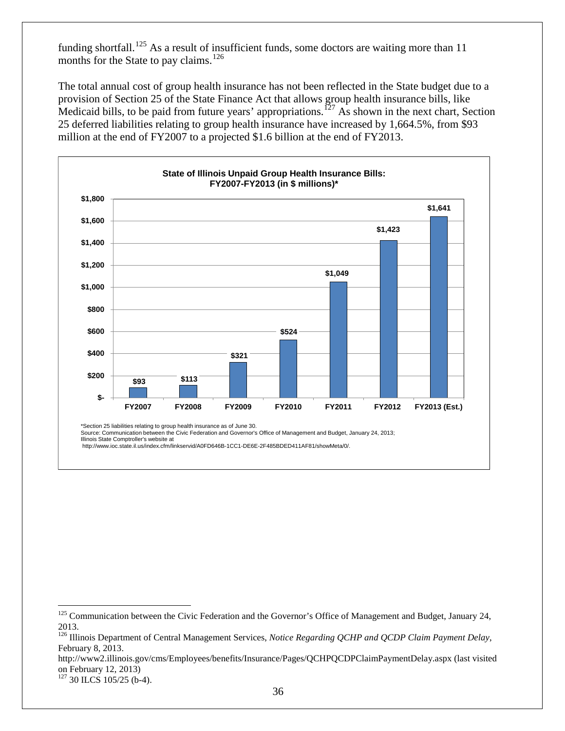funding shortfall.[125] As a result of insufficient funds, some doctors are waiting more than 11 months for the State to pay claims.[126]

The total annual cost of group health insurance has not been reflected in the State budget due to a provision of Section 25 of the State Finance Act that allows group health insurance bills, like Medicaid bills, to be paid from future years' appropriations.[127] As shown in the next chart, Section 25 deferred liabilities relating to group health insurance have increased by 1,664.5%, from $93 million at the end of FY2007 to a projected $1.6 billion at the end of FY2013.

**State of Illinois Unpaid Group Health Insurance Bills: FY2007-FY2013 (in $ millions)***

| FY2007 | FY2008 | FY2009 | FY2010 | FY2011 | FY2012 | FY2013 (Est.) |
|---|---|---|---|---|---|---|
| $93 | $113 | $321 | $524 | $1,049 | $1,423 | $1,641 |

*Section 25 liabilities relating to group health insurance as of June 30.
Source: Communication between the Civic Federation and Governor's Office of Management and Budget, January 24, 2013; Illinois State Comptroller's website at http://www.ioc.state.il.us/index.cfm/linkservid/A0FD646B-1CC1-DE6E-2F485BDED411AF81/showMeta/0/.

---

[125] Communication between the Civic Federation and the Governor's Office of Management and Budget, January 24, 2013.

[126] Illinois Department of Central Management Services, *Notice Regarding QCHP and QCDP Claim Payment Delay*, February 8, 2013. http://www2.illinois.gov/cms/Employees/benefits/Insurance/Pages/QCHPQCDPClaimPaymentDelay.aspx (last visited on February 12, 2013)

[127] 30 ILCS 105/25 (b-4).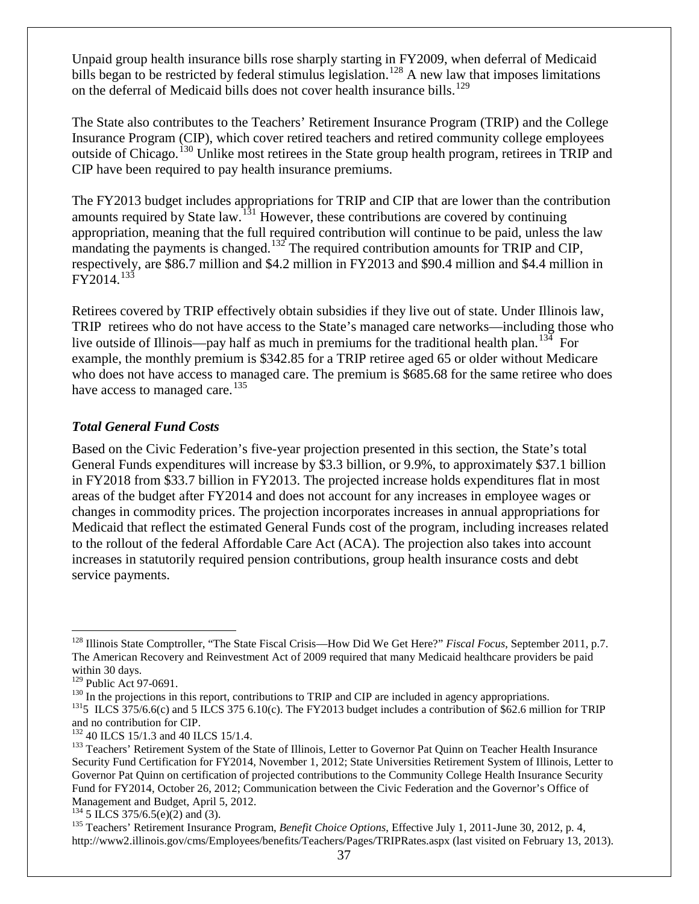Unpaid group health insurance bills rose sharply starting in FY2009, when deferral of Medicaid bills began to be restricted by federal stimulus legislation.[128] A new law that imposes limitations on the deferral of Medicaid bills does not cover health insurance bills.[129]

The State also contributes to the Teachers' Retirement Insurance Program (TRIP) and the College Insurance Program (CIP), which cover retired teachers and retired community college employees outside of Chicago.[130] Unlike most retirees in the State group health program, retirees in TRIP and CIP have been required to pay health insurance premiums.

The FY2013 budget includes appropriations for TRIP and CIP that are lower than the contribution amounts required by State law.[131] However, these contributions are covered by continuing appropriation, meaning that the full required contribution will continue to be paid, unless the law mandating the payments is changed.[132] The required contribution amounts for TRIP and CIP, respectively, are $86.7 million and $4.2 million in FY2013 and $90.4 million and $4.4 million in FY2014.[133]

Retirees covered by TRIP effectively obtain subsidies if they live out of state. Under Illinois law, TRIP retirees who do not have access to the State's managed care networks—including those who live outside of Illinois—pay half as much in premiums for the traditional health plan.[134] For example, the monthly premium is $342.85 for a TRIP retiree aged 65 or older without Medicare who does not have access to managed care. The premium is $685.68 for the same retiree who does have access to managed care.[135]

### *Total General Fund Costs*

Based on the Civic Federation's five-year projection presented in this section, the State's total General Funds expenditures will increase by $3.3 billion, or 9.9%, to approximately $37.1 billion in FY2018 from $33.7 billion in FY2013. The projected increase holds expenditures flat in most areas of the budget after FY2014 and does not account for any increases in employee wages or changes in commodity prices. The projection incorporates increases in annual appropriations for Medicaid that reflect the estimated General Funds cost of the program, including increases related to the rollout of the federal Affordable Care Act (ACA). The projection also takes into account increases in statutorily required pension contributions, group health insurance costs and debt service payments.

---

[128] Illinois State Comptroller, "The State Fiscal Crisis—How Did We Get Here?" *Fiscal Focus*, September 2011, p.7. The American Recovery and Reinvestment Act of 2009 required that many Medicaid healthcare providers be paid within 30 days.

[129] Public Act 97-0691.

[130] In the projections in this report, contributions to TRIP and CIP are included in agency appropriations.

[131] 5 ILCS 375/6.6(c) and 5 ILCS 375 6.10(c). The FY2013 budget includes a contribution of $62.6 million for TRIP and no contribution for CIP.

[132] 40 ILCS 15/1.3 and 40 ILCS 15/1.4.

[133] Teachers' Retirement System of the State of Illinois, Letter to Governor Pat Quinn on Teacher Health Insurance Security Fund Certification for FY2014, November 1, 2012; State Universities Retirement System of Illinois, Letter to Governor Pat Quinn on certification of projected contributions to the Community College Health Insurance Security Fund for FY2014, October 26, 2012; Communication between the Civic Federation and the Governor's Office of Management and Budget, April 5, 2012.

[134] 5 ILCS 375/6.5(e)(2) and (3).

[135] Teachers' Retirement Insurance Program, *Benefit Choice Options*, Effective July 1, 2011-June 30, 2012, p. 4, http://www2.illinois.gov/cms/Employees/benefits/Teachers/Pages/TRIPRates.aspx (last visited on February 13, 2013).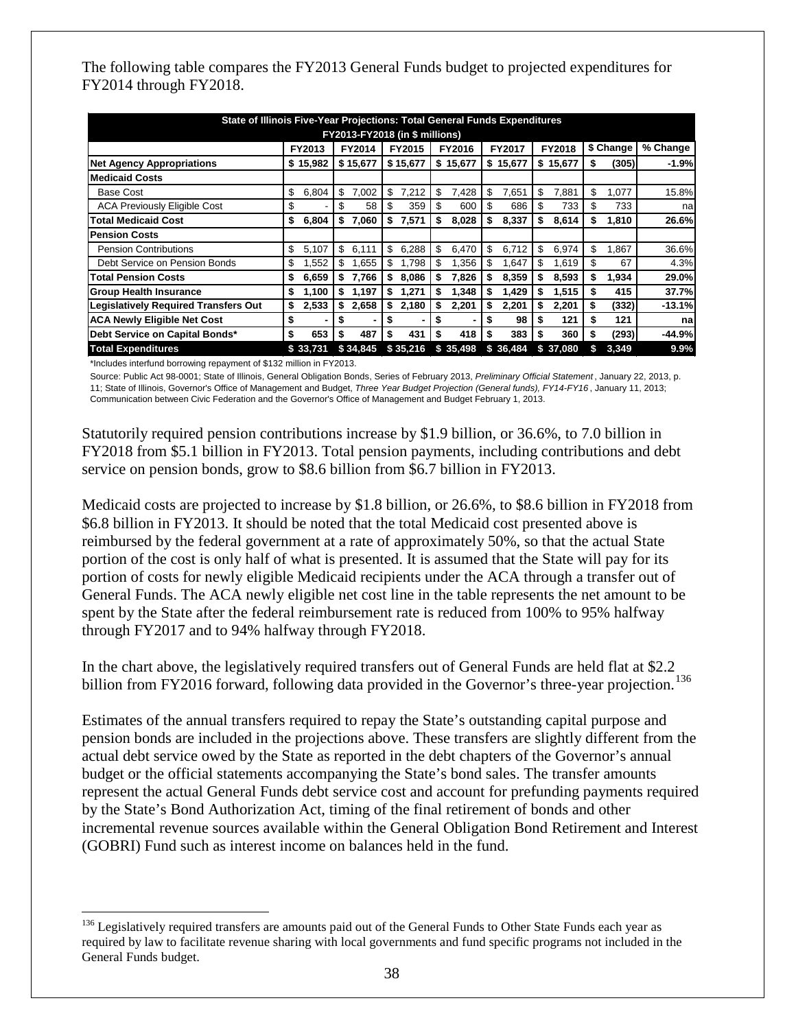The following table compares the FY2013 General Funds budget to projected expenditures for FY2014 through FY2018.

| State of Illinois Five-Year Projections: Total General Funds Expenditures FY2013-FY2018 (in $ millions) | | | | | | | | |
|---|---|---|---|---|---|---|---|---|
| | FY2013 | FY2014 | FY2015 | FY2016 | FY2017 | FY2018 | $ Change | % Change |
| **Net Agency Appropriations** | $ 15,982 | $ 15,677 | $ 15,677 | $ 15,677 | $ 15,677 | $ 15,677 | $ (305) | -1.9% |
| **Medicaid Costs** | | | | | | | | |
| Base Cost | $ 6,804 | $ 7,002 | $ 7,212 | $ 7,428 | $ 7,651 | $ 7,881 | $ 1,077 | 15.8% |
| ACA Previously Eligible Cost | $ - | $ 58 | $ 359 | $ 600 | $ 686 | $ 733 | $ 733 | na |
| **Total Medicaid Cost** | **$ 6,804** | **$ 7,060** | **$ 7,571** | **$ 8,028** | **$ 8,337** | **$ 8,614** | **$ 1,810** | **26.6%** |
| **Pension Costs** | | | | | | | | |
| Pension Contributions | $ 5,107 | $ 6,111 | $ 6,288 | $ 6,470 | $ 6,712 | $ 6,974 | $ 1,867 | 36.6% |
| Debt Service on Pension Bonds | $ 1,552 | $ 1,655 | $ 1,798 | $ 1,356 | $ 1,647 | $ 1,619 | $ 67 | 4.3% |
| **Total Pension Costs** | **$ 6,659** | **$ 7,766** | **$ 8,086** | **$ 7,826** | **$ 8,359** | **$ 8,593** | **$ 1,934** | **29.0%** |
| **Group Health Insurance** | **$ 1,100** | **$ 1,197** | **$ 1,271** | **$ 1,348** | **$ 1,429** | **$ 1,515** | **$ 415** | **37.7%** |
| **Legislatively Required Transfers Out** | **$ 2,533** | **$ 2,658** | **$ 2,180** | **$ 2,201** | **$ 2,201** | **$ 2,201** | **$ (332)** | **-13.1%** |
| **ACA Newly Eligible Net Cost** | **$ -** | **$ -** | **$ -** | **$ -** | **$ 98** | **$ 121** | **$ 121** | **na** |
| **Debt Service on Capital Bonds*** | **$ 653** | **$ 487** | **$ 431** | **$ 418** | **$ 383** | **$ 360** | **$ (293)** | **-44.9%** |
| **Total Expenditures** | **$ 33,731** | **$ 34,845** | **$ 35,216** | **$ 35,498** | **$ 36,484** | **$ 37,080** | **$ 3,349** | **9.9%** |

*Includes interfund borrowing repayment of $132 million in FY2013.

Source: Public Act 98-0001; State of Illinois, General Obligation Bonds, Series of February 2013, *Preliminary Official Statement*, January 22, 2013, p. 11; State of Illinois, Governor's Office of Management and Budget, *Three Year Budget Projection (General funds), FY14-FY16*, January 11, 2013; Communication between Civic Federation and the Governor's Office of Management and Budget February 1, 2013.

Statutorily required pension contributions increase by $1.9 billion, or 36.6%, to 7.0 billion in FY2018 from $5.1 billion in FY2013. Total pension payments, including contributions and debt service on pension bonds, grow to $8.6 billion from $6.7 billion in FY2013.

Medicaid costs are projected to increase by $1.8 billion, or 26.6%, to $8.6 billion in FY2018 from $6.8 billion in FY2013. It should be noted that the total Medicaid cost presented above is reimbursed by the federal government at a rate of approximately 50%, so that the actual State portion of the cost is only half of what is presented. It is assumed that the State will pay for its portion of costs for newly eligible Medicaid recipients under the ACA through a transfer out of General Funds. The ACA newly eligible net cost line in the table represents the net amount to be spent by the State after the federal reimbursement rate is reduced from 100% to 95% halfway through FY2017 and to 94% halfway through FY2018.

In the chart above, the legislatively required transfers out of General Funds are held flat at $2.2 billion from FY2016 forward, following data provided in the Governor's three-year projection.[136]

Estimates of the annual transfers required to repay the State's outstanding capital purpose and pension bonds are included in the projections above. These transfers are slightly different from the actual debt service owed by the State as reported in the debt chapters of the Governor's annual budget or the official statements accompanying the State's bond sales. The transfer amounts represent the actual General Funds debt service cost and account for prefunding payments required by the State's Bond Authorization Act, timing of the final retirement of bonds and other incremental revenue sources available within the General Obligation Bond Retirement and Interest (GOBRI) Fund such as interest income on balances held in the fund.

[136] Legislatively required transfers are amounts paid out of the General Funds to Other State Funds each year as required by law to facilitate revenue sharing with local governments and fund specific programs not included in the General Funds budget.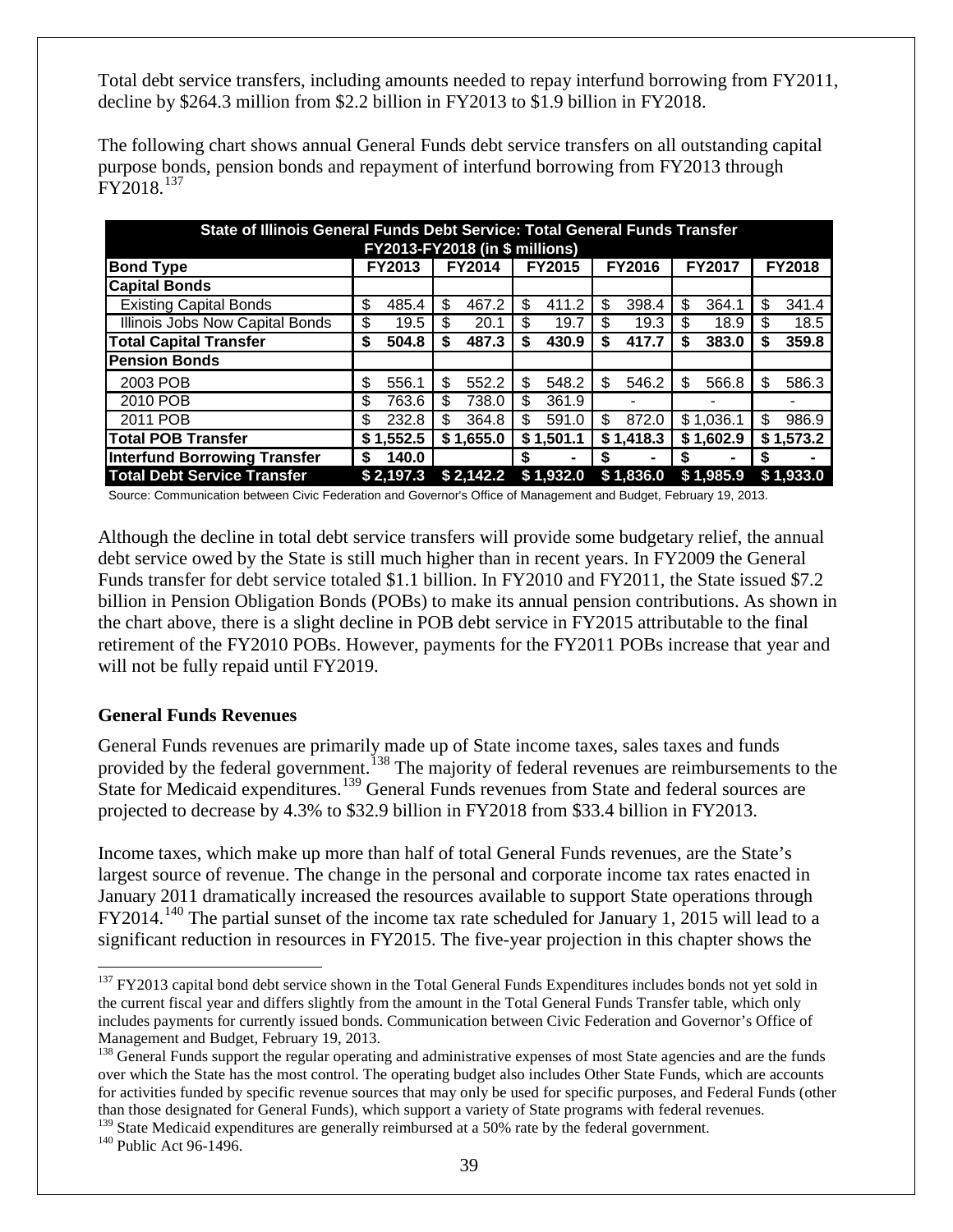Total debt service transfers, including amounts needed to repay interfund borrowing from FY2011, decline by $264.3 million from $2.2 billion in FY2013 to $1.9 billion in FY2018.

The following chart shows annual General Funds debt service transfers on all outstanding capital purpose bonds, pension bonds and repayment of interfund borrowing from FY2013 through FY2018.[137]

| State of Illinois General Funds Debt Service: Total General Funds Transfer FY2013-FY2018 (in $ millions) | | | | | | |
|---|---|---|---|---|---|---|
| **Bond Type** | **FY2013** | **FY2014** | **FY2015** | **FY2016** | **FY2017** | **FY2018** |
| **Capital Bonds** | | | | | | |
| Existing Capital Bonds | $ 485.4 | $ 467.2 | $ 411.2 | $ 398.4 | $ 364.1 | $ 341.4 |
| Illinois Jobs Now Capital Bonds | $ 19.5 | $ 20.1 | $ 19.7 | $ 19.3 | $ 18.9 | $ 18.5 |
| **Total Capital Transfer** | **$ 504.8** | **$ 487.3** | **$ 430.9** | **$ 417.7** | **$ 383.0** | **$ 359.8** |
| **Pension Bonds** | | | | | | |
| 2003 POB | $ 556.1 | $ 552.2 | $ 548.2 | $ 546.2 | $ 566.8 | $ 586.3 |
| 2010 POB | $ 763.6 | $ 738.0 | $ 361.9 | - | - | - |
| 2011 POB | $ 232.8 | $ 364.8 | $ 591.0 | $ 872.0 | $ 1,036.1 | $ 986.9 |
| **Total POB Transfer** | **$ 1,552.5** | **$ 1,655.0** | **$ 1,501.1** | **$ 1,418.3** | **$ 1,602.9** | **$ 1,573.2** |
| **Interfund Borrowing Transfer** | **$ 140.0** | | **$ -** | **$ -** | **$ -** | **$ -** |
| **Total Debt Service Transfer** | **$ 2,197.3** | **$ 2,142.2** | **$ 1,932.0** | **$ 1,836.0** | **$ 1,985.9** | **$ 1,933.0** |

Source: Communication between Civic Federation and Governor's Office of Management and Budget, February 19, 2013.

Although the decline in total debt service transfers will provide some budgetary relief, the annual debt service owed by the State is still much higher than in recent years. In FY2009 the General Funds transfer for debt service totaled $1.1 billion. In FY2010 and FY2011, the State issued $7.2 billion in Pension Obligation Bonds (POBs) to make its annual pension contributions. As shown in the chart above, there is a slight decline in POB debt service in FY2015 attributable to the final retirement of the FY2010 POBs. However, payments for the FY2011 POBs increase that year and will not be fully repaid until FY2019.

### General Funds Revenues

General Funds revenues are primarily made up of State income taxes, sales taxes and funds provided by the federal government.[138] The majority of federal revenues are reimbursements to the State for Medicaid expenditures.[139] General Funds revenues from State and federal sources are projected to decrease by 4.3% to $32.9 billion in FY2018 from $33.4 billion in FY2013.

Income taxes, which make up more than half of total General Funds revenues, are the State's largest source of revenue. The change in the personal and corporate income tax rates enacted in January 2011 dramatically increased the resources available to support State operations through FY2014.[140] The partial sunset of the income tax rate scheduled for January 1, 2015 will lead to a significant reduction in resources in FY2015. The five-year projection in this chapter shows the

---

[137] FY2013 capital bond debt service shown in the Total General Funds Expenditures includes bonds not yet sold in the current fiscal year and differs slightly from the amount in the Total General Funds Transfer table, which only includes payments for currently issued bonds. Communication between Civic Federation and Governor's Office of Management and Budget, February 19, 2013.

[138] General Funds support the regular operating and administrative expenses of most State agencies and are the funds over which the State has the most control. The operating budget also includes Other State Funds, which are accounts for activities funded by specific revenue sources that may only be used for specific purposes, and Federal Funds (other than those designated for General Funds), which support a variety of State programs with federal revenues.

[139] State Medicaid expenditures are generally reimbursed at a 50% rate by the federal government.

[140] Public Act 96-1496.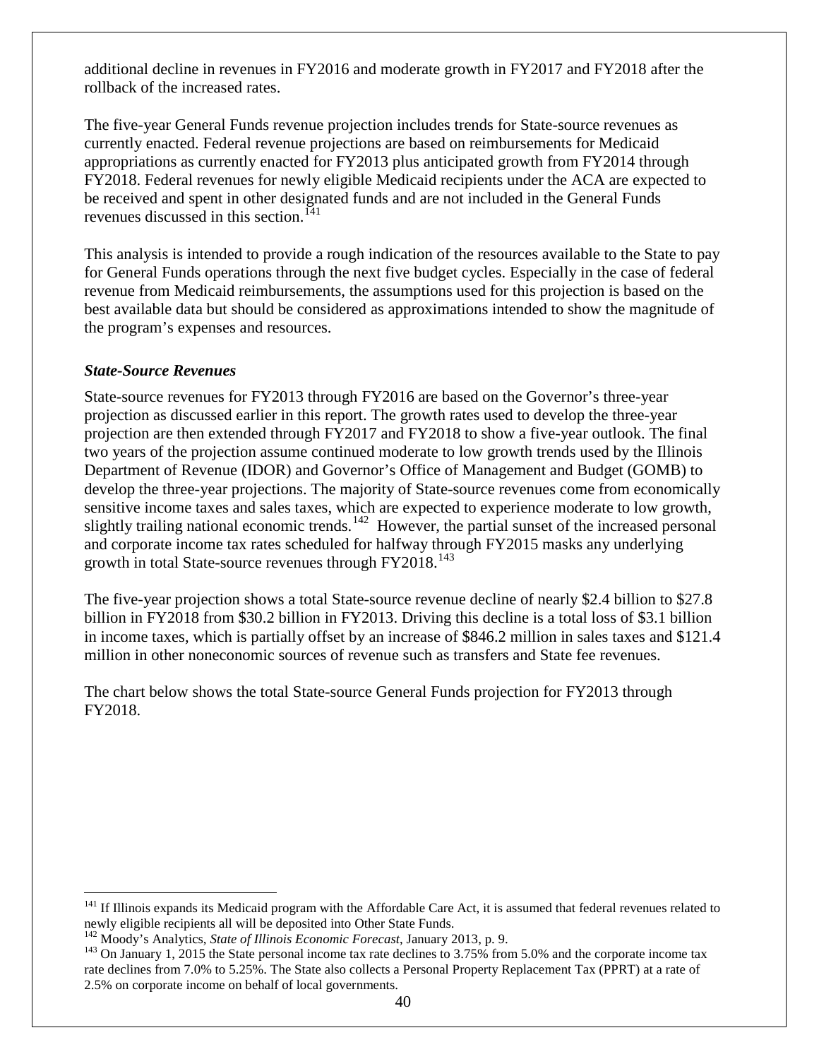additional decline in revenues in FY2016 and moderate growth in FY2017 and FY2018 after the rollback of the increased rates.

The five-year General Funds revenue projection includes trends for State-source revenues as currently enacted. Federal revenue projections are based on reimbursements for Medicaid appropriations as currently enacted for FY2013 plus anticipated growth from FY2014 through FY2018. Federal revenues for newly eligible Medicaid recipients under the ACA are expected to be received and spent in other designated funds and are not included in the General Funds revenues discussed in this section.[141]

This analysis is intended to provide a rough indication of the resources available to the State to pay for General Funds operations through the next five budget cycles. Especially in the case of federal revenue from Medicaid reimbursements, the assumptions used for this projection is based on the best available data but should be considered as approximations intended to show the magnitude of the program's expenses and resources.

***State-Source Revenues***

State-source revenues for FY2013 through FY2016 are based on the Governor's three-year projection as discussed earlier in this report. The growth rates used to develop the three-year projection are then extended through FY2017 and FY2018 to show a five-year outlook. The final two years of the projection assume continued moderate to low growth trends used by the Illinois Department of Revenue (IDOR) and Governor's Office of Management and Budget (GOMB) to develop the three-year projections. The majority of State-source revenues come from economically sensitive income taxes and sales taxes, which are expected to experience moderate to low growth, slightly trailing national economic trends.[142] However, the partial sunset of the increased personal and corporate income tax rates scheduled for halfway through FY2015 masks any underlying growth in total State-source revenues through FY2018.[143]

The five-year projection shows a total State-source revenue decline of nearly $2.4 billion to $27.8 billion in FY2018 from $30.2 billion in FY2013. Driving this decline is a total loss of $3.1 billion in income taxes, which is partially offset by an increase of $846.2 million in sales taxes and $121.4 million in other noneconomic sources of revenue such as transfers and State fee revenues.

The chart below shows the total State-source General Funds projection for FY2013 through FY2018.

---

[141] If Illinois expands its Medicaid program with the Affordable Care Act, it is assumed that federal revenues related to newly eligible recipients all will be deposited into Other State Funds.

[142] Moody's Analytics, *State of Illinois Economic Forecast*, January 2013, p. 9.

[143] On January 1, 2015 the State personal income tax rate declines to 3.75% from 5.0% and the corporate income tax rate declines from 7.0% to 5.25%. The State also collects a Personal Property Replacement Tax (PPRT) at a rate of 2.5% on corporate income on behalf of local governments.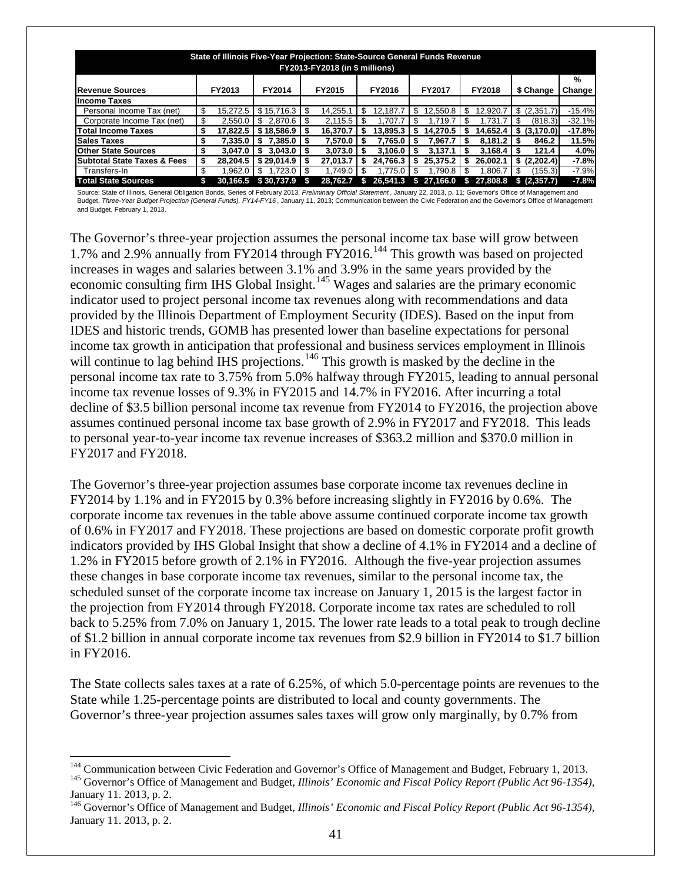| State of Illinois Five-Year Projection: State-Source General Funds Revenue FY2013-FY2018 (in $ millions) | | | | | | | | |
|---|---|---|---|---|---|---|---|---|
| **Revenue Sources** | **FY2013** | **FY2014** | **FY2015** | **FY2016** | **FY2017** | **FY2018** | **$ Change** | **% Change** |
| **Income Taxes** | | | | | | | | |
| Personal Income Tax (net) | $ 15,272.5 | $ 15,716.3 | $ 14,255.1 | $ 12,187.7 | $ 12,550.8 | $ 12,920.7 | $ (2,351.7) | -15.4% |
| Corporate Income Tax (net) | $ 2,550.0 | $ 2,870.6 | $ 2,115.5 | $ 1,707.7 | $ 1,719.7 | $ 1,731.7 | $ (818.3) | -32.1% |
| **Total Income Taxes** | **$ 17,822.5** | **$ 18,586.9** | **$ 16,370.7** | **$ 13,895.3** | **$ 14,270.5** | **$ 14,652.4** | **$ (3,170.0)** | **-17.8%** |
| **Sales Taxes** | **$ 7,335.0** | **$ 7,385.0** | **$ 7,570.0** | **$ 7,765.0** | **$ 7,967.7** | **$ 8,181.2** | **$ 846.2** | **11.5%** |
| **Other State Sources** | **$ 3,047.0** | **$ 3,043.0** | **$ 3,073.0** | **$ 3,106.0** | **$ 3,137.1** | **$ 3,168.4** | **$ 121.4** | **4.0%** |
| **Subtotal State Taxes & Fees** | **$ 28,204.5** | **$ 29,014.9** | **$ 27,013.7** | **$ 24,766.3** | **$ 25,375.2** | **$ 26,002.1** | **$ (2,202.4)** | **-7.8%** |
| Transfers-In | $ 1,962.0 | $ 1,723.0 | $ 1,749.0 | $ 1,775.0 | $ 1,790.8 | $ 1,806.7 | $ (155.3) | -7.9% |
| **Total State Sources** | **$ 30,166.5** | **$ 30,737.9** | **$ 28,762.7** | **$ 26,541.3** | **$ 27,166.0** | **$ 27,808.8** | **$ (2,357.7)** | **-7.8%** |

Source: State of Illinois, General Obligation Bonds, Series of February 2013, *Preliminary Official Statement*, January 22, 2013, p. 11; Governor's Office of Management and Budget, *Three-Year Budget Projection (General Funds), FY14-FY16*, January 11, 2013; Communication between the Civic Federation and the Governor's Office of Management and Budget, February 1, 2013.

The Governor's three-year projection assumes the personal income tax base will grow between 1.7% and 2.9% annually from FY2014 through FY2016.[144] This growth was based on projected increases in wages and salaries between 3.1% and 3.9% in the same years provided by the economic consulting firm IHS Global Insight.[145] Wages and salaries are the primary economic indicator used to project personal income tax revenues along with recommendations and data provided by the Illinois Department of Employment Security (IDES). Based on the input from IDES and historic trends, GOMB has presented lower than baseline expectations for personal income tax growth in anticipation that professional and business services employment in Illinois will continue to lag behind IHS projections.[146] This growth is masked by the decline in the personal income tax rate to 3.75% from 5.0% halfway through FY2015, leading to annual personal income tax revenue losses of 9.3% in FY2015 and 14.7% in FY2016. After incurring a total decline of $3.5 billion personal income tax revenue from FY2014 to FY2016, the projection above assumes continued personal income tax base growth of 2.9% in FY2017 and FY2018. This leads to personal year-to-year income tax revenue increases of $363.2 million and $370.0 million in FY2017 and FY2018.

The Governor's three-year projection assumes base corporate income tax revenues decline in FY2014 by 1.1% and in FY2015 by 0.3% before increasing slightly in FY2016 by 0.6%. The corporate income tax revenues in the table above assume continued corporate income tax growth of 0.6% in FY2017 and FY2018. These projections are based on domestic corporate profit growth indicators provided by IHS Global Insight that show a decline of 4.1% in FY2014 and a decline of 1.2% in FY2015 before growth of 2.1% in FY2016. Although the five-year projection assumes these changes in base corporate income tax revenues, similar to the personal income tax, the scheduled sunset of the corporate income tax increase on January 1, 2015 is the largest factor in the projection from FY2014 through FY2018. Corporate income tax rates are scheduled to roll back to 5.25% from 7.0% on January 1, 2015. The lower rate leads to a total peak to trough decline of $1.2 billion in annual corporate income tax revenues from $2.9 billion in FY2014 to $1.7 billion in FY2016.

The State collects sales taxes at a rate of 6.25%, of which 5.0-percentage points are revenues to the State while 1.25-percentage points are distributed to local and county governments. The Governor's three-year projection assumes sales taxes will grow only marginally, by 0.7% from

[144] Communication between Civic Federation and Governor's Office of Management and Budget, February 1, 2013.

[145] Governor's Office of Management and Budget, *Illinois' Economic and Fiscal Policy Report (Public Act 96-1354)*, January 11. 2013, p. 2.

[146] Governor's Office of Management and Budget, *Illinois' Economic and Fiscal Policy Report (Public Act 96-1354)*, January 11. 2013, p. 2.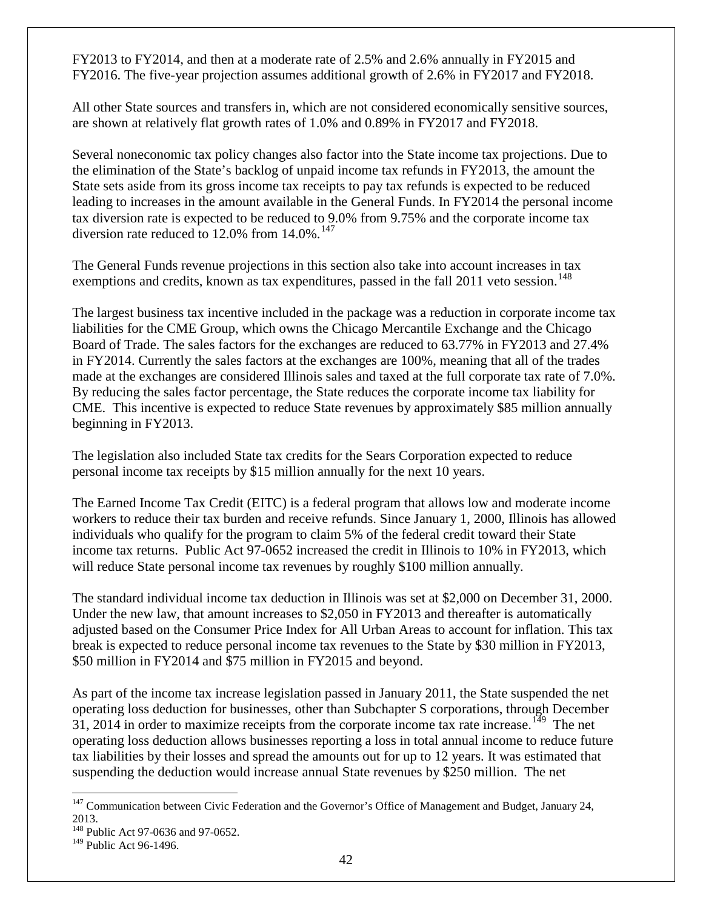FY2013 to FY2014, and then at a moderate rate of 2.5% and 2.6% annually in FY2015 and FY2016. The five-year projection assumes additional growth of 2.6% in FY2017 and FY2018.

All other State sources and transfers in, which are not considered economically sensitive sources, are shown at relatively flat growth rates of 1.0% and 0.89% in FY2017 and FY2018.

Several noneconomic tax policy changes also factor into the State income tax projections. Due to the elimination of the State's backlog of unpaid income tax refunds in FY2013, the amount the State sets aside from its gross income tax receipts to pay tax refunds is expected to be reduced leading to increases in the amount available in the General Funds. In FY2014 the personal income tax diversion rate is expected to be reduced to 9.0% from 9.75% and the corporate income tax diversion rate reduced to 12.0% from 14.0%.[147]

The General Funds revenue projections in this section also take into account increases in tax exemptions and credits, known as tax expenditures, passed in the fall 2011 veto session.[148]

The largest business tax incentive included in the package was a reduction in corporate income tax liabilities for the CME Group, which owns the Chicago Mercantile Exchange and the Chicago Board of Trade. The sales factors for the exchanges are reduced to 63.77% in FY2013 and 27.4% in FY2014. Currently the sales factors at the exchanges are 100%, meaning that all of the trades made at the exchanges are considered Illinois sales and taxed at the full corporate tax rate of 7.0%. By reducing the sales factor percentage, the State reduces the corporate income tax liability for CME. This incentive is expected to reduce State revenues by approximately $85 million annually beginning in FY2013.

The legislation also included State tax credits for the Sears Corporation expected to reduce personal income tax receipts by $15 million annually for the next 10 years.

The Earned Income Tax Credit (EITC) is a federal program that allows low and moderate income workers to reduce their tax burden and receive refunds. Since January 1, 2000, Illinois has allowed individuals who qualify for the program to claim 5% of the federal credit toward their State income tax returns. Public Act 97-0652 increased the credit in Illinois to 10% in FY2013, which will reduce State personal income tax revenues by roughly $100 million annually.

The standard individual income tax deduction in Illinois was set at $2,000 on December 31, 2000. Under the new law, that amount increases to $2,050 in FY2013 and thereafter is automatically adjusted based on the Consumer Price Index for All Urban Areas to account for inflation. This tax break is expected to reduce personal income tax revenues to the State by $30 million in FY2013, $50 million in FY2014 and $75 million in FY2015 and beyond.

As part of the income tax increase legislation passed in January 2011, the State suspended the net operating loss deduction for businesses, other than Subchapter S corporations, through December 31, 2014 in order to maximize receipts from the corporate income tax rate increase.[149] The net operating loss deduction allows businesses reporting a loss in total annual income to reduce future tax liabilities by their losses and spread the amounts out for up to 12 years. It was estimated that suspending the deduction would increase annual State revenues by $250 million. The net

[147] Communication between Civic Federation and the Governor's Office of Management and Budget, January 24, 2013.

[148] Public Act 97-0636 and 97-0652.

[149] Public Act 96-1496.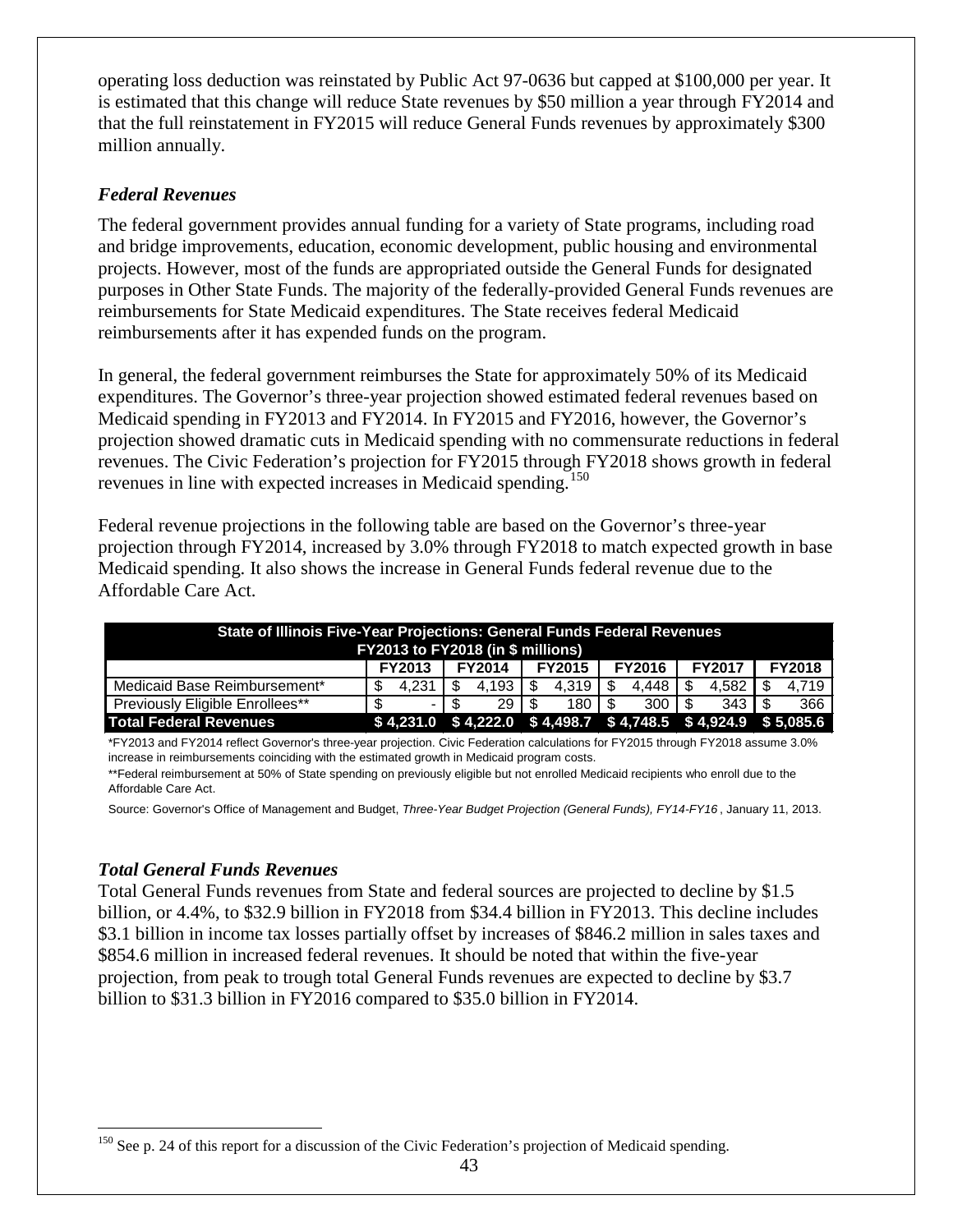operating loss deduction was reinstated by Public Act 97-0636 but capped at $100,000 per year. It is estimated that this change will reduce State revenues by $50 million a year through FY2014 and that the full reinstatement in FY2015 will reduce General Funds revenues by approximately $300 million annually.

### *Federal Revenues*

The federal government provides annual funding for a variety of State programs, including road and bridge improvements, education, economic development, public housing and environmental projects. However, most of the funds are appropriated outside the General Funds for designated purposes in Other State Funds. The majority of the federally-provided General Funds revenues are reimbursements for State Medicaid expenditures. The State receives federal Medicaid reimbursements after it has expended funds on the program.

In general, the federal government reimburses the State for approximately 50% of its Medicaid expenditures. The Governor's three-year projection showed estimated federal revenues based on Medicaid spending in FY2013 and FY2014. In FY2015 and FY2016, however, the Governor's projection showed dramatic cuts in Medicaid spending with no commensurate reductions in federal revenues. The Civic Federation's projection for FY2015 through FY2018 shows growth in federal revenues in line with expected increases in Medicaid spending.[150]

Federal revenue projections in the following table are based on the Governor's three-year projection through FY2014, increased by 3.0% through FY2018 to match expected growth in base Medicaid spending. It also shows the increase in General Funds federal revenue due to the Affordable Care Act.

| State of Illinois Five-Year Projections: General Funds Federal Revenues FY2013 to FY2018 (in $ millions) | | | | | | |
|---|---|---|---|---|---|---|
| | FY2013 | FY2014 | FY2015 | FY2016 | FY2017 | FY2018 |
| Medicaid Base Reimbursement* | $ 4,231 | $ 4,193 | $ 4,319 | $ 4,448 | $ 4,582 | $ 4,719 |
| Previously Eligible Enrollees** | $ - | $ 29 | $ 180 | $ 300 | $ 343 | $ 366 |
| **Total Federal Revenues** | **$ 4,231.0** | **$ 4,222.0** | **$ 4,498.7** | **$ 4,748.5** | **$ 4,924.9** | **$ 5,085.6** |

*FY2013 and FY2014 reflect Governor's three-year projection. Civic Federation calculations for FY2015 through FY2018 assume 3.0% increase in reimbursements coinciding with the estimated growth in Medicaid program costs.

**Federal reimbursement at 50% of State spending on previously eligible but not enrolled Medicaid recipients who enroll due to the Affordable Care Act.

Source: Governor's Office of Management and Budget, *Three-Year Budget Projection (General Funds), FY14-FY16*, January 11, 2013.

### *Total General Funds Revenues*

Total General Funds revenues from State and federal sources are projected to decline by $1.5 billion, or 4.4%, to $32.9 billion in FY2018 from $34.4 billion in FY2013. This decline includes $3.1 billion in income tax losses partially offset by increases of $846.2 million in sales taxes and $854.6 million in increased federal revenues. It should be noted that within the five-year projection, from peak to trough total General Funds revenues are expected to decline by $3.7 billion to $31.3 billion in FY2016 compared to $35.0 billion in FY2014.

[150] See p. 24 of this report for a discussion of the Civic Federation's projection of Medicaid spending.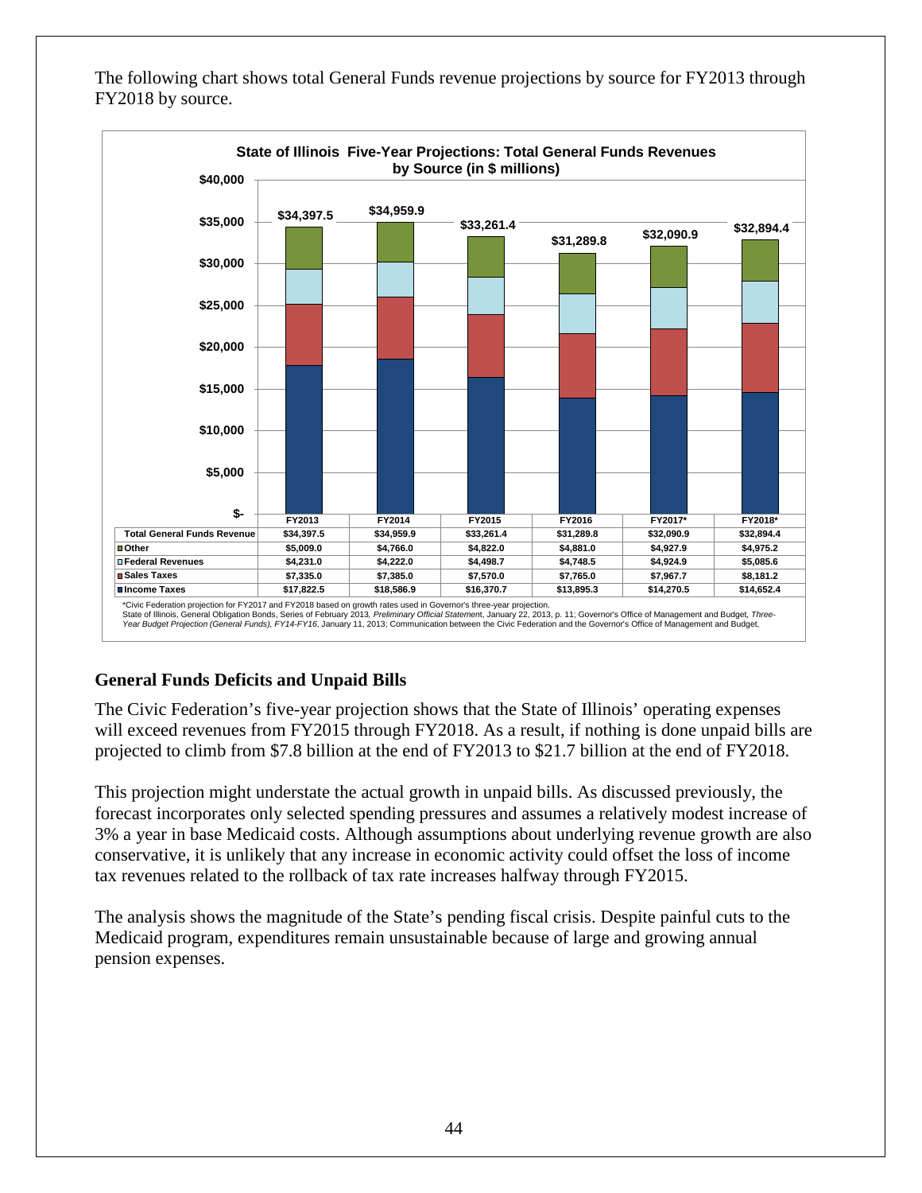The following chart shows total General Funds revenue projections by source for FY2013 through FY2018 by source.

**State of Illinois Five-Year Projections: Total General Funds Revenues by Source (in $ millions)**

| | FY2013 | FY2014 | FY2015 | FY2016 | FY2017* | FY2018* |
|---|---|---|---|---|---|---|
| Total General Funds Revenue | $34,397.5 | $34,959.9 | $33,261.4 | $31,289.8 | $32,090.9 | $32,894.4 |
| Other | $5,009.0 | $4,766.0 | $4,822.0 | $4,881.0 | $4,927.9 | $4,975.2 |
| Federal Revenues | $4,231.0 | $4,222.0 | $4,498.7 | $4,748.5 | $4,924.9 | $5,085.6 |
| Sales Taxes | $7,335.0 | $7,385.0 | $7,570.0 | $7,765.0 | $7,967.7 | $8,181.2 |
| Income Taxes | $17,822.5 | $18,586.9 | $16,370.7 | $13,895.3 | $14,270.5 | $14,652.4 |

*Civic Federation projection for FY2017 and FY2018 based on growth rates used in Governor's three-year projection.
State of Illinois, General Obligation Bonds, Series of February 2013, *Preliminary Official Statement*, January 22, 2013, p. 11; Governor's Office of Management and Budget, *Three-Year Budget Projection (General Funds), FY14-FY16*, January 11, 2013; Communication between the Civic Federation and the Governor's Office of Management and Budget,

## General Funds Deficits and Unpaid Bills

The Civic Federation's five-year projection shows that the State of Illinois' operating expenses will exceed revenues from FY2015 through FY2018. As a result, if nothing is done unpaid bills are projected to climb from $7.8 billion at the end of FY2013 to $21.7 billion at the end of FY2018.

This projection might understate the actual growth in unpaid bills. As discussed previously, the forecast incorporates only selected spending pressures and assumes a relatively modest increase of 3% a year in base Medicaid costs. Although assumptions about underlying revenue growth are also conservative, it is unlikely that any increase in economic activity could offset the loss of income tax revenues related to the rollback of tax rate increases halfway through FY2015.

The analysis shows the magnitude of the State's pending fiscal crisis. Despite painful cuts to the Medicaid program, expenditures remain unsustainable because of large and growing annual pension expenses.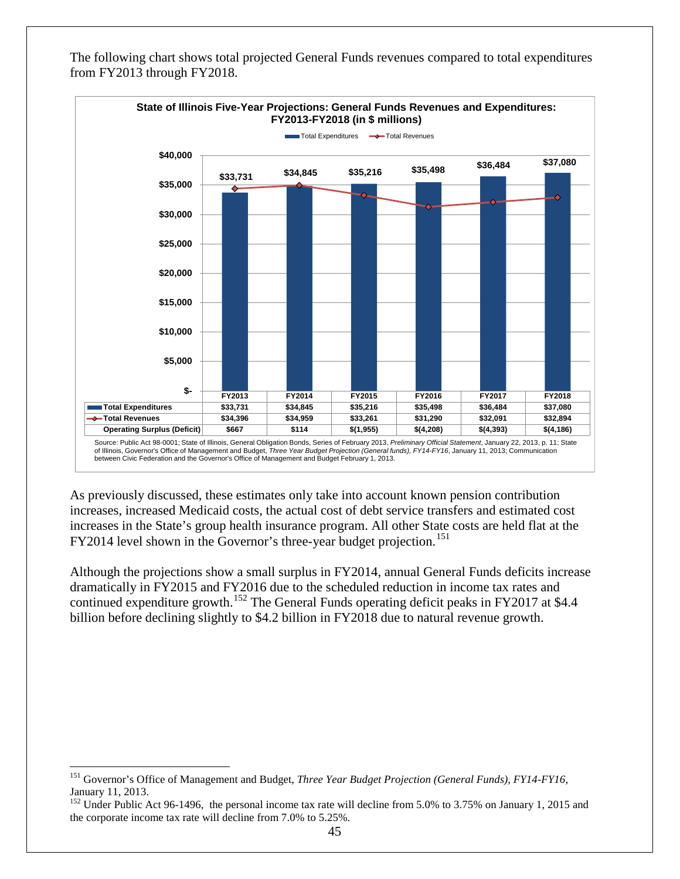The following chart shows total projected General Funds revenues compared to total expenditures from FY2013 through FY2018.

**State of Illinois Five-Year Projections: General Funds Revenues and Expenditures: FY2013-FY2018 (in $ millions)**

| | FY2013 | FY2014 | FY2015 | FY2016 | FY2017 | FY2018 |
|---|---|---|---|---|---|---|
| Total Expenditures | $33,731 | $34,845 | $35,216 | $35,498 | $36,484 | $37,080 |
| Total Revenues | $34,396 | $34,959 | $33,261 | $31,290 | $32,091 | $32,894 |
| Operating Surplus (Deficit) | $667 | $114 | $(1,955) | $(4,208) | $(4,393) | $(4,186) |

Source: Public Act 98-0001; State of Illinois, General Obligation Bonds, Series of February 2013, *Preliminary Official Statement*, January 22, 2013, p. 11; State of Illinois, Governor's Office of Management and Budget, *Three Year Budget Projection (General funds), FY14-FY16*, January 11, 2013; Communication between Civic Federation and the Governor's Office of Management and Budget February 1, 2013.

As previously discussed, these estimates only take into account known pension contribution increases, increased Medicaid costs, the actual cost of debt service transfers and estimated cost increases in the State's group health insurance program. All other State costs are held flat at the FY2014 level shown in the Governor's three-year budget projection.[151]

Although the projections show a small surplus in FY2014, annual General Funds deficits increase dramatically in FY2015 and FY2016 due to the scheduled reduction in income tax rates and continued expenditure growth.[152] The General Funds operating deficit peaks in FY2017 at $4.4 billion before declining slightly to $4.2 billion in FY2018 due to natural revenue growth.

---

[151] Governor's Office of Management and Budget, *Three Year Budget Projection (General Funds), FY14-FY16*, January 11, 2013.

[152] Under Public Act 96-1496, the personal income tax rate will decline from 5.0% to 3.75% on January 1, 2015 and the corporate income tax rate will decline from 7.0% to 5.25%.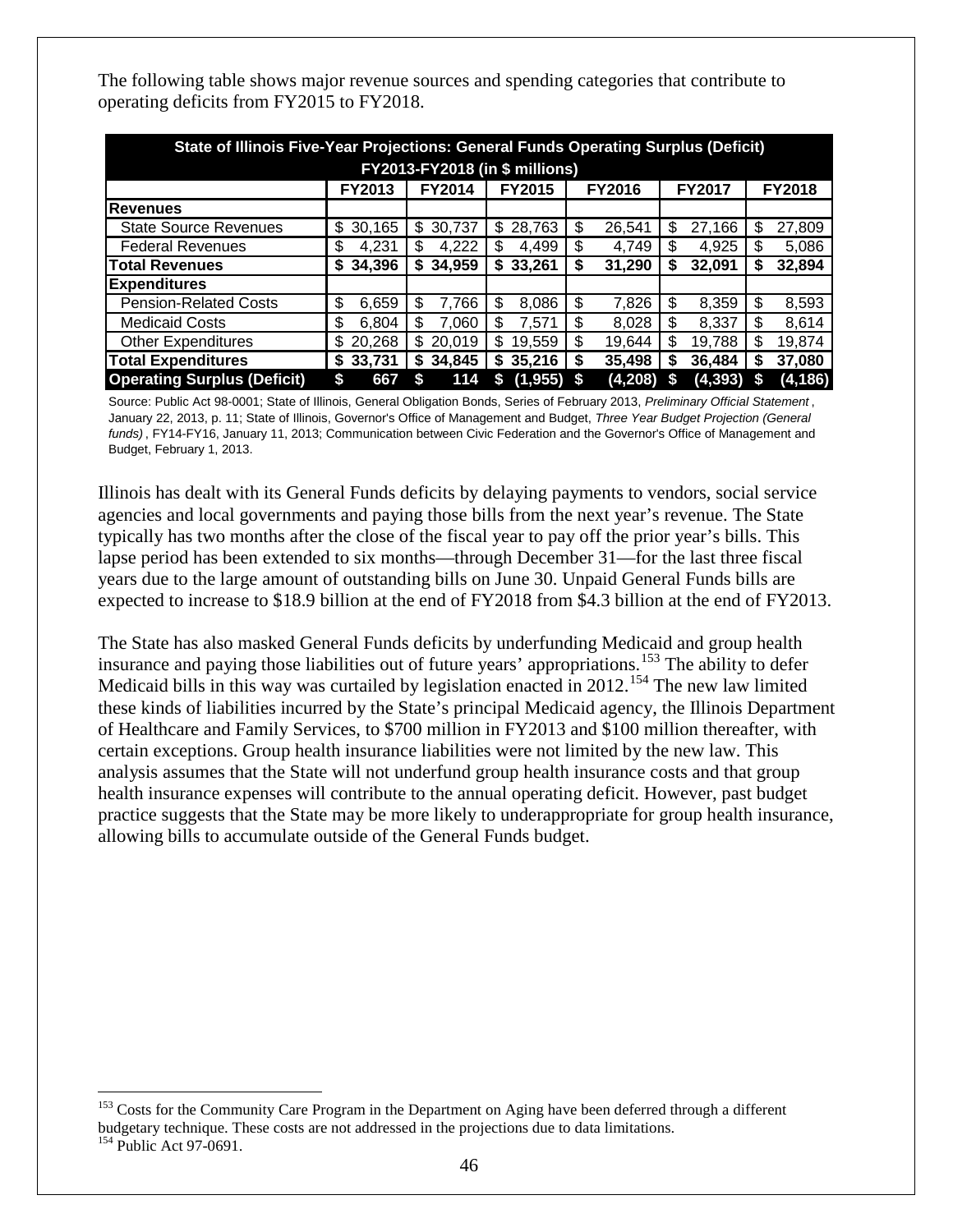The following table shows major revenue sources and spending categories that contribute to operating deficits from FY2015 to FY2018.

| State of Illinois Five-Year Projections: General Funds Operating Surplus (Deficit) FY2013-FY2018 (in $ millions) | | | | | | |
|---|---|---|---|---|---|---|
| | FY2013 | FY2014 | FY2015 | FY2016 | FY2017 | FY2018 |
| **Revenues** | | | | | | |
| State Source Revenues | $ 30,165 | $ 30,737 | $ 28,763 | $ 26,541 | $ 27,166 | $ 27,809 |
| Federal Revenues | $ 4,231 | $ 4,222 | $ 4,499 | $ 4,749 | $ 4,925 | $ 5,086 |
| **Total Revenues** | **$ 34,396** | **$ 34,959** | **$ 33,261** | **$ 31,290** | **$ 32,091** | **$ 32,894** |
| **Expenditures** | | | | | | |
| Pension-Related Costs | $ 6,659 | $ 7,766 | $ 8,086 | $ 7,826 | $ 8,359 | $ 8,593 |
| Medicaid Costs | $ 6,804 | $ 7,060 | $ 7,571 | $ 8,028 | $ 8,337 | $ 8,614 |
| Other Expenditures | $ 20,268 | $ 20,019 | $ 19,559 | $ 19,644 | $ 19,788 | $ 19,874 |
| **Total Expenditures** | **$ 33,731** | **$ 34,845** | **$ 35,216** | **$ 35,498** | **$ 36,484** | **$ 37,080** |
| **Operating Surplus (Deficit)** | **$ 667** | **$ 114** | **$ (1,955)** | **$ (4,208)** | **$ (4,393)** | **$ (4,186)** |

Source: Public Act 98-0001; State of Illinois, General Obligation Bonds, Series of February 2013, *Preliminary Official Statement*, January 22, 2013, p. 11; State of Illinois, Governor's Office of Management and Budget, *Three Year Budget Projection (General funds)*, FY14-FY16, January 11, 2013; Communication between Civic Federation and the Governor's Office of Management and Budget, February 1, 2013.

Illinois has dealt with its General Funds deficits by delaying payments to vendors, social service agencies and local governments and paying those bills from the next year's revenue. The State typically has two months after the close of the fiscal year to pay off the prior year's bills. This lapse period has been extended to six months—through December 31—for the last three fiscal years due to the large amount of outstanding bills on June 30. Unpaid General Funds bills are expected to increase to $18.9 billion at the end of FY2018 from $4.3 billion at the end of FY2013.

The State has also masked General Funds deficits by underfunding Medicaid and group health insurance and paying those liabilities out of future years' appropriations.[153] The ability to defer Medicaid bills in this way was curtailed by legislation enacted in 2012.[154] The new law limited these kinds of liabilities incurred by the State's principal Medicaid agency, the Illinois Department of Healthcare and Family Services, to $700 million in FY2013 and $100 million thereafter, with certain exceptions. Group health insurance liabilities were not limited by the new law. This analysis assumes that the State will not underfund group health insurance costs and that group health insurance expenses will contribute to the annual operating deficit. However, past budget practice suggests that the State may be more likely to underappropriate for group health insurance, allowing bills to accumulate outside of the General Funds budget.

[153] Costs for the Community Care Program in the Department on Aging have been deferred through a different budgetary technique. These costs are not addressed in the projections due to data limitations.
[154] Public Act 97-0691.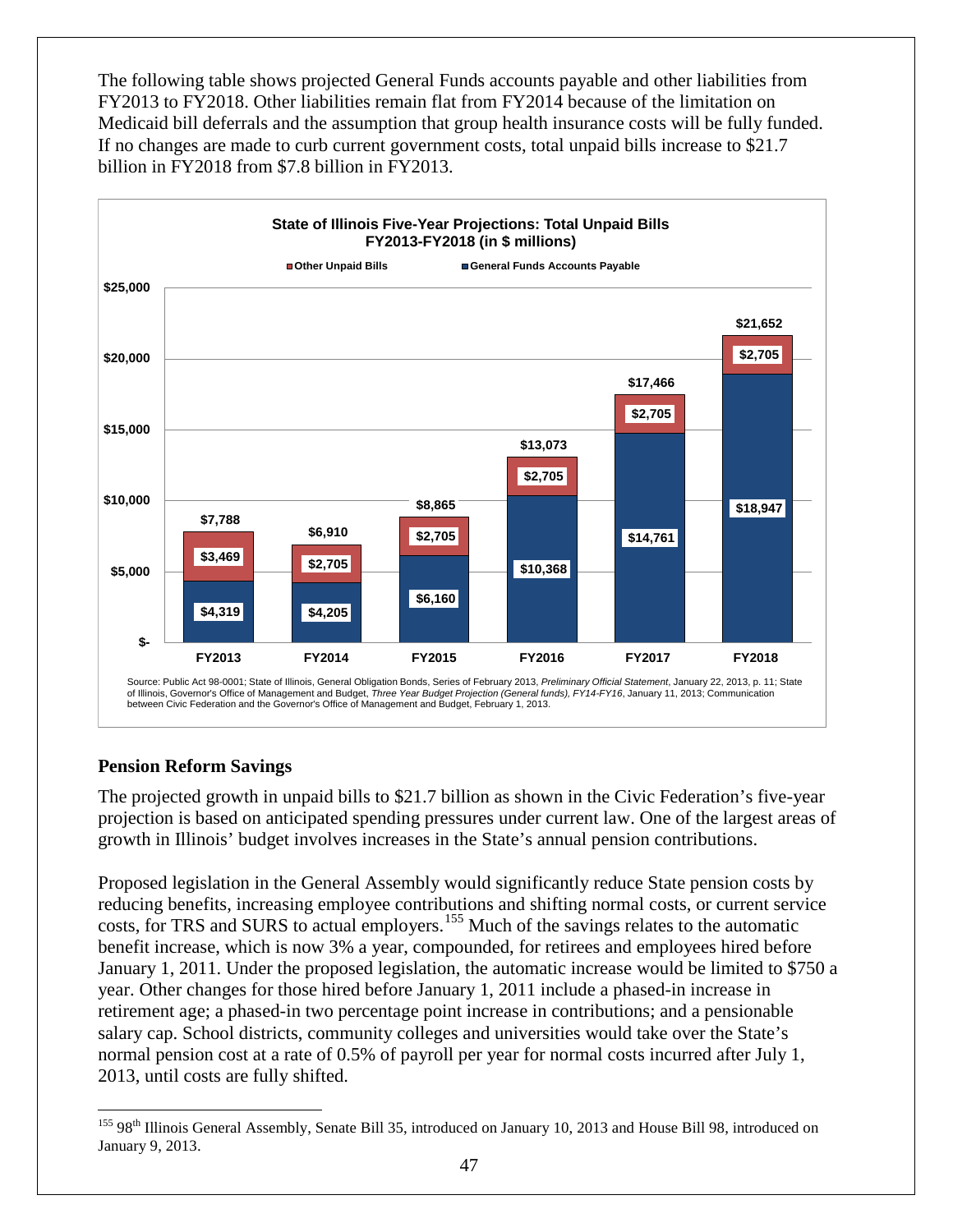The following table shows projected General Funds accounts payable and other liabilities from FY2013 to FY2018. Other liabilities remain flat from FY2014 because of the limitation on Medicaid bill deferrals and the assumption that group health insurance costs will be fully funded. If no changes are made to curb current government costs, total unpaid bills increase to $21.7 billion in FY2018 from $7.8 billion in FY2013.

**State of Illinois Five-Year Projections: Total Unpaid Bills FY2013-FY2018 (in $ millions)**

| | FY2013 | FY2014 | FY2015 | FY2016 | FY2017 | FY2018 |
|---|---|---|---|---|---|---|
| Other Unpaid Bills | $3,469 | $2,705 | $2,705 | $2,705 | $2,705 | $2,705 |
| General Funds Accounts Payable | $4,319 | $4,205 | $6,160 | $10,368 | $14,761 | $18,947 |
| Total | $7,788 | $6,910 | $8,865 | $13,073 | $17,466 | $21,652 |

Source: Public Act 98-0001; State of Illinois, General Obligation Bonds, Series of February 2013, *Preliminary Official Statement*, January 22, 2013, p. 11; State of Illinois, Governor's Office of Management and Budget, *Three Year Budget Projection (General funds), FY14-FY16*, January 11, 2013; Communication between Civic Federation and the Governor's Office of Management and Budget, February 1, 2013.

## Pension Reform Savings

The projected growth in unpaid bills to $21.7 billion as shown in the Civic Federation's five-year projection is based on anticipated spending pressures under current law. One of the largest areas of growth in Illinois' budget involves increases in the State's annual pension contributions.

Proposed legislation in the General Assembly would significantly reduce State pension costs by reducing benefits, increasing employee contributions and shifting normal costs, or current service costs, for TRS and SURS to actual employers.[155] Much of the savings relates to the automatic benefit increase, which is now 3% a year, compounded, for retirees and employees hired before January 1, 2011. Under the proposed legislation, the automatic increase would be limited to $750 a year. Other changes for those hired before January 1, 2011 include a phased-in increase in retirement age; a phased-in two percentage point increase in contributions; and a pensionable salary cap. School districts, community colleges and universities would take over the State's normal pension cost at a rate of 0.5% of payroll per year for normal costs incurred after July 1, 2013, until costs are fully shifted.

[155] 98th Illinois General Assembly, Senate Bill 35, introduced on January 10, 2013 and House Bill 98, introduced on January 9, 2013.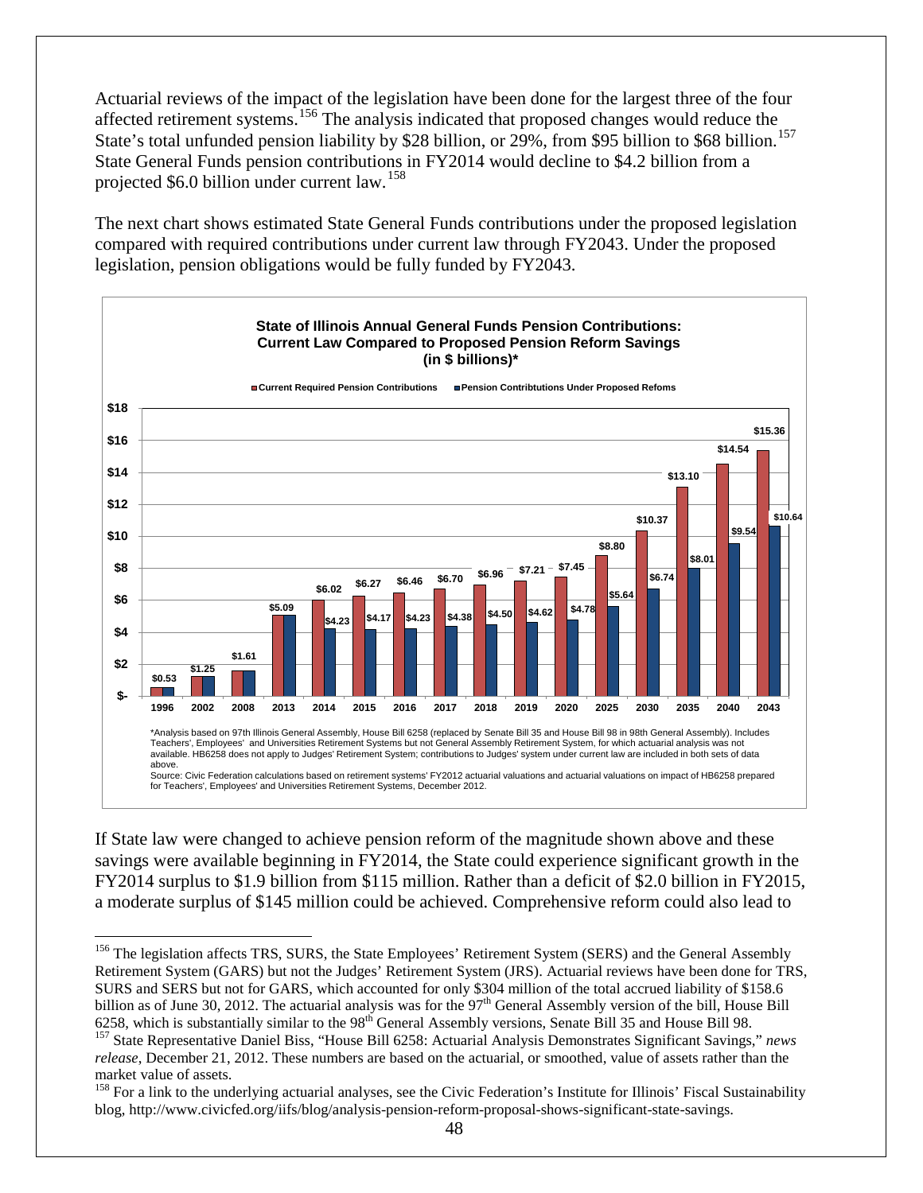Actuarial reviews of the impact of the legislation have been done for the largest three of the four affected retirement systems.[156] The analysis indicated that proposed changes would reduce the State's total unfunded pension liability by $28 billion, or 29%, from $95 billion to $68 billion.[157] State General Funds pension contributions in FY2014 would decline to $4.2 billion from a projected $6.0 billion under current law.[158]

The next chart shows estimated State General Funds contributions under the proposed legislation compared with required contributions under current law through FY2043. Under the proposed legislation, pension obligations would be fully funded by FY2043.

**State of Illinois Annual General Funds Pension Contributions: Current Law Compared to Proposed Pension Reform Savings (in $ billions)***

| Year | Current Required Pension Contributions | Pension Contribtutions Under Proposed Refoms |
|---|---|---|
| 1996 | $0.53 | $0.53 |
| 2002 | $1.25 | $1.25 |
| 2008 | $1.61 | $1.61 |
| 2013 | $5.09 | $5.09 |
| 2014 | $6.02 | $4.23 |
| 2015 | $6.27 | $4.17 |
| 2016 | $6.46 | $4.23 |
| 2017 | $6.70 | $4.38 |
| 2018 | $6.96 | $4.50 |
| 2019 | $7.21 | $4.62 |
| 2020 | $7.45 | $4.78 |
| 2025 | $8.80 | $5.64 |
| 2030 | $10.37 | $6.74 |
| 2035 | $13.10 | $8.01 |
| 2040 | $14.54 | $9.54 |
| 2043 | $15.36 | $10.64 |

*Analysis based on 97th Illinois General Assembly, House Bill 6258 (replaced by Senate Bill 35 and House Bill 98 in 98th General Assembly). Includes Teachers', Employees' and Universities Retirement Systems but not General Assembly Retirement System, for which actuarial analysis was not available. HB6258 does not apply to Judges' Retirement System; contributions to Judges' system under current law are included in both sets of data above.

Source: Civic Federation calculations based on retirement systems' FY2012 actuarial valuations and actuarial valuations on impact of HB6258 prepared for Teachers', Employees' and Universities Retirement Systems, December 2012.

If State law were changed to achieve pension reform of the magnitude shown above and these savings were available beginning in FY2014, the State could experience significant growth in the FY2014 surplus to $1.9 billion from $115 million. Rather than a deficit of $2.0 billion in FY2015, a moderate surplus of $145 million could be achieved. Comprehensive reform could also lead to

---

[156] The legislation affects TRS, SURS, the State Employees' Retirement System (SERS) and the General Assembly Retirement System (GARS) but not the Judges' Retirement System (JRS). Actuarial reviews have been done for TRS, SURS and SERS but not for GARS, which accounted for only $304 million of the total accrued liability of $158.6 billion as of June 30, 2012. The actuarial analysis was for the 97th General Assembly version of the bill, House Bill 6258, which is substantially similar to the 98th General Assembly versions, Senate Bill 35 and House Bill 98.

[157] State Representative Daniel Biss, "House Bill 6258: Actuarial Analysis Demonstrates Significant Savings," *news release*, December 21, 2012. These numbers are based on the actuarial, or smoothed, value of assets rather than the market value of assets.

[158] For a link to the underlying actuarial analyses, see the Civic Federation's Institute for Illinois' Fiscal Sustainability blog, http://www.civicfed.org/iifs/blog/analysis-pension-reform-proposal-shows-significant-state-savings.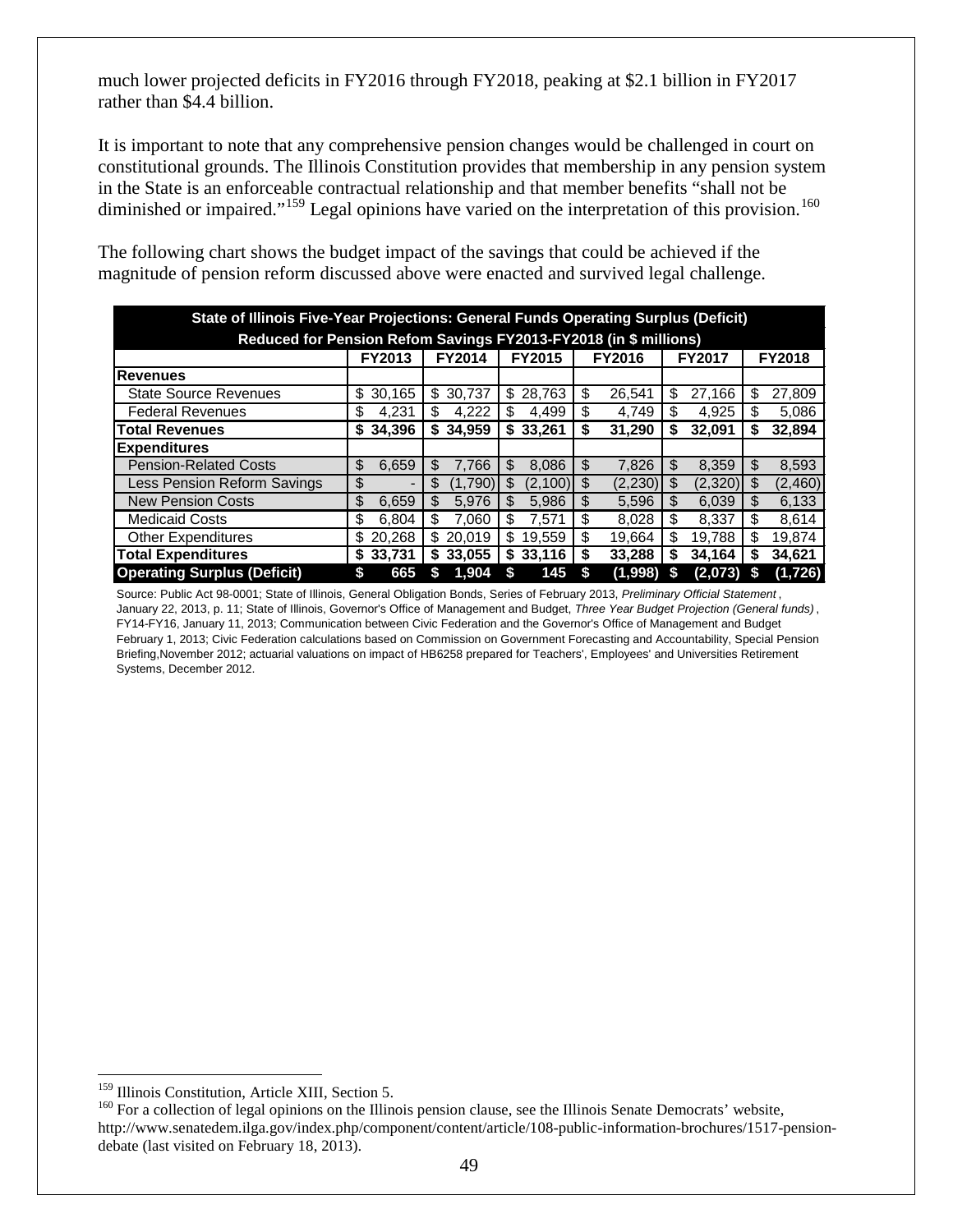much lower projected deficits in FY2016 through FY2018, peaking at $2.1 billion in FY2017 rather than $4.4 billion.

It is important to note that any comprehensive pension changes would be challenged in court on constitutional grounds. The Illinois Constitution provides that membership in any pension system in the State is an enforceable contractual relationship and that member benefits "shall not be diminished or impaired."[159] Legal opinions have varied on the interpretation of this provision.[160]

The following chart shows the budget impact of the savings that could be achieved if the magnitude of pension reform discussed above were enacted and survived legal challenge.

| State of Illinois Five-Year Projections: General Funds Operating Surplus (Deficit) Reduced for Pension Refom Savings FY2013-FY2018 (in $ millions) | | | | | | |
|---|---|---|---|---|---|---|
| | FY2013 | FY2014 | FY2015 | FY2016 | FY2017 | FY2018 |
| **Revenues** | | | | | | |
| State Source Revenues | $ 30,165 | $ 30,737 | $ 28,763 | $ 26,541 | $ 27,166 | $ 27,809 |
| Federal Revenues | $ 4,231 | $ 4,222 | $ 4,499 | $ 4,749 | $ 4,925 | $ 5,086 |
| **Total Revenues** | **$ 34,396** | **$ 34,959** | **$ 33,261** | **$ 31,290** | **$ 32,091** | **$ 32,894** |
| **Expenditures** | | | | | | |
| Pension-Related Costs | $ 6,659 | $ 7,766 | $ 8,086 | $ 7,826 | $ 8,359 | $ 8,593 |
| Less Pension Reform Savings | $ - | $ (1,790) | $ (2,100) | $ (2,230) | $ (2,320) | $ (2,460) |
| New Pension Costs | $ 6,659 | $ 5,976 | $ 5,986 | $ 5,596 | $ 6,039 | $ 6,133 |
| Medicaid Costs | $ 6,804 | $ 7,060 | $ 7,571 | $ 8,028 | $ 8,337 | $ 8,614 |
| Other Expenditures | $ 20,268 | $ 20,019 | $ 19,559 | $ 19,664 | $ 19,788 | $ 19,874 |
| **Total Expenditures** | **$ 33,731** | **$ 33,055** | **$ 33,116** | **$ 33,288** | **$ 34,164** | **$ 34,621** |
| **Operating Surplus (Deficit)** | **$ 665** | **$ 1,904** | **$ 145** | **$ (1,998)** | **$ (2,073)** | **$ (1,726)** |

Source: Public Act 98-0001; State of Illinois, General Obligation Bonds, Series of February 2013, *Preliminary Official Statement*, January 22, 2013, p. 11; State of Illinois, Governor's Office of Management and Budget, *Three Year Budget Projection (General funds)*, FY14-FY16, January 11, 2013; Communication between Civic Federation and the Governor's Office of Management and Budget February 1, 2013; Civic Federation calculations based on Commission on Government Forecasting and Accountability, Special Pension Briefing,November 2012; actuarial valuations on impact of HB6258 prepared for Teachers', Employees' and Universities Retirement Systems, December 2012.

---

[159] Illinois Constitution, Article XIII, Section 5.

[160] For a collection of legal opinions on the Illinois pension clause, see the Illinois Senate Democrats' website, http://www.senatedem.ilga.gov/index.php/component/content/article/108-public-information-brochures/1517-pension-debate (last visited on February 18, 2013).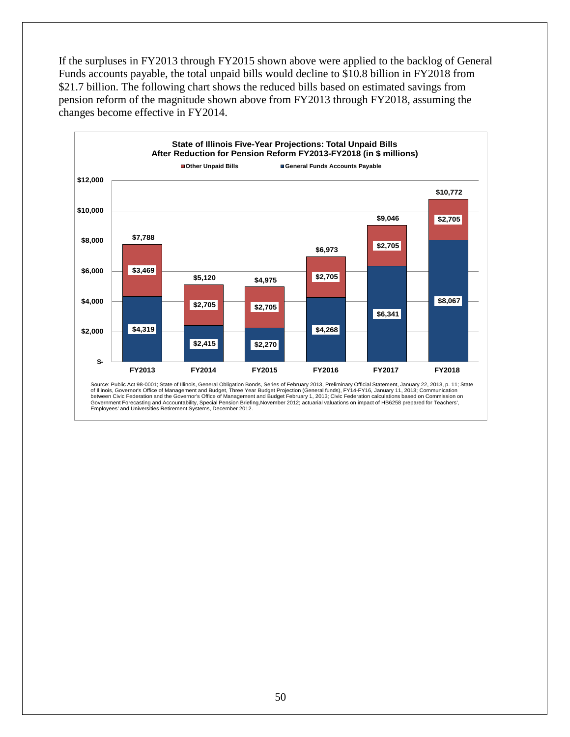If the surpluses in FY2013 through FY2015 shown above were applied to the backlog of General Funds accounts payable, the total unpaid bills would decline to $10.8 billion in FY2018 from $21.7 billion. The following chart shows the reduced bills based on estimated savings from pension reform of the magnitude shown above from FY2013 through FY2018, assuming the changes become effective in FY2014.

**State of Illinois Five-Year Projections: Total Unpaid Bills After Reduction for Pension Reform FY2013-FY2018 (in $ millions)**

| | FY2013 | FY2014 | FY2015 | FY2016 | FY2017 | FY2018 |
|---|---|---|---|---|---|---|
| Other Unpaid Bills | $3,469 | $2,705 | $2,705 | $2,705 | $2,705 | $2,705 |
| General Funds Accounts Payable | $4,319 | $2,415 | $2,270 | $4,268 | $6,341 | $8,067 |
| Total | $7,788 | $5,120 | $4,975 | $6,973 | $9,046 | $10,772 |

Source: Public Act 98-0001; State of Illinois, General Obligation Bonds, Series of February 2013, Preliminary Official Statement, January 22, 2013, p. 11; State of Illinois, Governor's Office of Management and Budget, Three Year Budget Projection (General funds), FY14-FY16, January 11, 2013; Communication between Civic Federation and the Governor's Office of Management and Budget February 1, 2013; Civic Federation calculations based on Commission on Government Forecasting and Accountability, Special Pension Briefing,November 2012; actuarial valuations on impact of HB6258 prepared for Teachers', Employees' and Universities Retirement Systems, December 2012.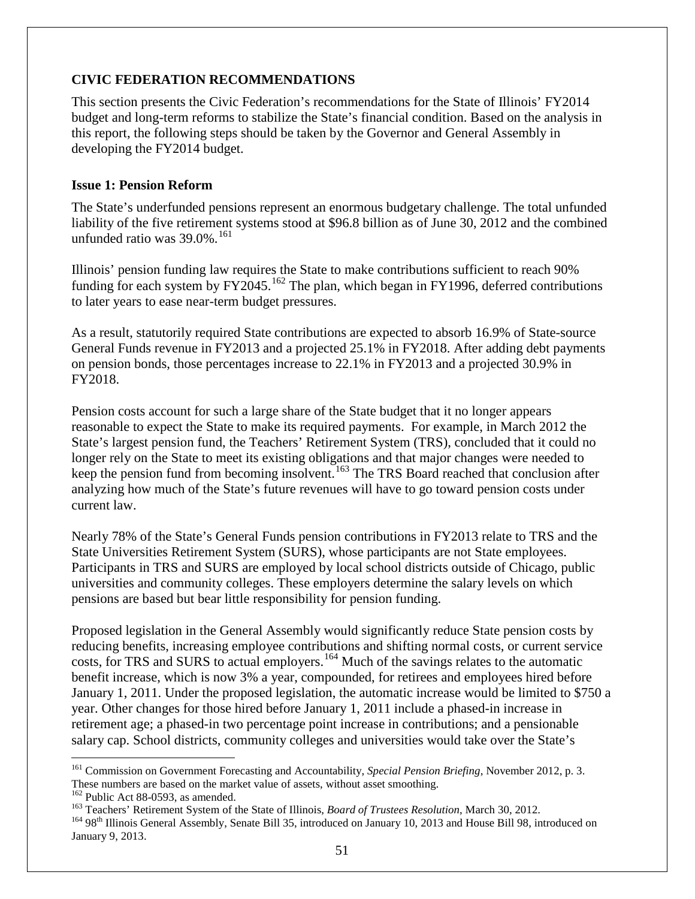## CIVIC FEDERATION RECOMMENDATIONS

This section presents the Civic Federation's recommendations for the State of Illinois' FY2014 budget and long-term reforms to stabilize the State's financial condition. Based on the analysis in this report, the following steps should be taken by the Governor and General Assembly in developing the FY2014 budget.

### Issue 1: Pension Reform

The State's underfunded pensions represent an enormous budgetary challenge. The total unfunded liability of the five retirement systems stood at $96.8 billion as of June 30, 2012 and the combined unfunded ratio was 39.0%.[161]

Illinois' pension funding law requires the State to make contributions sufficient to reach 90% funding for each system by FY2045.[162] The plan, which began in FY1996, deferred contributions to later years to ease near-term budget pressures.

As a result, statutorily required State contributions are expected to absorb 16.9% of State-source General Funds revenue in FY2013 and a projected 25.1% in FY2018. After adding debt payments on pension bonds, those percentages increase to 22.1% in FY2013 and a projected 30.9% in FY2018.

Pension costs account for such a large share of the State budget that it no longer appears reasonable to expect the State to make its required payments. For example, in March 2012 the State's largest pension fund, the Teachers' Retirement System (TRS), concluded that it could no longer rely on the State to meet its existing obligations and that major changes were needed to keep the pension fund from becoming insolvent.[163] The TRS Board reached that conclusion after analyzing how much of the State's future revenues will have to go toward pension costs under current law.

Nearly 78% of the State's General Funds pension contributions in FY2013 relate to TRS and the State Universities Retirement System (SURS), whose participants are not State employees. Participants in TRS and SURS are employed by local school districts outside of Chicago, public universities and community colleges. These employers determine the salary levels on which pensions are based but bear little responsibility for pension funding.

Proposed legislation in the General Assembly would significantly reduce State pension costs by reducing benefits, increasing employee contributions and shifting normal costs, or current service costs, for TRS and SURS to actual employers.[164] Much of the savings relates to the automatic benefit increase, which is now 3% a year, compounded, for retirees and employees hired before January 1, 2011. Under the proposed legislation, the automatic increase would be limited to $750 a year. Other changes for those hired before January 1, 2011 include a phased-in increase in retirement age; a phased-in two percentage point increase in contributions; and a pensionable salary cap. School districts, community colleges and universities would take over the State's

---

[161] Commission on Government Forecasting and Accountability, *Special Pension Briefing*, November 2012, p. 3. These numbers are based on the market value of assets, without asset smoothing.

[162] Public Act 88-0593, as amended.

[163] Teachers' Retirement System of the State of Illinois, *Board of Trustees Resolution*, March 30, 2012.

[164] 98th Illinois General Assembly, Senate Bill 35, introduced on January 10, 2013 and House Bill 98, introduced on January 9, 2013.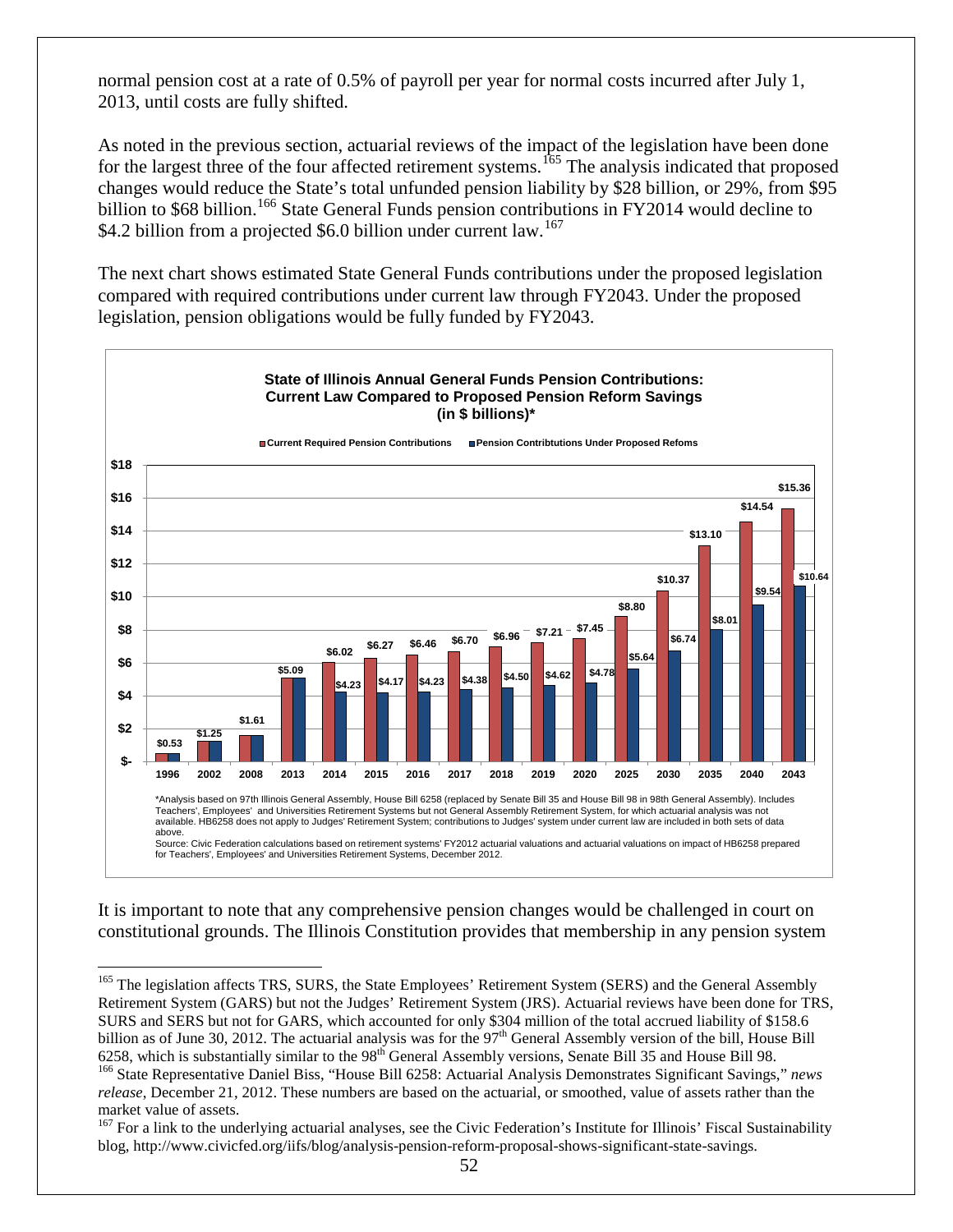normal pension cost at a rate of 0.5% of payroll per year for normal costs incurred after July 1, 2013, until costs are fully shifted.

As noted in the previous section, actuarial reviews of the impact of the legislation have been done for the largest three of the four affected retirement systems.[165] The analysis indicated that proposed changes would reduce the State's total unfunded pension liability by $28 billion, or 29%, from $95 billion to $68 billion.[166] State General Funds pension contributions in FY2014 would decline to $4.2 billion from a projected $6.0 billion under current law.[167]

The next chart shows estimated State General Funds contributions under the proposed legislation compared with required contributions under current law through FY2043. Under the proposed legislation, pension obligations would be fully funded by FY2043.

**State of Illinois Annual General Funds Pension Contributions: Current Law Compared to Proposed Pension Reform Savings (in $ billions)***

| Year | Current Required Pension Contributions | Pension Contribtutions Under Proposed Refoms |
|---|---|---|
| 1996 | $0.53 | $0.53 |
| 2002 | $1.25 | $1.25 |
| 2008 | $1.61 | $1.61 |
| 2013 | $5.09 | $5.09 |
| 2014 | $6.02 | $4.23 |
| 2015 | $6.27 | $4.17 |
| 2016 | $6.46 | $4.23 |
| 2017 | $6.70 | $4.38 |
| 2018 | $6.96 | $4.50 |
| 2019 | $7.21 | $4.62 |
| 2020 | $7.45 | $4.78 |
| 2025 | $8.80 | $5.64 |
| 2030 | $10.37 | $6.74 |
| 2035 | $13.10 | $8.01 |
| 2040 | $14.54 | $9.54 |
| 2043 | $15.36 | $10.64 |

*Analysis based on 97th Illinois General Assembly, House Bill 6258 (replaced by Senate Bill 35 and House Bill 98 in 98th General Assembly). Includes Teachers', Employees' and Universities Retirement Systems but not General Assembly Retirement System, for which actuarial analysis was not available. HB6258 does not apply to Judges' Retirement System; contributions to Judges' system under current law are included in both sets of data above.

Source: Civic Federation calculations based on retirement systems' FY2012 actuarial valuations and actuarial valuations on impact of HB6258 prepared for Teachers', Employees' and Universities Retirement Systems, December 2012.

It is important to note that any comprehensive pension changes would be challenged in court on constitutional grounds. The Illinois Constitution provides that membership in any pension system

---

[165] The legislation affects TRS, SURS, the State Employees' Retirement System (SERS) and the General Assembly Retirement System (GARS) but not the Judges' Retirement System (JRS). Actuarial reviews have been done for TRS, SURS and SERS but not for GARS, which accounted for only $304 million of the total accrued liability of $158.6 billion as of June 30, 2012. The actuarial analysis was for the 97th General Assembly version of the bill, House Bill 6258, which is substantially similar to the 98th General Assembly versions, Senate Bill 35 and House Bill 98.

[166] State Representative Daniel Biss, "House Bill 6258: Actuarial Analysis Demonstrates Significant Savings," *news release*, December 21, 2012. These numbers are based on the actuarial, or smoothed, value of assets rather than the market value of assets.

[167] For a link to the underlying actuarial analyses, see the Civic Federation's Institute for Illinois' Fiscal Sustainability blog, http://www.civicfed.org/iifs/blog/analysis-pension-reform-proposal-shows-significant-state-savings.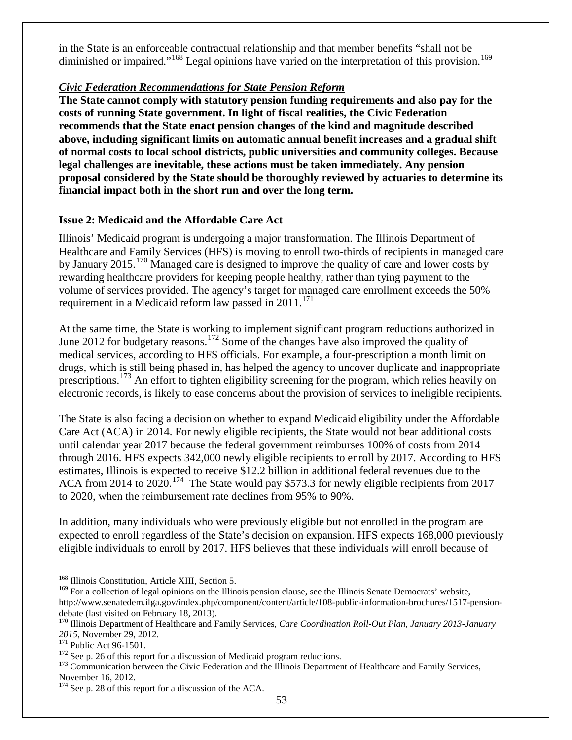in the State is an enforceable contractual relationship and that member benefits "shall not be diminished or impaired."[168] Legal opinions have varied on the interpretation of this provision.[169]

### *Civic Federation Recommendations for State Pension Reform*

**The State cannot comply with statutory pension funding requirements and also pay for the costs of running State government. In light of fiscal realities, the Civic Federation recommends that the State enact pension changes of the kind and magnitude described above, including significant limits on automatic annual benefit increases and a gradual shift of normal costs to local school districts, public universities and community colleges. Because legal challenges are inevitable, these actions must be taken immediately. Any pension proposal considered by the State should be thoroughly reviewed by actuaries to determine its financial impact both in the short run and over the long term.**

## Issue 2: Medicaid and the Affordable Care Act

Illinois' Medicaid program is undergoing a major transformation. The Illinois Department of Healthcare and Family Services (HFS) is moving to enroll two-thirds of recipients in managed care by January 2015.[170] Managed care is designed to improve the quality of care and lower costs by rewarding healthcare providers for keeping people healthy, rather than tying payment to the volume of services provided. The agency's target for managed care enrollment exceeds the 50% requirement in a Medicaid reform law passed in 2011.[171]

At the same time, the State is working to implement significant program reductions authorized in June 2012 for budgetary reasons.[172] Some of the changes have also improved the quality of medical services, according to HFS officials. For example, a four-prescription a month limit on drugs, which is still being phased in, has helped the agency to uncover duplicate and inappropriate prescriptions.[173] An effort to tighten eligibility screening for the program, which relies heavily on electronic records, is likely to ease concerns about the provision of services to ineligible recipients.

The State is also facing a decision on whether to expand Medicaid eligibility under the Affordable Care Act (ACA) in 2014. For newly eligible recipients, the State would not bear additional costs until calendar year 2017 because the federal government reimburses 100% of costs from 2014 through 2016. HFS expects 342,000 newly eligible recipients to enroll by 2017. According to HFS estimates, Illinois is expected to receive $12.2 billion in additional federal revenues due to the ACA from 2014 to 2020.[174] The State would pay $573.3 for newly eligible recipients from 2017 to 2020, when the reimbursement rate declines from 95% to 90%.

In addition, many individuals who were previously eligible but not enrolled in the program are expected to enroll regardless of the State's decision on expansion. HFS expects 168,000 previously eligible individuals to enroll by 2017. HFS believes that these individuals will enroll because of

---

[168] Illinois Constitution, Article XIII, Section 5.

[169] For a collection of legal opinions on the Illinois pension clause, see the Illinois Senate Democrats' website, http://www.senatedem.ilga.gov/index.php/component/content/article/108-public-information-brochures/1517-pension-debate (last visited on February 18, 2013).

[170] Illinois Department of Healthcare and Family Services, *Care Coordination Roll-Out Plan, January 2013-January 2015*, November 29, 2012.

[171] Public Act 96-1501.

[172] See p. 26 of this report for a discussion of Medicaid program reductions.

[173] Communication between the Civic Federation and the Illinois Department of Healthcare and Family Services, November 16, 2012.

[174] See p. 28 of this report for a discussion of the ACA.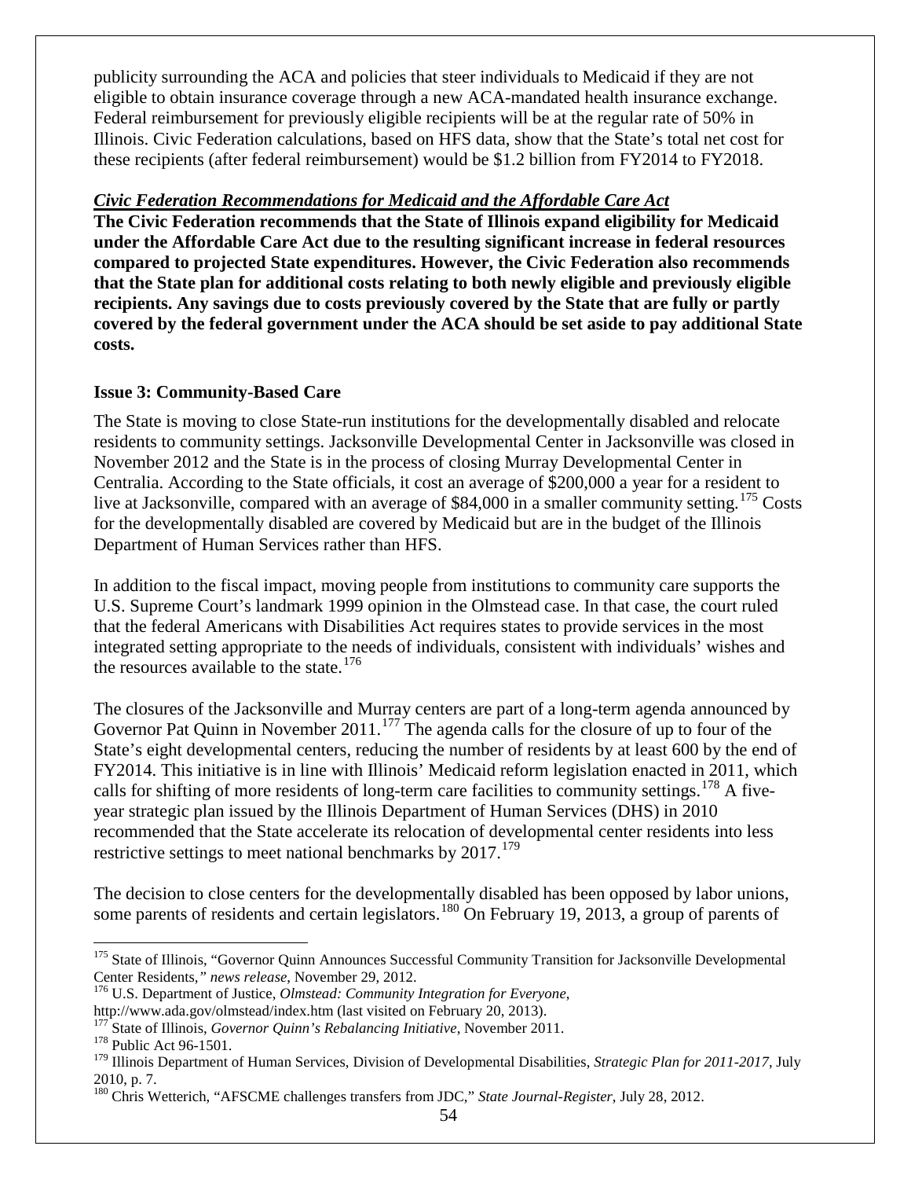publicity surrounding the ACA and policies that steer individuals to Medicaid if they are not eligible to obtain insurance coverage through a new ACA-mandated health insurance exchange. Federal reimbursement for previously eligible recipients will be at the regular rate of 50% in Illinois. Civic Federation calculations, based on HFS data, show that the State's total net cost for these recipients (after federal reimbursement) would be $1.2 billion from FY2014 to FY2018.

***Civic Federation Recommendations for Medicaid and the Affordable Care Act***

**The Civic Federation recommends that the State of Illinois expand eligibility for Medicaid under the Affordable Care Act due to the resulting significant increase in federal resources compared to projected State expenditures. However, the Civic Federation also recommends that the State plan for additional costs relating to both newly eligible and previously eligible recipients. Any savings due to costs previously covered by the State that are fully or partly covered by the federal government under the ACA should be set aside to pay additional State costs.**

### Issue 3: Community-Based Care

The State is moving to close State-run institutions for the developmentally disabled and relocate residents to community settings. Jacksonville Developmental Center in Jacksonville was closed in November 2012 and the State is in the process of closing Murray Developmental Center in Centralia. According to the State officials, it cost an average of $200,000 a year for a resident to live at Jacksonville, compared with an average of $84,000 in a smaller community setting.[175] Costs for the developmentally disabled are covered by Medicaid but are in the budget of the Illinois Department of Human Services rather than HFS.

In addition to the fiscal impact, moving people from institutions to community care supports the U.S. Supreme Court's landmark 1999 opinion in the Olmstead case. In that case, the court ruled that the federal Americans with Disabilities Act requires states to provide services in the most integrated setting appropriate to the needs of individuals, consistent with individuals' wishes and the resources available to the state.[176]

The closures of the Jacksonville and Murray centers are part of a long-term agenda announced by Governor Pat Quinn in November 2011.[177] The agenda calls for the closure of up to four of the State's eight developmental centers, reducing the number of residents by at least 600 by the end of FY2014. This initiative is in line with Illinois' Medicaid reform legislation enacted in 2011, which calls for shifting of more residents of long-term care facilities to community settings.[178] A five-year strategic plan issued by the Illinois Department of Human Services (DHS) in 2010 recommended that the State accelerate its relocation of developmental center residents into less restrictive settings to meet national benchmarks by 2017.[179]

The decision to close centers for the developmentally disabled has been opposed by labor unions, some parents of residents and certain legislators.[180] On February 19, 2013, a group of parents of

---

[175] State of Illinois, "Governor Quinn Announces Successful Community Transition for Jacksonville Developmental Center Residents," *news release*, November 29, 2012.

[176] U.S. Department of Justice, *Olmstead: Community Integration for Everyone*, http://www.ada.gov/olmstead/index.htm (last visited on February 20, 2013).

[177] State of Illinois, *Governor Quinn's Rebalancing Initiative*, November 2011.

[178] Public Act 96-1501.

[179] Illinois Department of Human Services, Division of Developmental Disabilities, *Strategic Plan for 2011-2017*, July 2010, p. 7.

[180] Chris Wetterich, "AFSCME challenges transfers from JDC," *State Journal-Register*, July 28, 2012.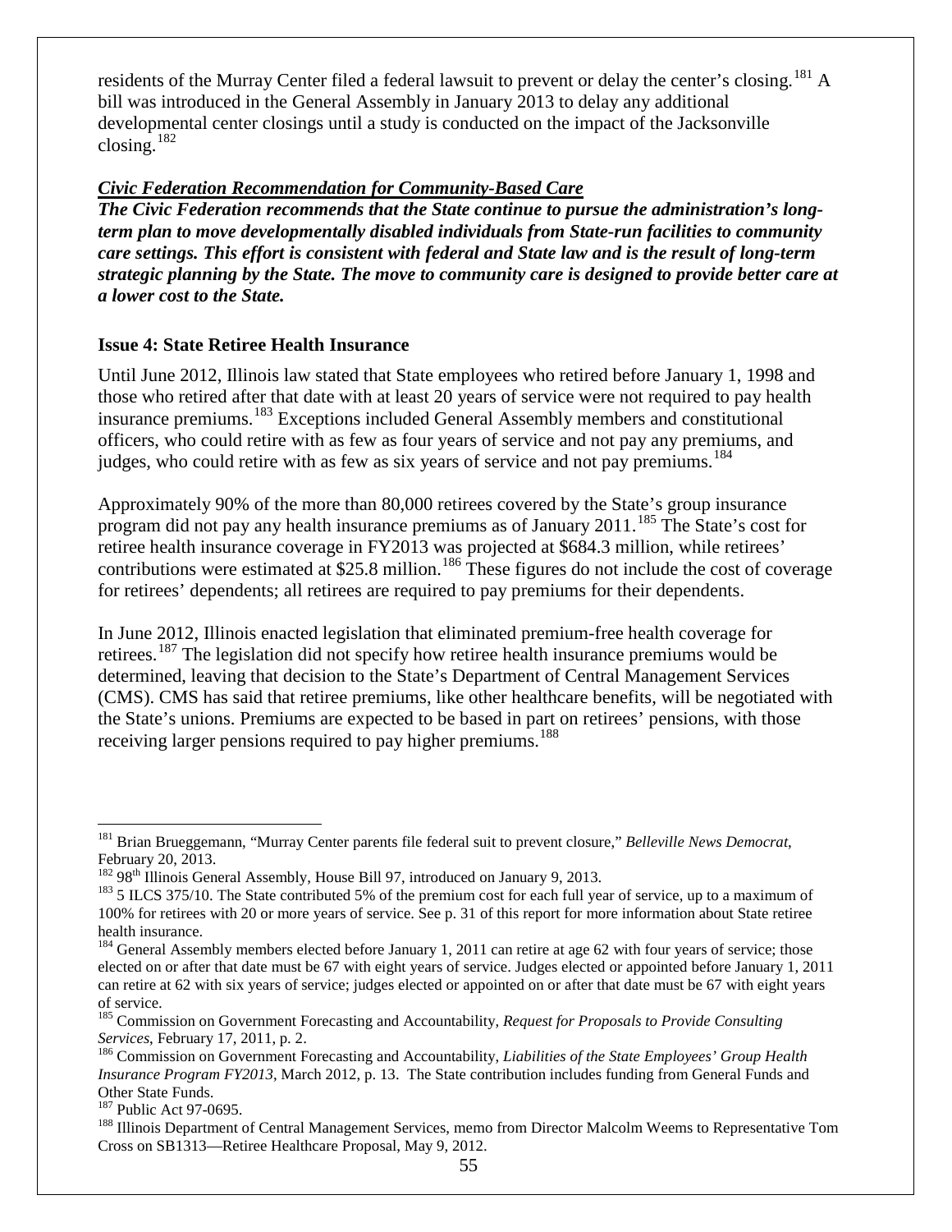residents of the Murray Center filed a federal lawsuit to prevent or delay the center's closing.[181] A bill was introduced in the General Assembly in January 2013 to delay any additional developmental center closings until a study is conducted on the impact of the Jacksonville closing.[182]

***Civic Federation Recommendation for Community-Based Care***

***The Civic Federation recommends that the State continue to pursue the administration's long-term plan to move developmentally disabled individuals from State-run facilities to community care settings. This effort is consistent with federal and State law and is the result of long-term strategic planning by the State. The move to community care is designed to provide better care at a lower cost to the State.***

### Issue 4: State Retiree Health Insurance

Until June 2012, Illinois law stated that State employees who retired before January 1, 1998 and those who retired after that date with at least 20 years of service were not required to pay health insurance premiums.[183] Exceptions included General Assembly members and constitutional officers, who could retire with as few as four years of service and not pay any premiums, and judges, who could retire with as few as six years of service and not pay premiums.[184]

Approximately 90% of the more than 80,000 retirees covered by the State's group insurance program did not pay any health insurance premiums as of January 2011.[185] The State's cost for retiree health insurance coverage in FY2013 was projected at $684.3 million, while retirees' contributions were estimated at $25.8 million.[186] These figures do not include the cost of coverage for retirees' dependents; all retirees are required to pay premiums for their dependents.

In June 2012, Illinois enacted legislation that eliminated premium-free health coverage for retirees.[187] The legislation did not specify how retiree health insurance premiums would be determined, leaving that decision to the State's Department of Central Management Services (CMS). CMS has said that retiree premiums, like other healthcare benefits, will be negotiated with the State's unions. Premiums are expected to be based in part on retirees' pensions, with those receiving larger pensions required to pay higher premiums.[188]

---

[181] Brian Brueggemann, "Murray Center parents file federal suit to prevent closure," *Belleville News Democrat*, February 20, 2013.

[182] 98th Illinois General Assembly, House Bill 97, introduced on January 9, 2013.

[183] 5 ILCS 375/10. The State contributed 5% of the premium cost for each full year of service, up to a maximum of 100% for retirees with 20 or more years of service. See p. 31 of this report for more information about State retiree health insurance.

[184] General Assembly members elected before January 1, 2011 can retire at age 62 with four years of service; those elected on or after that date must be 67 with eight years of service. Judges elected or appointed before January 1, 2011 can retire at 62 with six years of service; judges elected or appointed on or after that date must be 67 with eight years of service.

[185] Commission on Government Forecasting and Accountability, *Request for Proposals to Provide Consulting Services*, February 17, 2011, p. 2.

[186] Commission on Government Forecasting and Accountability, *Liabilities of the State Employees' Group Health Insurance Program FY2013*, March 2012, p. 13. The State contribution includes funding from General Funds and Other State Funds.

[187] Public Act 97-0695.

[188] Illinois Department of Central Management Services, memo from Director Malcolm Weems to Representative Tom Cross on SB1313—Retiree Healthcare Proposal, May 9, 2012.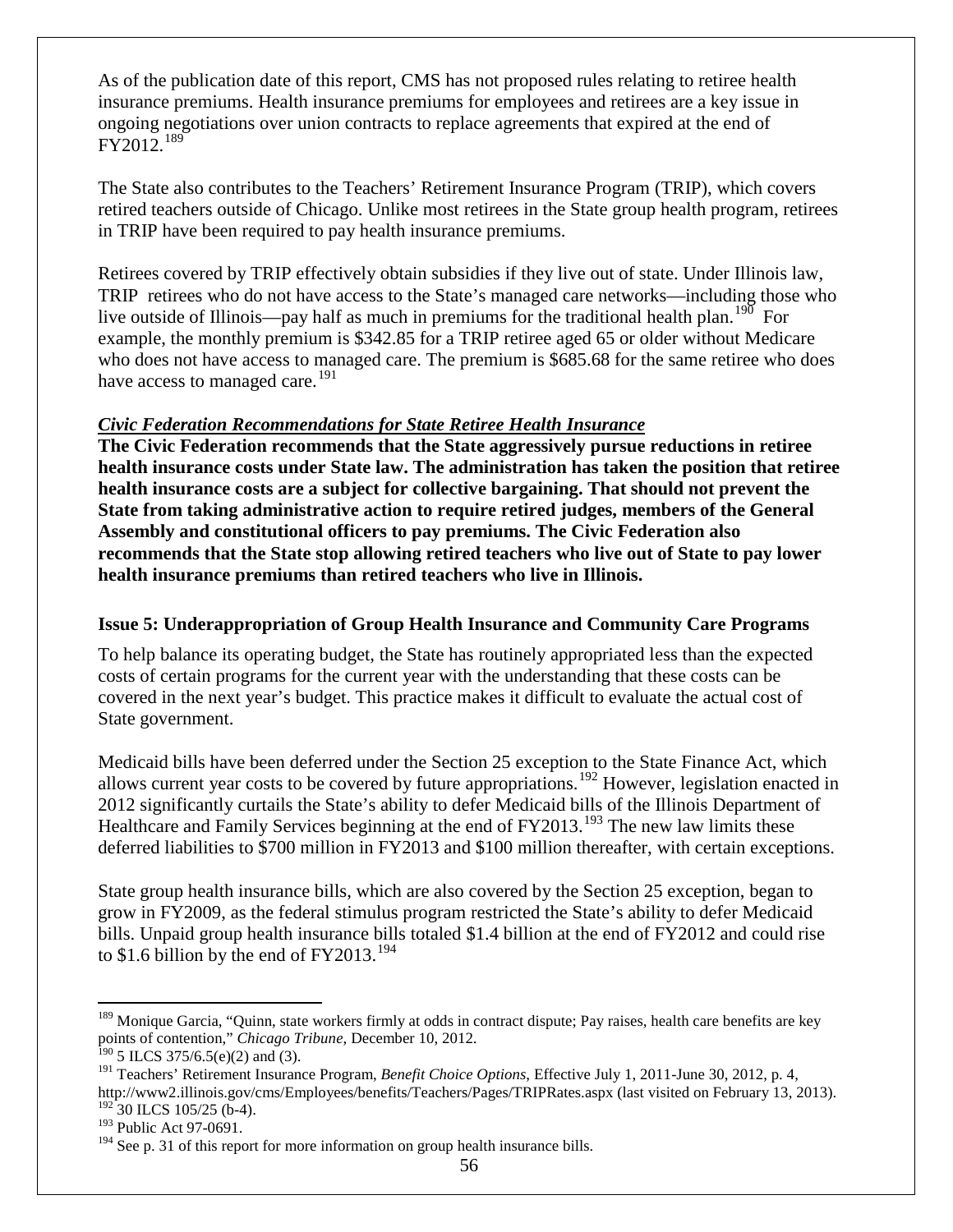As of the publication date of this report, CMS has not proposed rules relating to retiree health insurance premiums. Health insurance premiums for employees and retirees are a key issue in ongoing negotiations over union contracts to replace agreements that expired at the end of FY2012.[189]

The State also contributes to the Teachers' Retirement Insurance Program (TRIP), which covers retired teachers outside of Chicago. Unlike most retirees in the State group health program, retirees in TRIP have been required to pay health insurance premiums.

Retirees covered by TRIP effectively obtain subsidies if they live out of state. Under Illinois law, TRIP retirees who do not have access to the State's managed care networks—including those who live outside of Illinois—pay half as much in premiums for the traditional health plan.[190] For example, the monthly premium is $342.85 for a TRIP retiree aged 65 or older without Medicare who does not have access to managed care. The premium is $685.68 for the same retiree who does have access to managed care.[191]

***Civic Federation Recommendations for State Retiree Health Insurance***

**The Civic Federation recommends that the State aggressively pursue reductions in retiree health insurance costs under State law. The administration has taken the position that retiree health insurance costs are a subject for collective bargaining. That should not prevent the State from taking administrative action to require retired judges, members of the General Assembly and constitutional officers to pay premiums. The Civic Federation also recommends that the State stop allowing retired teachers who live out of State to pay lower health insurance premiums than retired teachers who live in Illinois.**

### Issue 5: Underappropriation of Group Health Insurance and Community Care Programs

To help balance its operating budget, the State has routinely appropriated less than the expected costs of certain programs for the current year with the understanding that these costs can be covered in the next year's budget. This practice makes it difficult to evaluate the actual cost of State government.

Medicaid bills have been deferred under the Section 25 exception to the State Finance Act, which allows current year costs to be covered by future appropriations.[192] However, legislation enacted in 2012 significantly curtails the State's ability to defer Medicaid bills of the Illinois Department of Healthcare and Family Services beginning at the end of FY2013.[193] The new law limits these deferred liabilities to $700 million in FY2013 and $100 million thereafter, with certain exceptions.

State group health insurance bills, which are also covered by the Section 25 exception, began to grow in FY2009, as the federal stimulus program restricted the State's ability to defer Medicaid bills. Unpaid group health insurance bills totaled $1.4 billion at the end of FY2012 and could rise to $1.6 billion by the end of FY2013.[194]

---

[189] Monique Garcia, "Quinn, state workers firmly at odds in contract dispute; Pay raises, health care benefits are key points of contention," *Chicago Tribune*, December 10, 2012.

[190] 5 ILCS 375/6.5(e)(2) and (3).

[191] Teachers' Retirement Insurance Program, *Benefit Choice Options*, Effective July 1, 2011-June 30, 2012, p. 4, http://www2.illinois.gov/cms/Employees/benefits/Teachers/Pages/TRIPRates.aspx (last visited on February 13, 2013).

[192] 30 ILCS 105/25 (b-4).

[193] Public Act 97-0691.

[194] See p. 31 of this report for more information on group health insurance bills.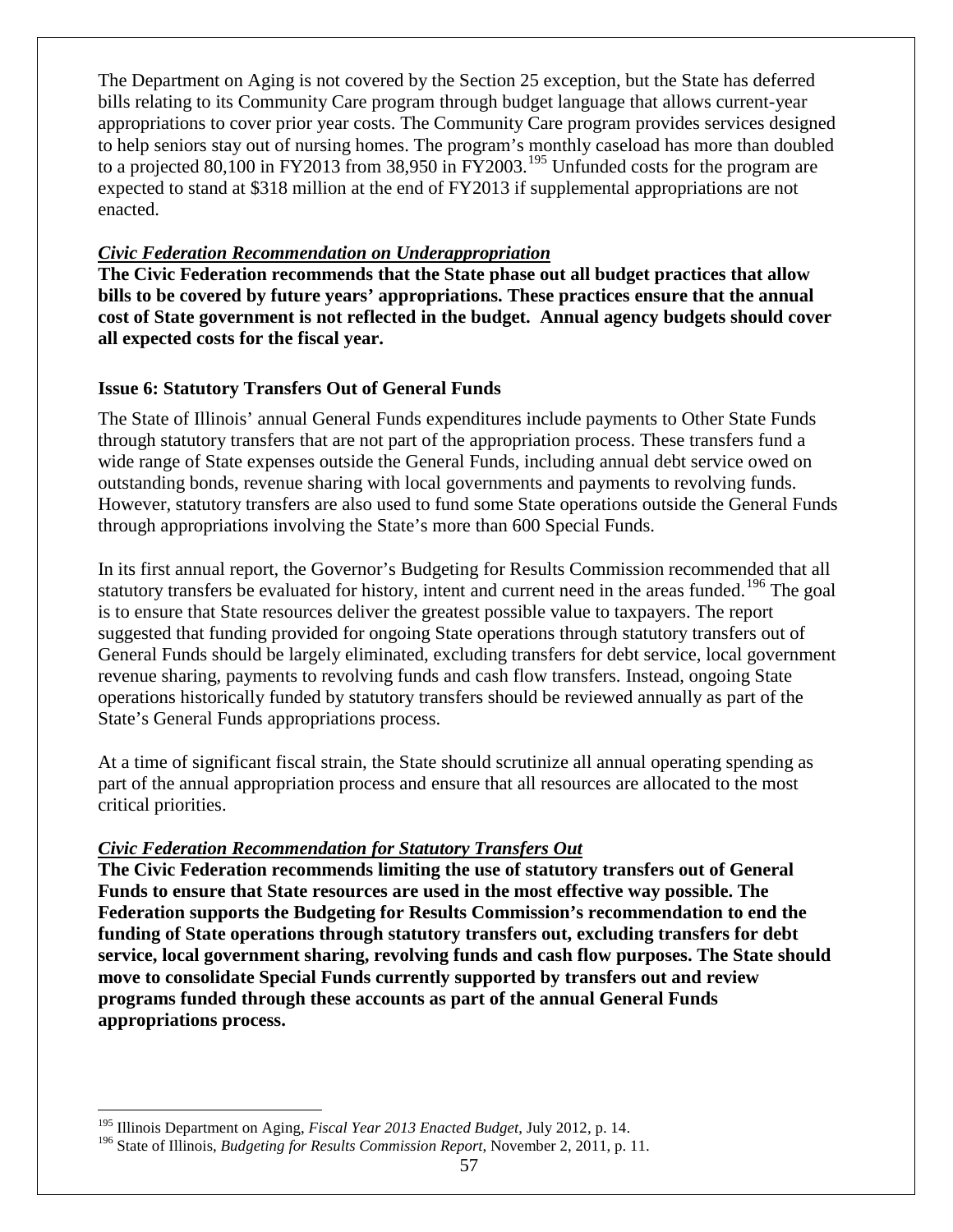The Department on Aging is not covered by the Section 25 exception, but the State has deferred bills relating to its Community Care program through budget language that allows current-year appropriations to cover prior year costs. The Community Care program provides services designed to help seniors stay out of nursing homes. The program's monthly caseload has more than doubled to a projected 80,100 in FY2013 from 38,950 in FY2003.[195] Unfunded costs for the program are expected to stand at $318 million at the end of FY2013 if supplemental appropriations are not enacted.

### ***Civic Federation Recommendation on Underappropriation***

**The Civic Federation recommends that the State phase out all budget practices that allow bills to be covered by future years' appropriations. These practices ensure that the annual cost of State government is not reflected in the budget. Annual agency budgets should cover all expected costs for the fiscal year.**

### **Issue 6: Statutory Transfers Out of General Funds**

The State of Illinois' annual General Funds expenditures include payments to Other State Funds through statutory transfers that are not part of the appropriation process. These transfers fund a wide range of State expenses outside the General Funds, including annual debt service owed on outstanding bonds, revenue sharing with local governments and payments to revolving funds. However, statutory transfers are also used to fund some State operations outside the General Funds through appropriations involving the State's more than 600 Special Funds.

In its first annual report, the Governor's Budgeting for Results Commission recommended that all statutory transfers be evaluated for history, intent and current need in the areas funded.[196] The goal is to ensure that State resources deliver the greatest possible value to taxpayers. The report suggested that funding provided for ongoing State operations through statutory transfers out of General Funds should be largely eliminated, excluding transfers for debt service, local government revenue sharing, payments to revolving funds and cash flow transfers. Instead, ongoing State operations historically funded by statutory transfers should be reviewed annually as part of the State's General Funds appropriations process.

At a time of significant fiscal strain, the State should scrutinize all annual operating spending as part of the annual appropriation process and ensure that all resources are allocated to the most critical priorities.

### ***Civic Federation Recommendation for Statutory Transfers Out***

**The Civic Federation recommends limiting the use of statutory transfers out of General Funds to ensure that State resources are used in the most effective way possible. The Federation supports the Budgeting for Results Commission's recommendation to end the funding of State operations through statutory transfers out, excluding transfers for debt service, local government sharing, revolving funds and cash flow purposes. The State should move to consolidate Special Funds currently supported by transfers out and review programs funded through these accounts as part of the annual General Funds appropriations process.**

---

[195] Illinois Department on Aging, *Fiscal Year 2013 Enacted Budget*, July 2012, p. 14.

[196] State of Illinois, *Budgeting for Results Commission Report*, November 2, 2011, p. 11.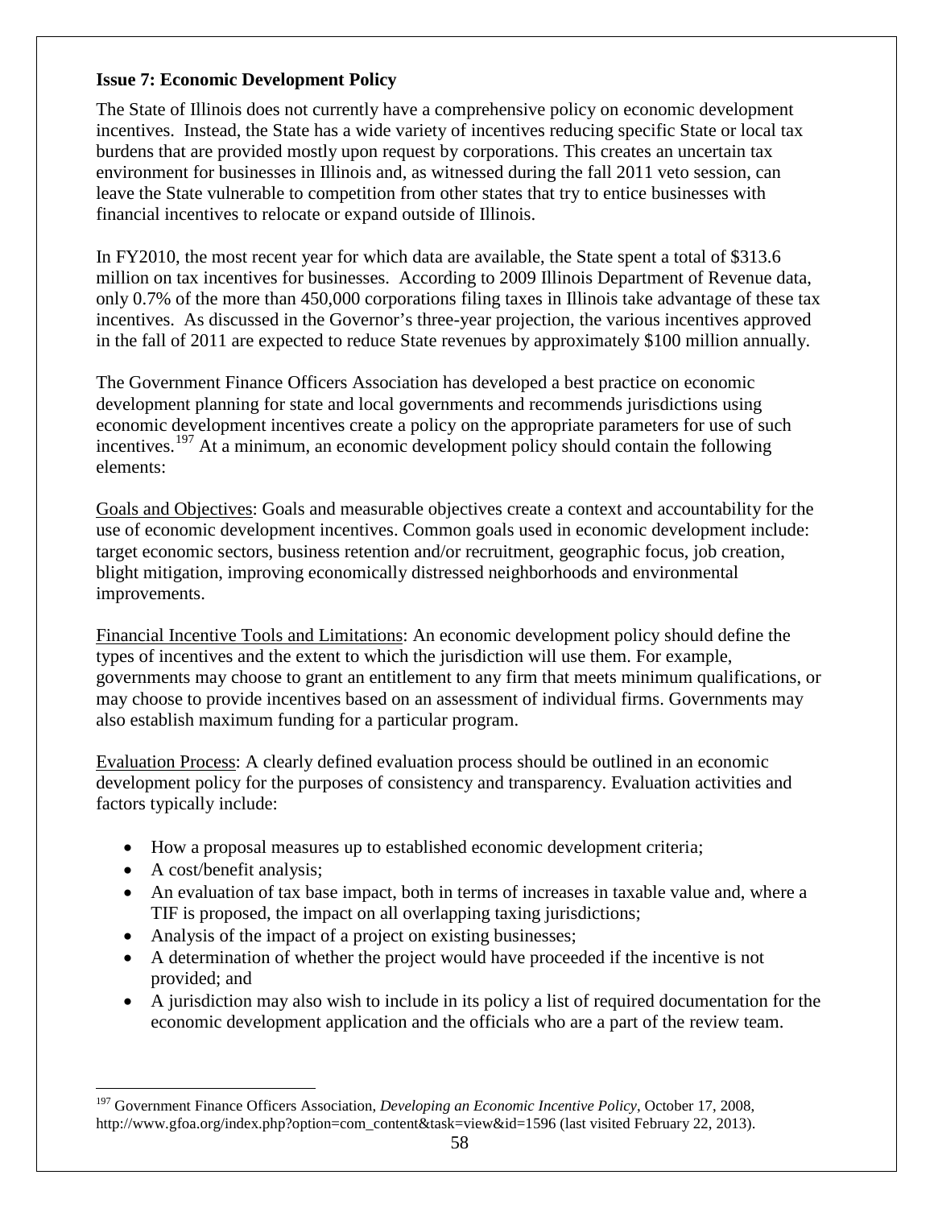**Issue 7: Economic Development Policy**

The State of Illinois does not currently have a comprehensive policy on economic development incentives. Instead, the State has a wide variety of incentives reducing specific State or local tax burdens that are provided mostly upon request by corporations. This creates an uncertain tax environment for businesses in Illinois and, as witnessed during the fall 2011 veto session, can leave the State vulnerable to competition from other states that try to entice businesses with financial incentives to relocate or expand outside of Illinois.

In FY2010, the most recent year for which data are available, the State spent a total of $313.6 million on tax incentives for businesses. According to 2009 Illinois Department of Revenue data, only 0.7% of the more than 450,000 corporations filing taxes in Illinois take advantage of these tax incentives. As discussed in the Governor's three-year projection, the various incentives approved in the fall of 2011 are expected to reduce State revenues by approximately $100 million annually.

The Government Finance Officers Association has developed a best practice on economic development planning for state and local governments and recommends jurisdictions using economic development incentives create a policy on the appropriate parameters for use of such incentives.[197] At a minimum, an economic development policy should contain the following elements:

Goals and Objectives: Goals and measurable objectives create a context and accountability for the use of economic development incentives. Common goals used in economic development include: target economic sectors, business retention and/or recruitment, geographic focus, job creation, blight mitigation, improving economically distressed neighborhoods and environmental improvements.

Financial Incentive Tools and Limitations: An economic development policy should define the types of incentives and the extent to which the jurisdiction will use them. For example, governments may choose to grant an entitlement to any firm that meets minimum qualifications, or may choose to provide incentives based on an assessment of individual firms. Governments may also establish maximum funding for a particular program.

Evaluation Process: A clearly defined evaluation process should be outlined in an economic development policy for the purposes of consistency and transparency. Evaluation activities and factors typically include:

- How a proposal measures up to established economic development criteria;
- A cost/benefit analysis;
- An evaluation of tax base impact, both in terms of increases in taxable value and, where a TIF is proposed, the impact on all overlapping taxing jurisdictions;
- Analysis of the impact of a project on existing businesses;
- A determination of whether the project would have proceeded if the incentive is not provided; and
- A jurisdiction may also wish to include in its policy a list of required documentation for the economic development application and the officials who are a part of the review team.

---

[197] Government Finance Officers Association, *Developing an Economic Incentive Policy*, October 17, 2008, http://www.gfoa.org/index.php?option=com_content&task=view&id=1596 (last visited February 22, 2013).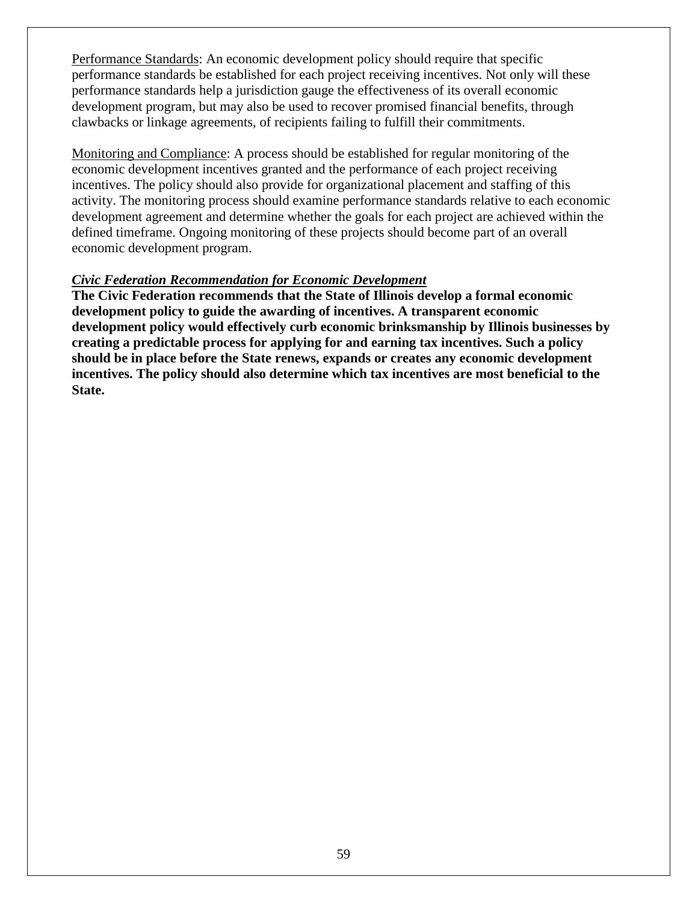Performance Standards: An economic development policy should require that specific performance standards be established for each project receiving incentives. Not only will these performance standards help a jurisdiction gauge the effectiveness of its overall economic development program, but may also be used to recover promised financial benefits, through clawbacks or linkage agreements, of recipients failing to fulfill their commitments.

Monitoring and Compliance: A process should be established for regular monitoring of the economic development incentives granted and the performance of each project receiving incentives. The policy should also provide for organizational placement and staffing of this activity. The monitoring process should examine performance standards relative to each economic development agreement and determine whether the goals for each project are achieved within the defined timeframe. Ongoing monitoring of these projects should become part of an overall economic development program.

***Civic Federation Recommendation for Economic Development***

**The Civic Federation recommends that the State of Illinois develop a formal economic development policy to guide the awarding of incentives. A transparent economic development policy would effectively curb economic brinksmanship by Illinois businesses by creating a predictable process for applying for and earning tax incentives. Such a policy should be in place before the State renews, expands or creates any economic development incentives. The policy should also determine which tax incentives are most beneficial to the State.**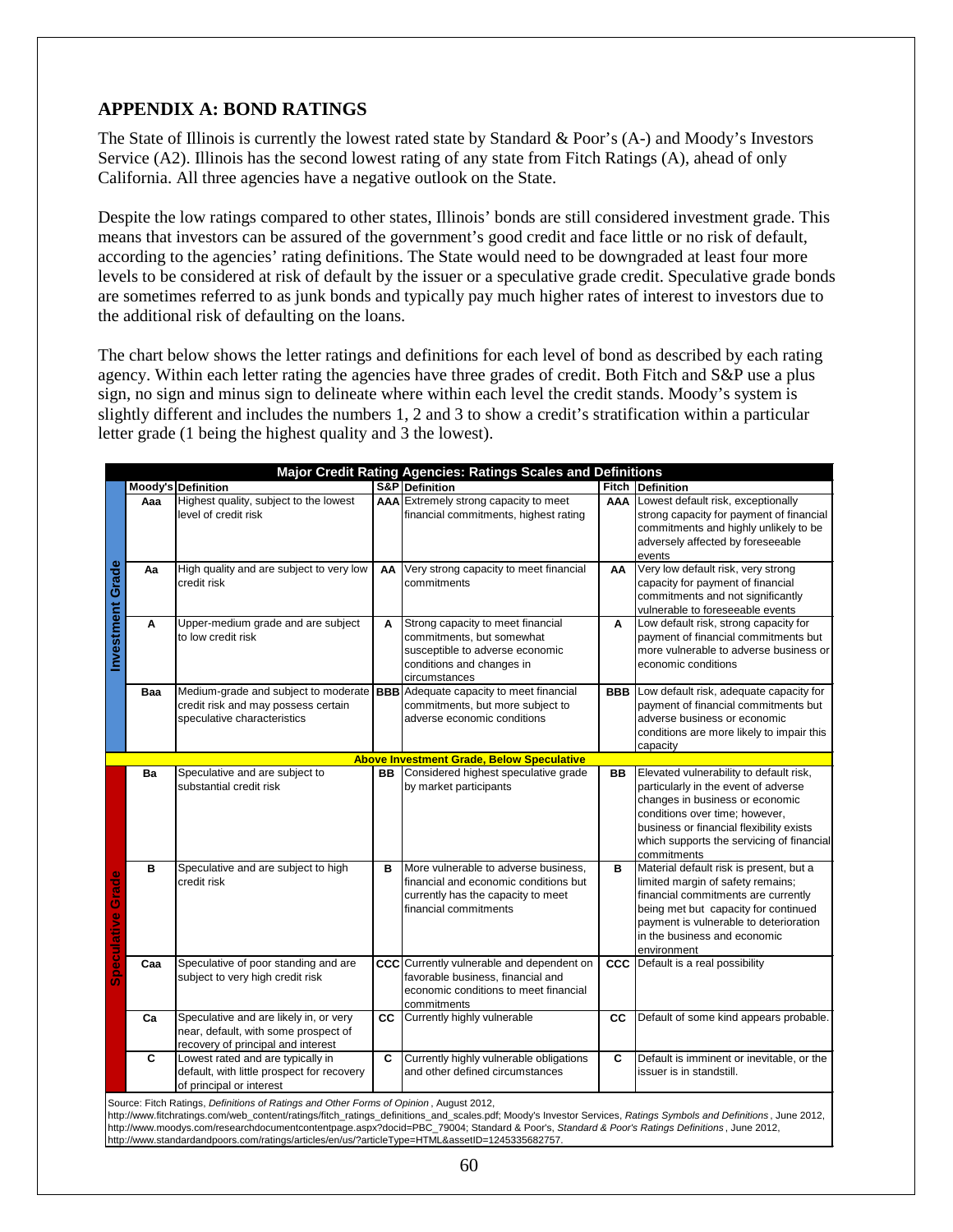## APPENDIX A: BOND RATINGS

The State of Illinois is currently the lowest rated state by Standard & Poor's (A-) and Moody's Investors Service (A2). Illinois has the second lowest rating of any state from Fitch Ratings (A), ahead of only California. All three agencies have a negative outlook on the State.

Despite the low ratings compared to other states, Illinois' bonds are still considered investment grade. This means that investors can be assured of the government's good credit and face little or no risk of default, according to the agencies' rating definitions. The State would need to be downgraded at least four more levels to be considered at risk of default by the issuer or a speculative grade credit. Speculative grade bonds are sometimes referred to as junk bonds and typically pay much higher rates of interest to investors due to the additional risk of defaulting on the loans.

The chart below shows the letter ratings and definitions for each level of bond as described by each rating agency. Within each letter rating the agencies have three grades of credit. Both Fitch and S&P use a plus sign, no sign and minus sign to delineate where within each level the credit stands. Moody's system is slightly different and includes the numbers 1, 2 and 3 to show a credit's stratification within a particular letter grade (1 being the highest quality and 3 the lowest).

**Major Credit Rating Agencies: Ratings Scales and Definitions**

| | Moody's | Definition | S&P | Definition | Fitch | Definition |
|---|---|---|---|---|---|---|
| Investment Grade | Aaa | Highest quality, subject to the lowest level of credit risk | AAA | Extremely strong capacity to meet financial commitments, highest rating | AAA | Lowest default risk, exceptionally strong capacity for payment of financial commitments and highly unlikely to be adversely affected by foreseeable events |
| Investment Grade | Aa | High quality and are subject to very low credit risk | AA | Very strong capacity to meet financial commitments | AA | Very low default risk, very strong capacity for payment of financial commitments and not significantly vulnerable to foreseeable events |
| Investment Grade | A | Upper-medium grade and are subject to low credit risk | A | Strong capacity to meet financial commitments, but somewhat susceptible to adverse economic conditions and changes in circumstances | A | Low default risk, strong capacity for payment of financial commitments but more vulnerable to adverse business or economic conditions |
| Investment Grade | Baa | Medium-grade and subject to moderate credit risk and may possess certain speculative characteristics | BBB | Adequate capacity to meet financial commitments, but more subject to adverse economic conditions | BBB | Low default risk, adequate capacity for payment of financial commitments but adverse business or economic conditions are more likely to impair this capacity |
| | | | Above Investment Grade, Below Speculative | | | |
| Speculative Grade | Ba | Speculative and are subject to substantial credit risk | BB | Considered highest speculative grade by market participants | BB | Elevated vulnerability to default risk, particularly in the event of adverse changes in business or economic conditions over time; however, business or financial flexibility exists which supports the servicing of financial commitments |
| Speculative Grade | B | Speculative and are subject to high credit risk | B | More vulnerable to adverse business, financial and economic conditions but currently has the capacity to meet financial commitments | B | Material default risk is present, but a limited margin of safety remains; financial commitments are currently being met but capacity for continued payment is vulnerable to deterioration in the business and economic environment |
| Speculative Grade | Caa | Speculative of poor standing and are subject to very high credit risk | CCC | Currently vulnerable and dependent on favorable business, financial and economic conditions to meet financial commitments | CCC | Default is a real possibility |
| Speculative Grade | Ca | Speculative and are likely in, or very near, default, with some prospect of recovery of principal and interest | CC | Currently highly vulnerable | CC | Default of some kind appears probable. |
| Speculative Grade | C | Lowest rated and are typically in default, with little prospect for recovery of principal or interest | C | Currently highly vulnerable obligations and other defined circumstances | C | Default is imminent or inevitable, or the issuer is in standstill. |

Source: Fitch Ratings, *Definitions of Ratings and Other Forms of Opinion*, August 2012, http://www.fitchratings.com/web_content/ratings/fitch_ratings_definitions_and_scales.pdf; Moody's Investor Services, *Ratings Symbols and Definitions*, June 2012, http://www.moodys.com/researchdocumentcontentpage.aspx?docid=PBC_79004; Standard & Poor's, *Standard & Poor's Ratings Definitions*, June 2012, http://www.standardandpoors.com/ratings/articles/en/us/?articleType=HTML&assetID=1245335682757.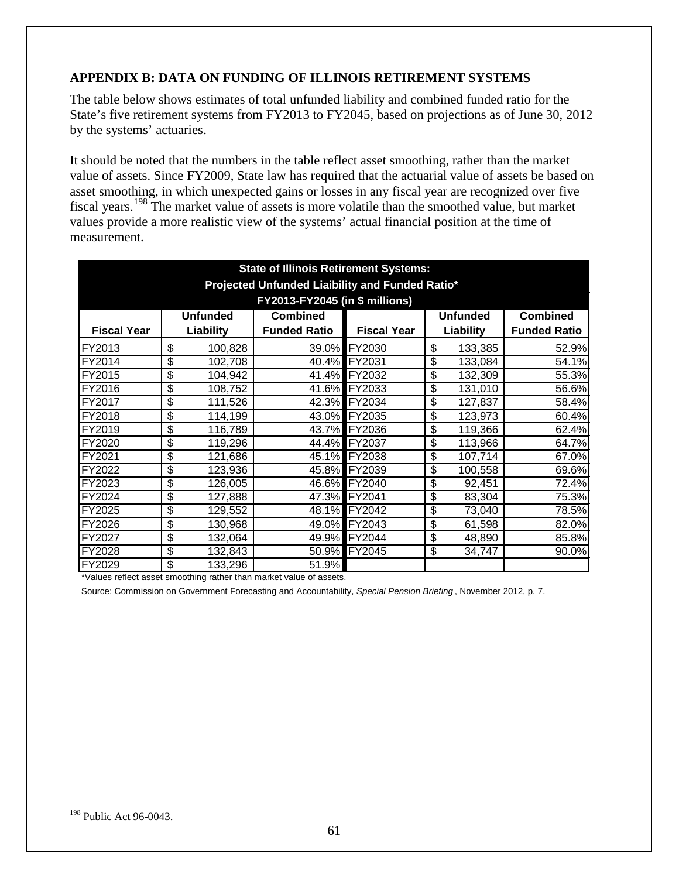## APPENDIX B: DATA ON FUNDING OF ILLINOIS RETIREMENT SYSTEMS

The table below shows estimates of total unfunded liability and combined funded ratio for the State's five retirement systems from FY2013 to FY2045, based on projections as of June 30, 2012 by the systems' actuaries.

It should be noted that the numbers in the table reflect asset smoothing, rather than the market value of assets. Since FY2009, State law has required that the actuarial value of assets be based on asset smoothing, in which unexpected gains or losses in any fiscal year are recognized over five fiscal years.[198] The market value of assets is more volatile than the smoothed value, but market values provide a more realistic view of the systems' actual financial position at the time of measurement.

**State of Illinois Retirement Systems: Projected Unfunded Liaibility and Funded Ratio\* FY2013-FY2045 (in $ millions)**

| Fiscal Year | Unfunded Liability | Combined Funded Ratio | Fiscal Year | Unfunded Liability | Combined Funded Ratio |
|---|---|---|---|---|---|
| FY2013 | $ 100,828 | 39.0% | FY2030 | $ 133,385 | 52.9% |
| FY2014 | $ 102,708 | 40.4% | FY2031 | $ 133,084 | 54.1% |
| FY2015 | $ 104,942 | 41.4% | FY2032 | $ 132,309 | 55.3% |
| FY2016 | $ 108,752 | 41.6% | FY2033 | $ 131,010 | 56.6% |
| FY2017 | $ 111,526 | 42.3% | FY2034 | $ 127,837 | 58.4% |
| FY2018 | $ 114,199 | 43.0% | FY2035 | $ 123,973 | 60.4% |
| FY2019 | $ 116,789 | 43.7% | FY2036 | $ 119,366 | 62.4% |
| FY2020 | $ 119,296 | 44.4% | FY2037 | $ 113,966 | 64.7% |
| FY2021 | $ 121,686 | 45.1% | FY2038 | $ 107,714 | 67.0% |
| FY2022 | $ 123,936 | 45.8% | FY2039 | $ 100,558 | 69.6% |
| FY2023 | $ 126,005 | 46.6% | FY2040 | $ 92,451 | 72.4% |
| FY2024 | $ 127,888 | 47.3% | FY2041 | $ 83,304 | 75.3% |
| FY2025 | $ 129,552 | 48.1% | FY2042 | $ 73,040 | 78.5% |
| FY2026 | $ 130,968 | 49.0% | FY2043 | $ 61,598 | 82.0% |
| FY2027 | $ 132,064 | 49.9% | FY2044 | $ 48,890 | 85.8% |
| FY2028 | $ 132,843 | 50.9% | FY2045 | $ 34,747 | 90.0% |
| FY2029 | $ 133,296 | 51.9% | | | |

\*Values reflect asset smoothing rather than market value of assets.

Source: Commission on Government Forecasting and Accountability, *Special Pension Briefing*, November 2012, p. 7.

---

[198] Public Act 96-0043.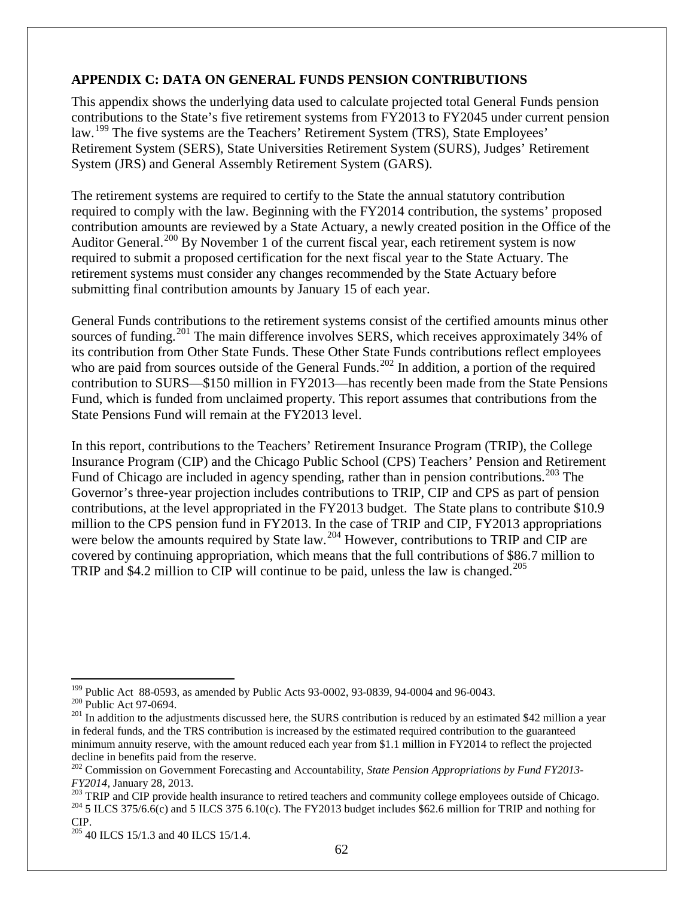## APPENDIX C: DATA ON GENERAL FUNDS PENSION CONTRIBUTIONS

This appendix shows the underlying data used to calculate projected total General Funds pension contributions to the State's five retirement systems from FY2013 to FY2045 under current pension law.[199] The five systems are the Teachers' Retirement System (TRS), State Employees' Retirement System (SERS), State Universities Retirement System (SURS), Judges' Retirement System (JRS) and General Assembly Retirement System (GARS).

The retirement systems are required to certify to the State the annual statutory contribution required to comply with the law. Beginning with the FY2014 contribution, the systems' proposed contribution amounts are reviewed by a State Actuary, a newly created position in the Office of the Auditor General.[200] By November 1 of the current fiscal year, each retirement system is now required to submit a proposed certification for the next fiscal year to the State Actuary. The retirement systems must consider any changes recommended by the State Actuary before submitting final contribution amounts by January 15 of each year.

General Funds contributions to the retirement systems consist of the certified amounts minus other sources of funding.[201] The main difference involves SERS, which receives approximately 34% of its contribution from Other State Funds. These Other State Funds contributions reflect employees who are paid from sources outside of the General Funds.[202] In addition, a portion of the required contribution to SURS—$150 million in FY2013—has recently been made from the State Pensions Fund, which is funded from unclaimed property. This report assumes that contributions from the State Pensions Fund will remain at the FY2013 level.

In this report, contributions to the Teachers' Retirement Insurance Program (TRIP), the College Insurance Program (CIP) and the Chicago Public School (CPS) Teachers' Pension and Retirement Fund of Chicago are included in agency spending, rather than in pension contributions.[203] The Governor's three-year projection includes contributions to TRIP, CIP and CPS as part of pension contributions, at the level appropriated in the FY2013 budget. The State plans to contribute $10.9 million to the CPS pension fund in FY2013. In the case of TRIP and CIP, FY2013 appropriations were below the amounts required by State law.[204] However, contributions to TRIP and CIP are covered by continuing appropriation, which means that the full contributions of $86.7 million to TRIP and $4.2 million to CIP will continue to be paid, unless the law is changed.[205]

---

[199] Public Act 88-0593, as amended by Public Acts 93-0002, 93-0839, 94-0004 and 96-0043.

[200] Public Act 97-0694.

[201] In addition to the adjustments discussed here, the SURS contribution is reduced by an estimated $42 million a year in federal funds, and the TRS contribution is increased by the estimated required contribution to the guaranteed minimum annuity reserve, with the amount reduced each year from $1.1 million in FY2014 to reflect the projected decline in benefits paid from the reserve.

[202] Commission on Government Forecasting and Accountability, *State Pension Appropriations by Fund FY2013-FY2014*, January 28, 2013.

[203] TRIP and CIP provide health insurance to retired teachers and community college employees outside of Chicago.

[204] 5 ILCS 375/6.6(c) and 5 ILCS 375 6.10(c). The FY2013 budget includes $62.6 million for TRIP and nothing for CIP.

[205] 40 ILCS 15/1.3 and 40 ILCS 15/1.4.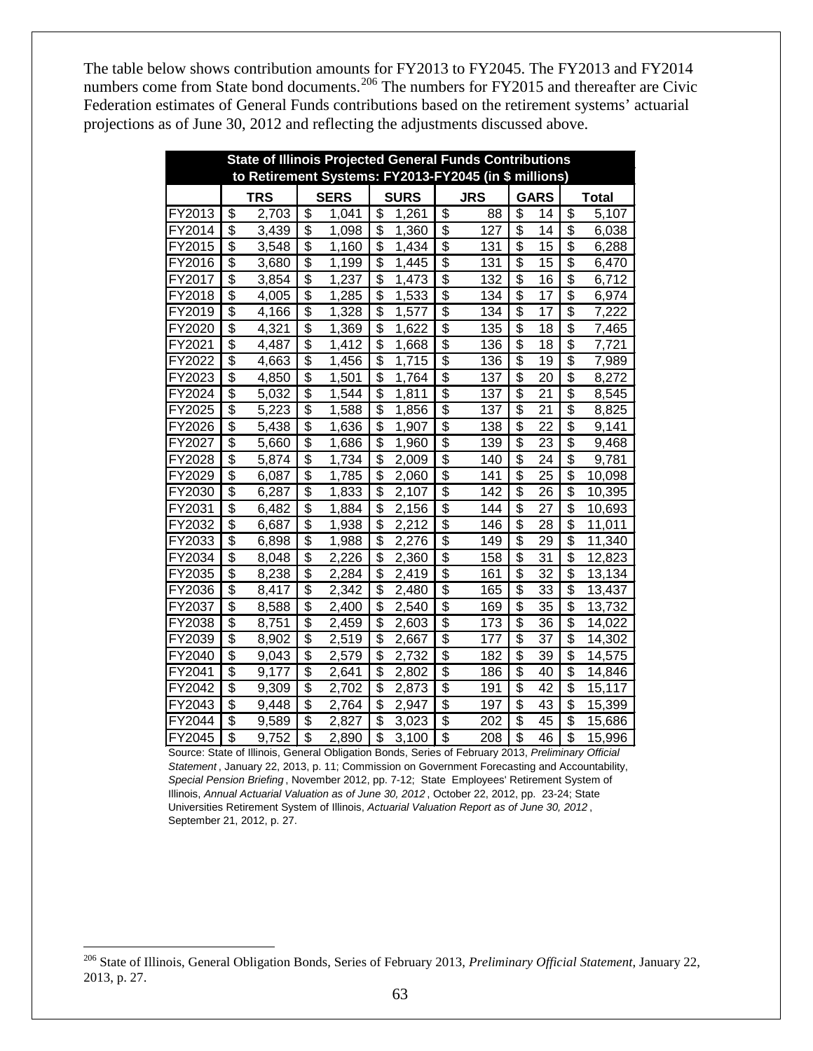The table below shows contribution amounts for FY2013 to FY2045. The FY2013 and FY2014 numbers come from State bond documents.[206] The numbers for FY2015 and thereafter are Civic Federation estimates of General Funds contributions based on the retirement systems' actuarial projections as of June 30, 2012 and reflecting the adjustments discussed above.

| State of Illinois Projected General Funds Contributions to Retirement Systems: FY2013-FY2045 (in $ millions) | | | | | | |
|---|---|---|---|---|---|---|
| | TRS | SERS | SURS | JRS | GARS | Total |
| FY2013 | $ 2,703 | $ 1,041 | $ 1,261 | $ 88 | $ 14 | $ 5,107 |
| FY2014 | $ 3,439 | $ 1,098 | $ 1,360 | $ 127 | $ 14 | $ 6,038 |
| FY2015 | $ 3,548 | $ 1,160 | $ 1,434 | $ 131 | $ 15 | $ 6,288 |
| FY2016 | $ 3,680 | $ 1,199 | $ 1,445 | $ 131 | $ 15 | $ 6,470 |
| FY2017 | $ 3,854 | $ 1,237 | $ 1,473 | $ 132 | $ 16 | $ 6,712 |
| FY2018 | $ 4,005 | $ 1,285 | $ 1,533 | $ 134 | $ 17 | $ 6,974 |
| FY2019 | $ 4,166 | $ 1,328 | $ 1,577 | $ 134 | $ 17 | $ 7,222 |
| FY2020 | $ 4,321 | $ 1,369 | $ 1,622 | $ 135 | $ 18 | $ 7,465 |
| FY2021 | $ 4,487 | $ 1,412 | $ 1,668 | $ 136 | $ 18 | $ 7,721 |
| FY2022 | $ 4,663 | $ 1,456 | $ 1,715 | $ 136 | $ 19 | $ 7,989 |
| FY2023 | $ 4,850 | $ 1,501 | $ 1,764 | $ 137 | $ 20 | $ 8,272 |
| FY2024 | $ 5,032 | $ 1,544 | $ 1,811 | $ 137 | $ 21 | $ 8,545 |
| FY2025 | $ 5,223 | $ 1,588 | $ 1,856 | $ 137 | $ 21 | $ 8,825 |
| FY2026 | $ 5,438 | $ 1,636 | $ 1,907 | $ 138 | $ 22 | $ 9,141 |
| FY2027 | $ 5,660 | $ 1,686 | $ 1,960 | $ 139 | $ 23 | $ 9,468 |
| FY2028 | $ 5,874 | $ 1,734 | $ 2,009 | $ 140 | $ 24 | $ 9,781 |
| FY2029 | $ 6,087 | $ 1,785 | $ 2,060 | $ 141 | $ 25 | $ 10,098 |
| FY2030 | $ 6,287 | $ 1,833 | $ 2,107 | $ 142 | $ 26 | $ 10,395 |
| FY2031 | $ 6,482 | $ 1,884 | $ 2,156 | $ 144 | $ 27 | $ 10,693 |
| FY2032 | $ 6,687 | $ 1,938 | $ 2,212 | $ 146 | $ 28 | $ 11,011 |
| FY2033 | $ 6,898 | $ 1,988 | $ 2,276 | $ 149 | $ 29 | $ 11,340 |
| FY2034 | $ 8,048 | $ 2,226 | $ 2,360 | $ 158 | $ 31 | $ 12,823 |
| FY2035 | $ 8,238 | $ 2,284 | $ 2,419 | $ 161 | $ 32 | $ 13,134 |
| FY2036 | $ 8,417 | $ 2,342 | $ 2,480 | $ 165 | $ 33 | $ 13,437 |
| FY2037 | $ 8,588 | $ 2,400 | $ 2,540 | $ 169 | $ 35 | $ 13,732 |
| FY2038 | $ 8,751 | $ 2,459 | $ 2,603 | $ 173 | $ 36 | $ 14,022 |
| FY2039 | $ 8,902 | $ 2,519 | $ 2,667 | $ 177 | $ 37 | $ 14,302 |
| FY2040 | $ 9,043 | $ 2,579 | $ 2,732 | $ 182 | $ 39 | $ 14,575 |
| FY2041 | $ 9,177 | $ 2,641 | $ 2,802 | $ 186 | $ 40 | $ 14,846 |
| FY2042 | $ 9,309 | $ 2,702 | $ 2,873 | $ 191 | $ 42 | $ 15,117 |
| FY2043 | $ 9,448 | $ 2,764 | $ 2,947 | $ 197 | $ 43 | $ 15,399 |
| FY2044 | $ 9,589 | $ 2,827 | $ 3,023 | $ 202 | $ 45 | $ 15,686 |
| FY2045 | $ 9,752 | $ 2,890 | $ 3,100 | $ 208 | $ 46 | $ 15,996 |

Source: State of Illinois, General Obligation Bonds, Series of February 2013, *Preliminary Official Statement*, January 22, 2013, p. 11; Commission on Government Forecasting and Accountability, *Special Pension Briefing*, November 2012, pp. 7-12; State Employees' Retirement System of Illinois, *Annual Actuarial Valuation as of June 30, 2012*, October 22, 2012, pp. 23-24; State Universities Retirement System of Illinois, *Actuarial Valuation Report as of June 30, 2012*, September 21, 2012, p. 27.

[206] State of Illinois, General Obligation Bonds, Series of February 2013, *Preliminary Official Statement*, January 22, 2013, p. 27.